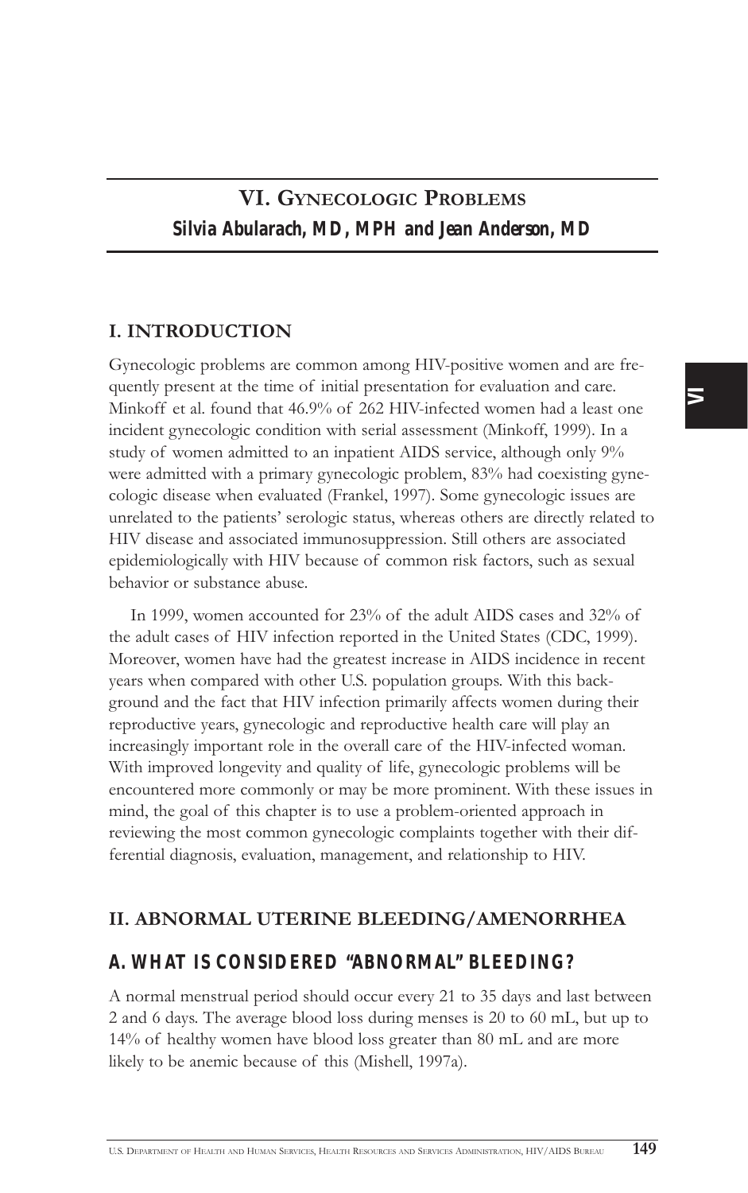# VI. Gynecologic Problems

**Silvia Abularach, MD, MPH and Jean Anderson, MD**

## I. INTRODUCTION

Gynecologic problems are common among HIV-positive women and are frequently present at the time of initial presentation for evaluation and care. Minkoff et al. found that 46.9% of 262 HIV-infected women had a least one incident gynecologic condition with serial assessment (Minkoff, 1999). In a study of women admitted to an inpatient AIDS service, although only 9% were admitted with a primary gynecologic problem, 83% had coexisting gynecologic disease when evaluated (Frankel, 1997). Some gynecologic issues are unrelated to the patients' serologic status, whereas others are directly related to HIV disease and associated immunosuppression. Still others are associated epidemiologically with HIV because of common risk factors, such as sexual behavior or substance abuse.

In 1999, women accounted for 23% of the adult AIDS cases and 32% of the adult cases of HIV infection reported in the United States (CDC, 1999). Moreover, women have had the greatest increase in AIDS incidence in recent years when compared with other U.S. population groups. With this background and the fact that HIV infection primarily affects women during their reproductive years, gynecologic and reproductive health care will play an increasingly important role in the overall care of the HIV-infected woman. With improved longevity and quality of life, gynecologic problems will be encountered more commonly or may be more prominent. With these issues in mind, the goal of this chapter is to use a problem-oriented approach in reviewing the most common gynecologic complaints together with their differential diagnosis, evaluation, management, and relationship to HIV.

## II. ABNORMAL UTERINE BLEEDING/AMENORRHEA

### A. WHAT IS CONSIDERED "ABNORMAL" BLEEDING?

A normal menstrual period should occur every 21 to 35 days and last between 2 and 6 days. The average blood loss during menses is 20 to 60 mL, but up to 14% of healthy women have blood loss greater than 80 mL and are more likely to be anemic because of this (Mishell, 1997a).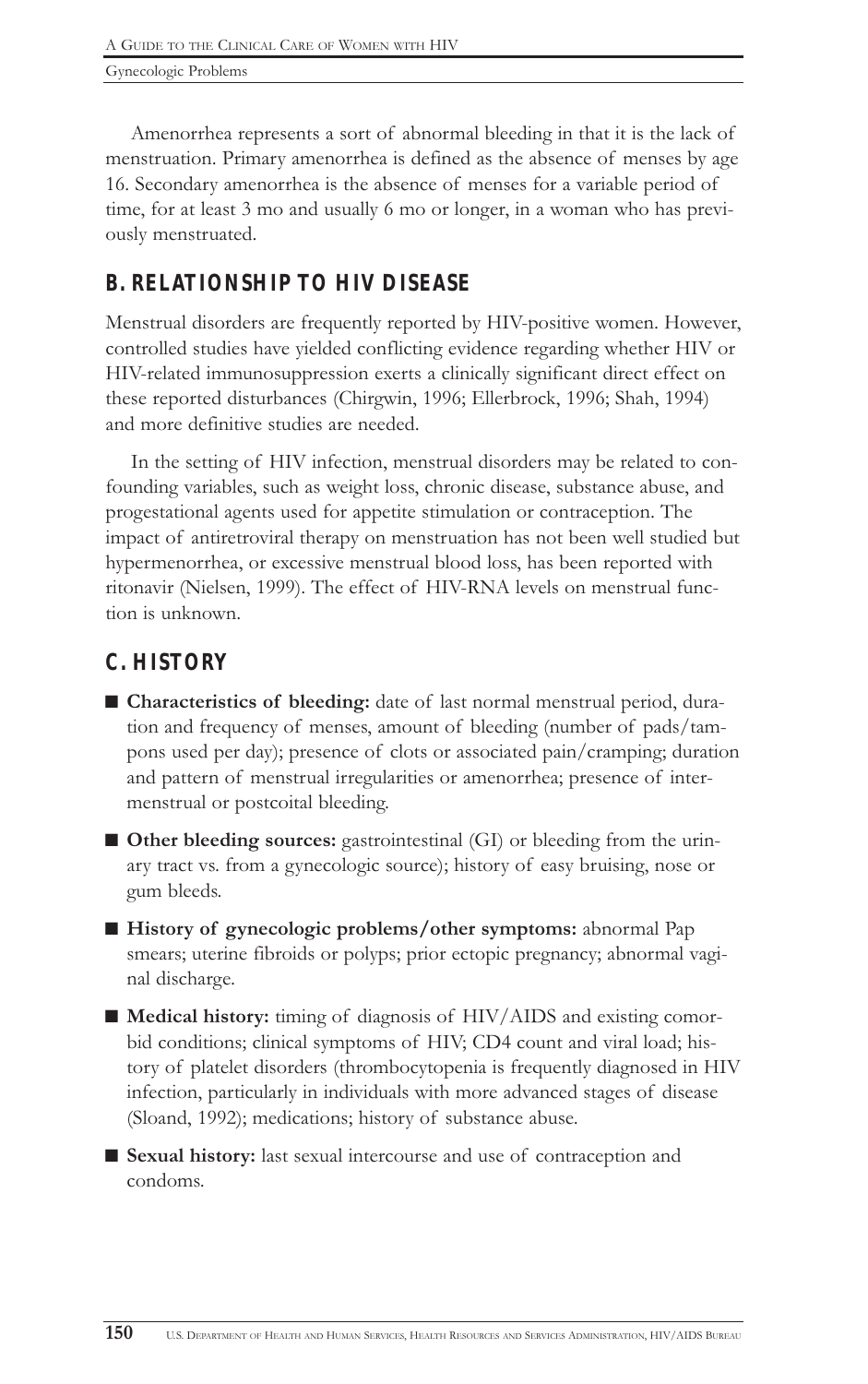Amenorrhea represents a sort of abnormal bleeding in that it is the lack of menstruation. Primary amenorrhea is defined as the absence of menses by age 16. Secondary amenorrhea is the absence of menses for a variable period of time, for at least 3 mo and usually 6 mo or longer, in a woman who has previously menstruated.

## B. RELATIONSHIP TO HIV DISEASE

Menstrual disorders are frequently reported by HIV-positive women. However, controlled studies have yielded conflicting evidence regarding whether HIV or HIV-related immunosuppression exerts a clinically significant direct effect on these reported disturbances (Chirgwin, 1996; Ellerbrock, 1996; Shah, 1994) and more definitive studies are needed.

In the setting of HIV infection, menstrual disorders may be related to confounding variables, such as weight loss, chronic disease, substance abuse, and progestational agents used for appetite stimulation or contraception. The impact of antiretroviral therapy on menstruation has not been well studied but hypermenorrhea, or excessive menstrual blood loss, has been reported with ritonavir (Nielsen, 1999). The effect of HIV-RNA levels on menstrual function is unknown.

## C. HISTORY

- **Characteristics of bleeding:** date of last normal menstrual period, duration and frequency of menses, amount of bleeding (number of pads/tampons used per day); presence of clots or associated pain/cramping; duration and pattern of menstrual irregularities or amenorrhea; presence of intermenstrual or postcoital bleeding.
- **Other bleeding sources:** gastrointestinal (GI) or bleeding from the urinary tract vs. from a gynecologic source); history of easy bruising, nose or gum bleeds.
- **History of gynecologic problems/other symptoms:** abnormal Pap smears; uterine fibroids or polyps; prior ectopic pregnancy; abnormal vaginal discharge.
- **Medical history:** timing of diagnosis of HIV/AIDS and existing comorbid conditions; clinical symptoms of HIV; CD4 count and viral load; history of platelet disorders (thrombocytopenia is frequently diagnosed in HIV infection, particularly in individuals with more advanced stages of disease (Sloand, 1992); medications; history of substance abuse.
- **Sexual history:** last sexual intercourse and use of contraception and condoms.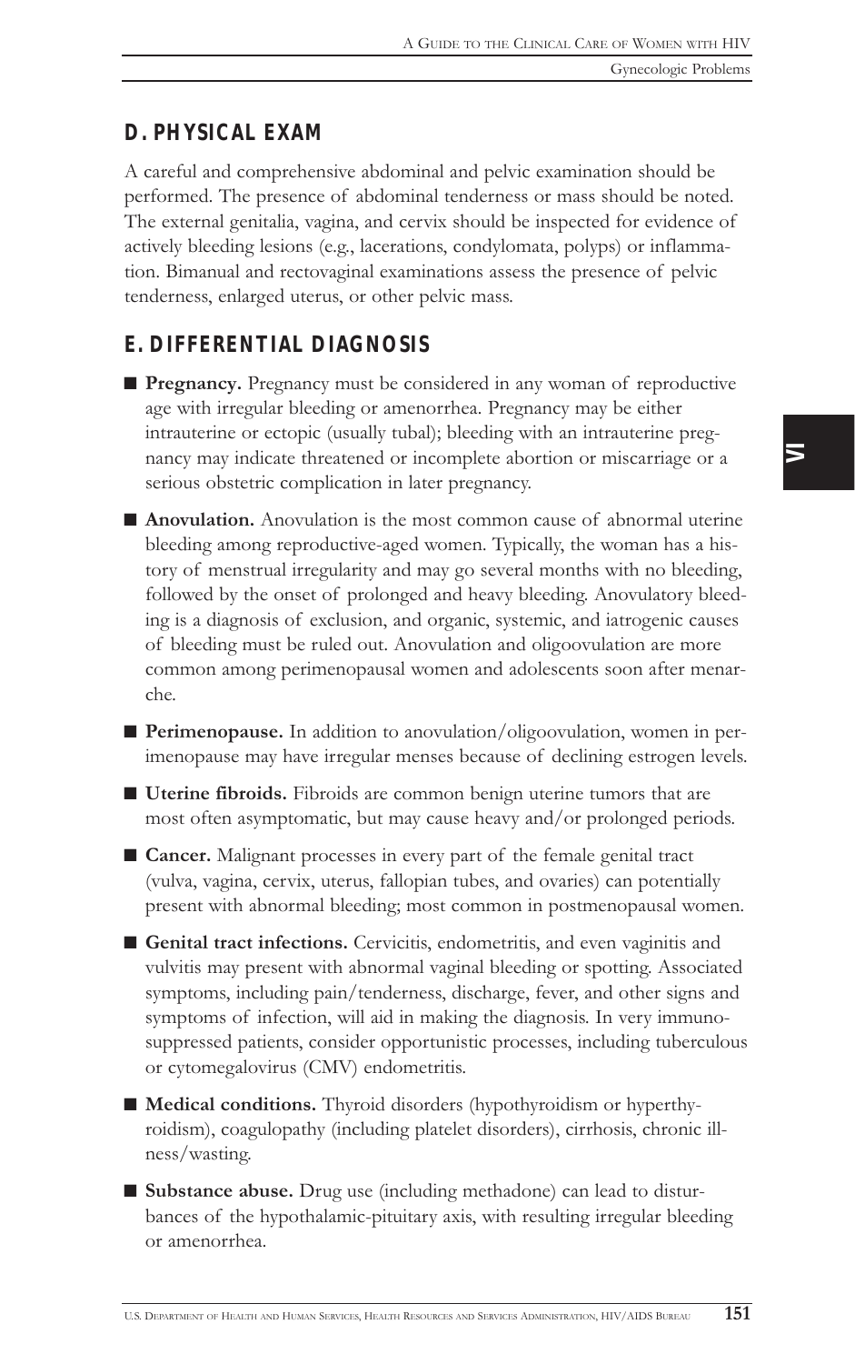## D. PHYSICAL EXAM

A careful and comprehensive abdominal and pelvic examination should be performed. The presence of abdominal tenderness or mass should be noted. The external genitalia, vagina, and cervix should be inspected for evidence of actively bleeding lesions (e.g., lacerations, condylomata, polyps) or inflammation. Bimanual and rectovaginal examinations assess the presence of pelvic tenderness, enlarged uterus, or other pelvic mass.

## E. DIFFERENTIAL DIAGNOSIS

- **Pregnancy.** Pregnancy must be considered in any woman of reproductive age with irregular bleeding or amenorrhea. Pregnancy may be either intrauterine or ectopic (usually tubal); bleeding with an intrauterine pregnancy may indicate threatened or incomplete abortion or miscarriage or a serious obstetric complication in later pregnancy.
- **Anovulation.** Anovulation is the most common cause of abnormal uterine bleeding among reproductive-aged women. Typically, the woman has a history of menstrual irregularity and may go several months with no bleeding, followed by the onset of prolonged and heavy bleeding. Anovulatory bleeding is a diagnosis of exclusion, and organic, systemic, and iatrogenic causes of bleeding must be ruled out. Anovulation and oligoovulation are more common among perimenopausal women and adolescents soon after menarche.
- **Perimenopause.** In addition to anovulation/oligoovulation, women in perimenopause may have irregular menses because of declining estrogen levels.
- **Uterine fibroids.** Fibroids are common benign uterine tumors that are most often asymptomatic, but may cause heavy and/or prolonged periods.
- **Cancer.** Malignant processes in every part of the female genital tract (vulva, vagina, cervix, uterus, fallopian tubes, and ovaries) can potentially present with abnormal bleeding; most common in postmenopausal women.
- **Genital tract infections.** Cervicitis, endometritis, and even vaginitis and vulvitis may present with abnormal vaginal bleeding or spotting. Associated symptoms, including pain/tenderness, discharge, fever, and other signs and symptoms of infection, will aid in making the diagnosis. In very immunosuppressed patients, consider opportunistic processes, including tuberculous or cytomegalovirus (CMV) endometritis.
- **Medical conditions.** Thyroid disorders (hypothyroidism or hyperthyroidism), coagulopathy (including platelet disorders), cirrhosis, chronic illness/wasting.
- **Substance abuse.** Drug use (including methadone) can lead to disturbances of the hypothalamic-pituitary axis, with resulting irregular bleeding or amenorrhea.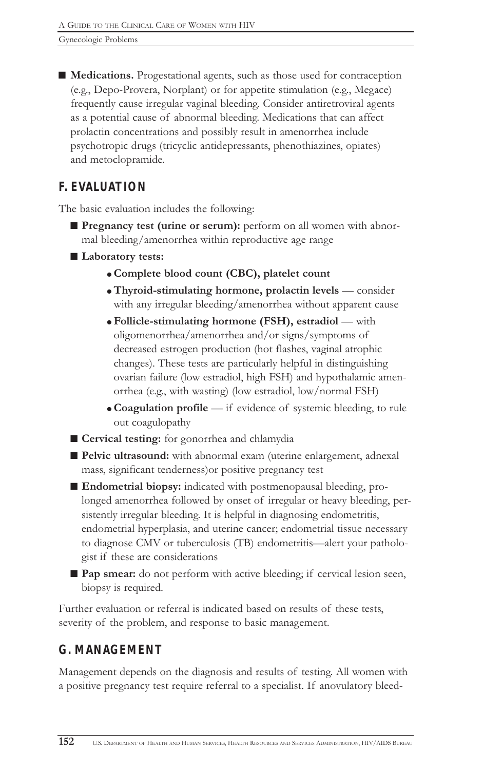- **Medications.** Progestational agents, such as those used for contraception (e.g., Depo-Provera, Norplant) or for appetite stimulation (e.g., Megace) frequently cause irregular vaginal bleeding. Consider antiretroviral agents as a potential cause of abnormal bleeding. Medications that can affect prolactin concentrations and possibly result in amenorrhea include psychotropic drugs (tricyclic antidepressants, phenothiazines, opiates) and metoclopramide.

## F. EVALUATION

The basic evaluation includes the following:

- **Pregnancy test (urine or serum):** perform on all women with abnormal bleeding/amenorrhea within reproductive age range
- **Laboratory tests:**
  - **Complete blood count (CBC), platelet count**
  - **Thyroid-stimulating hormone, prolactin levels** — consider with any irregular bleeding/amenorrhea without apparent cause
  - **Follicle-stimulating hormone (FSH), estradiol** — with oligomenorrhea/amenorrhea and/or signs/symptoms of decreased estrogen production (hot flashes, vaginal atrophic changes). These tests are particularly helpful in distinguishing ovarian failure (low estradiol, high FSH) and hypothalamic amenorrhea (e.g., with wasting) (low estradiol, low/normal FSH)
  - **Coagulation profile** — if evidence of systemic bleeding, to rule out coagulopathy
- **Cervical testing:** for gonorrhea and chlamydia
- **Pelvic ultrasound:** with abnormal exam (uterine enlargement, adnexal mass, significant tenderness)or positive pregnancy test
- **Endometrial biopsy:** indicated with postmenopausal bleeding, prolonged amenorrhea followed by onset of irregular or heavy bleeding, persistently irregular bleeding. It is helpful in diagnosing endometritis, endometrial hyperplasia, and uterine cancer; endometrial tissue necessary to diagnose CMV or tuberculosis (TB) endometritis—alert your pathologist if these are considerations
- **Pap smear:** do not perform with active bleeding; if cervical lesion seen, biopsy is required.

Further evaluation or referral is indicated based on results of these tests, severity of the problem, and response to basic management.

## G. MANAGEMENT

Management depends on the diagnosis and results of testing. All women with a positive pregnancy test require referral to a specialist. If anovulatory bleed-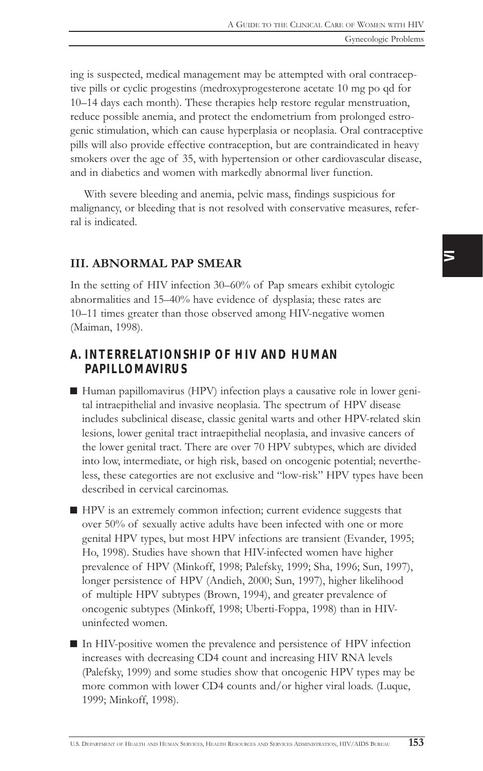ing is suspected, medical management may be attempted with oral contraceptive pills or cyclic progestins (medroxyprogesterone acetate 10 mg po qd for 10–14 days each month). These therapies help restore regular menstruation, reduce possible anemia, and protect the endometrium from prolonged estrogenic stimulation, which can cause hyperplasia or neoplasia. Oral contraceptive pills will also provide effective contraception, but are contraindicated in heavy smokers over the age of 35, with hypertension or other cardiovascular disease, and in diabetics and women with markedly abnormal liver function.

With severe bleeding and anemia, pelvic mass, findings suspicious for malignancy, or bleeding that is not resolved with conservative measures, referral is indicated.

## III. ABNORMAL PAP SMEAR

In the setting of HIV infection 30–60% of Pap smears exhibit cytologic abnormalities and 15–40% have evidence of dysplasia; these rates are 10–11 times greater than those observed among HIV-negative women (Maiman, 1998).

### A. INTERRELATIONSHIP OF HIV AND HUMAN PAPILLOMAVIRUS

- Human papillomavirus (HPV) infection plays a causative role in lower genital intraepithelial and invasive neoplasia. The spectrum of HPV disease includes subclinical disease, classic genital warts and other HPV-related skin lesions, lower genital tract intraepithelial neoplasia, and invasive cancers of the lower genital tract. There are over 70 HPV subtypes, which are divided into low, intermediate, or high risk, based on oncogenic potential; nevertheless, these categorties are not exclusive and "low-risk" HPV types have been described in cervical carcinomas.
- HPV is an extremely common infection; current evidence suggests that over 50% of sexually active adults have been infected with one or more genital HPV types, but most HPV infections are transient (Evander, 1995; Ho, 1998). Studies have shown that HIV-infected women have higher prevalence of HPV (Minkoff, 1998; Palefsky, 1999; Sha, 1996; Sun, 1997), longer persistence of HPV (Andieh, 2000; Sun, 1997), higher likelihood of multiple HPV subtypes (Brown, 1994), and greater prevalence of oncogenic subtypes (Minkoff, 1998; Uberti-Foppa, 1998) than in HIV-uninfected women.
- In HIV-positive women the prevalence and persistence of HPV infection increases with decreasing CD4 count and increasing HIV RNA levels (Palefsky, 1999) and some studies show that oncogenic HPV types may be more common with lower CD4 counts and/or higher viral loads. (Luque, 1999; Minkoff, 1998).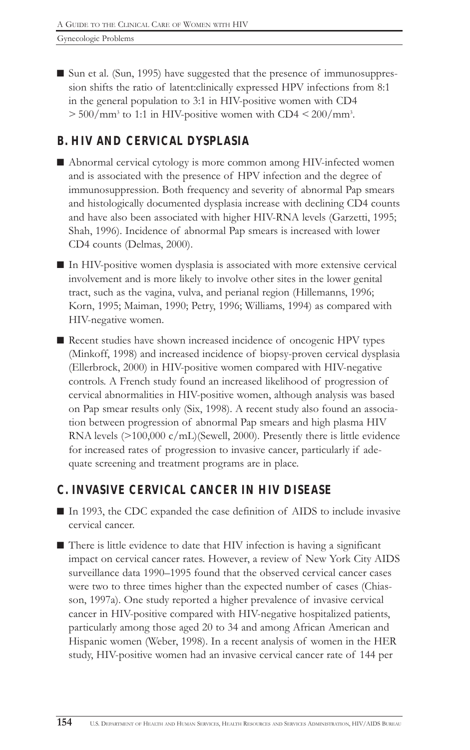- Sun et al. (Sun, 1995) have suggested that the presence of immunosuppression shifts the ratio of latent:clinically expressed HPV infections from 8:1 in the general population to 3:1 in HIV-positive women with CD4 $> 500/\text{mm}^3$ to 1:1 in HIV-positive women with CD4 $< 200/\text{mm}^3$.

## B. HIV AND CERVICAL DYSPLASIA

- Abnormal cervical cytology is more common among HIV-infected women and is associated with the presence of HPV infection and the degree of immunosuppression. Both frequency and severity of abnormal Pap smears and histologically documented dysplasia increase with declining CD4 counts and have also been associated with higher HIV-RNA levels (Garzetti, 1995; Shah, 1996). Incidence of abnormal Pap smears is increased with lower CD4 counts (Delmas, 2000).
- In HIV-positive women dysplasia is associated with more extensive cervical involvement and is more likely to involve other sites in the lower genital tract, such as the vagina, vulva, and perianal region (Hillemanns, 1996; Korn, 1995; Maiman, 1990; Petry, 1996; Williams, 1994) as compared with HIV-negative women.
- Recent studies have shown increased incidence of oncogenic HPV types (Minkoff, 1998) and increased incidence of biopsy-proven cervical dysplasia (Ellerbrock, 2000) in HIV-positive women compared with HIV-negative controls. A French study found an increased likelihood of progression of cervical abnormalities in HIV-positive women, although analysis was based on Pap smear results only (Six, 1998). A recent study also found an association between progression of abnormal Pap smears and high plasma HIV RNA levels (>100,000 c/mL)(Sewell, 2000). Presently there is little evidence for increased rates of progression to invasive cancer, particularly if adequate screening and treatment programs are in place.

## C. INVASIVE CERVICAL CANCER IN HIV DISEASE

- In 1993, the CDC expanded the case definition of AIDS to include invasive cervical cancer.
- There is little evidence to date that HIV infection is having a significant impact on cervical cancer rates. However, a review of New York City AIDS surveillance data 1990–1995 found that the observed cervical cancer cases were two to three times higher than the expected number of cases (Chiasson, 1997a). One study reported a higher prevalence of invasive cervical cancer in HIV-positive compared with HIV-negative hospitalized patients, particularly among those aged 20 to 34 and among African American and Hispanic women (Weber, 1998). In a recent analysis of women in the HER study, HIV-positive women had an invasive cervical cancer rate of 144 per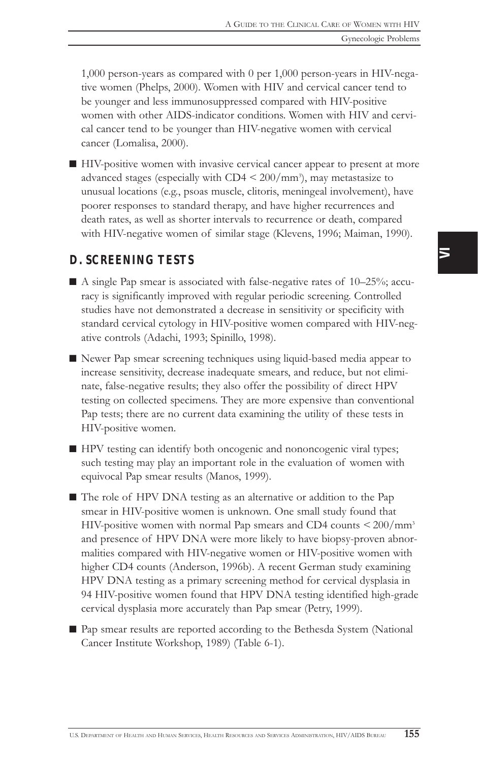1,000 person-years as compared with 0 per 1,000 person-years in HIV-negative women (Phelps, 2000). Women with HIV and cervical cancer tend to be younger and less immunosuppressed compared with HIV-positive women with other AIDS-indicator conditions. Women with HIV and cervical cancer tend to be younger than HIV-negative women with cervical cancer (Lomalisa, 2000).

- HIV-positive women with invasive cervical cancer appear to present at more advanced stages (especially with CD4 < 200/mm$^3$), may metastasize to unusual locations (e.g., psoas muscle, clitoris, meningeal involvement), have poorer responses to standard therapy, and have higher recurrences and death rates, as well as shorter intervals to recurrence or death, compared with HIV-negative women of similar stage (Klevens, 1996; Maiman, 1990).

## D. SCREENING TESTS

- A single Pap smear is associated with false-negative rates of 10–25%; accuracy is significantly improved with regular periodic screening. Controlled studies have not demonstrated a decrease in sensitivity or specificity with standard cervical cytology in HIV-positive women compared with HIV-negative controls (Adachi, 1993; Spinillo, 1998).
- Newer Pap smear screening techniques using liquid-based media appear to increase sensitivity, decrease inadequate smears, and reduce, but not eliminate, false-negative results; they also offer the possibility of direct HPV testing on collected specimens. They are more expensive than conventional Pap tests; there are no current data examining the utility of these tests in HIV-positive women.
- HPV testing can identify both oncogenic and nononcogenic viral types; such testing may play an important role in the evaluation of women with equivocal Pap smear results (Manos, 1999).
- The role of HPV DNA testing as an alternative or addition to the Pap smear in HIV-positive women is unknown. One small study found that HIV-positive women with normal Pap smears and CD4 counts < 200/mm$^3$ and presence of HPV DNA were more likely to have biopsy-proven abnormalities compared with HIV-negative women or HIV-positive women with higher CD4 counts (Anderson, 1996b). A recent German study examining HPV DNA testing as a primary screening method for cervical dysplasia in 94 HIV-positive women found that HPV DNA testing identified high-grade cervical dysplasia more accurately than Pap smear (Petry, 1999).
- Pap smear results are reported according to the Bethesda System (National Cancer Institute Workshop, 1989) (Table 6-1).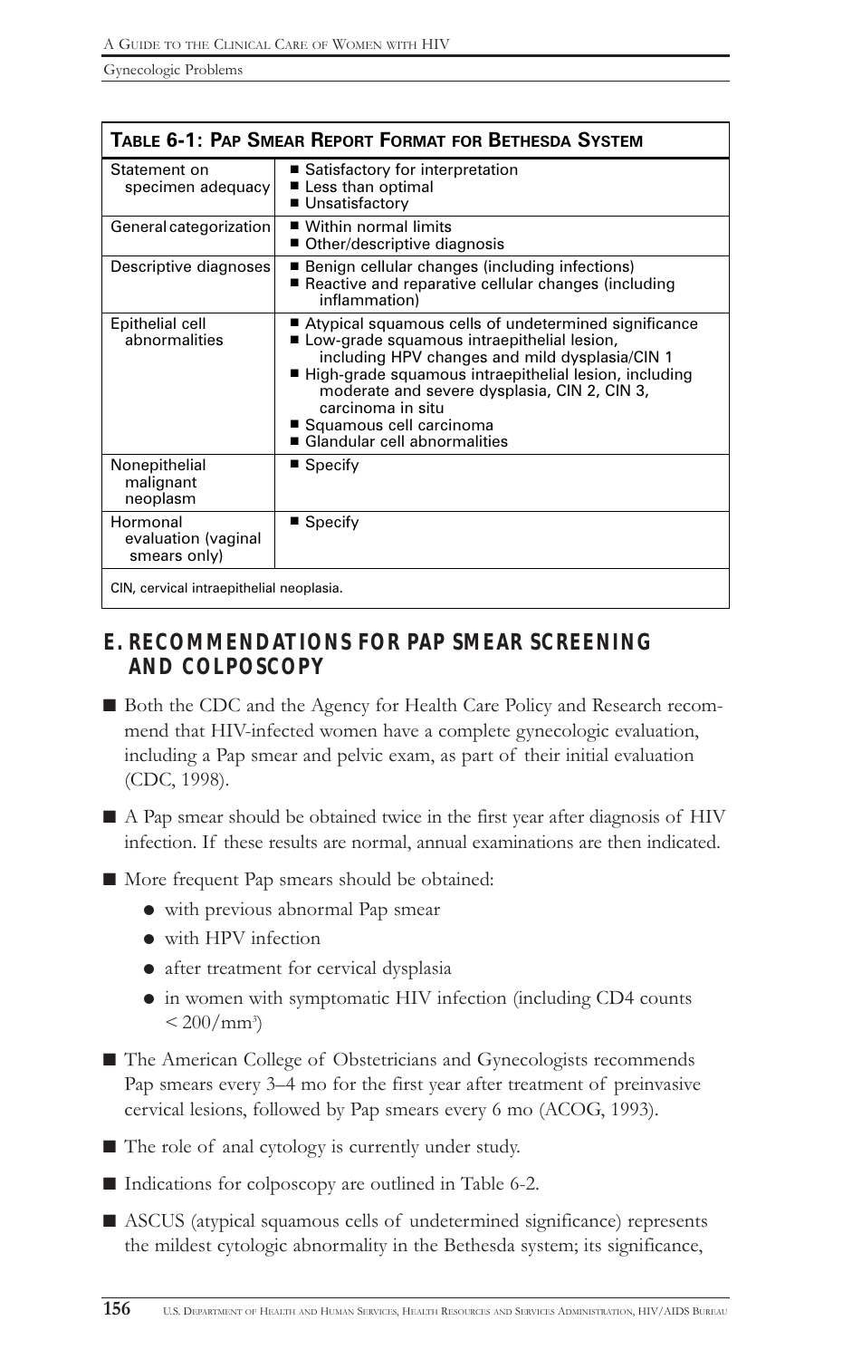**Table 6-1: Pap Smear Report Format for Bethesda System**

| | |
|---|---|
| Statement on specimen adequacy | ■ Satisfactory for interpretation<br>■ Less than optimal<br>■ Unsatisfactory |
| General categorization | ■ Within normal limits<br>■ Other/descriptive diagnosis |
| Descriptive diagnoses | ■ Benign cellular changes (including infections)<br>■ Reactive and reparative cellular changes (including inflammation) |
| Epithelial cell abnormalities | ■ Atypical squamous cells of undetermined significance<br>■ Low-grade squamous intraepithelial lesion, including HPV changes and mild dysplasia/CIN 1<br>■ High-grade squamous intraepithelial lesion, including moderate and severe dysplasia, CIN 2, CIN 3, carcinoma in situ<br>■ Squamous cell carcinoma<br>■ Glandular cell abnormalities |
| Nonepithelial malignant neoplasm | ■ Specify |
| Hormonal evaluation (vaginal smears only) | ■ Specify |

CIN, cervical intraepithelial neoplasia.

## E. RECOMMENDATIONS FOR PAP SMEAR SCREENING AND COLPOSCOPY

- Both the CDC and the Agency for Health Care Policy and Research recommend that HIV-infected women have a complete gynecologic evaluation, including a Pap smear and pelvic exam, as part of their initial evaluation (CDC, 1998).
- A Pap smear should be obtained twice in the first year after diagnosis of HIV infection. If these results are normal, annual examinations are then indicated.
- More frequent Pap smears should be obtained:
  - with previous abnormal Pap smear
  - with HPV infection
  - after treatment for cervical dysplasia
  - in women with symptomatic HIV infection (including CD4 counts $< 200/\text{mm}^3$)
- The American College of Obstetricians and Gynecologists recommends Pap smears every 3–4 mo for the first year after treatment of preinvasive cervical lesions, followed by Pap smears every 6 mo (ACOG, 1993).
- The role of anal cytology is currently under study.
- Indications for colposcopy are outlined in Table 6-2.
- ASCUS (atypical squamous cells of undetermined significance) represents the mildest cytologic abnormality in the Bethesda system; its significance,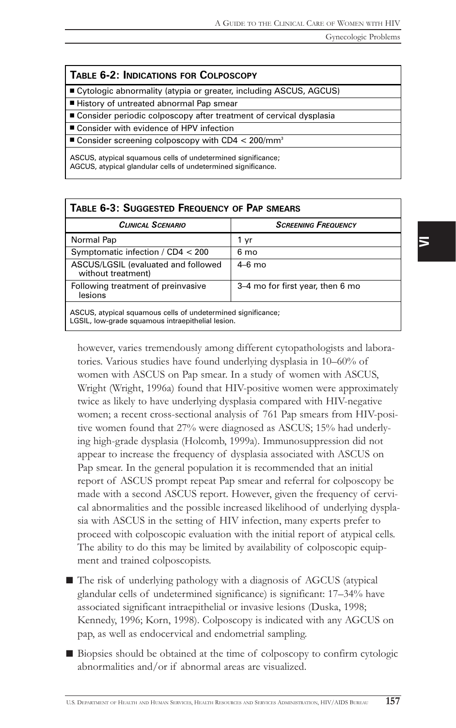**Table 6-2: Indications for Colposcopy**

- Cytologic abnormality (atypia or greater, including ASCUS, AGCUS)
- History of untreated abnormal Pap smear
- Consider periodic colposcopy after treatment of cervical dysplasia
- Consider with evidence of HPV infection
- Consider screening colposcopy with CD4 < 200/mm$^3$

ASCUS, atypical squamous cells of undetermined significance;
AGCUS, atypical glandular cells of undetermined significance.

**Table 6-3: Suggested Frequency of Pap smears**

| *Clinical Scenario* | *Screening Frequency* |
|---|---|
| Normal Pap | 1 yr |
| Symptomatic infection / CD4 < 200 | 6 mo |
| ASCUS/LGSIL (evaluated and followed without treatment) | 4–6 mo |
| Following treatment of preinvasive lesions | 3–4 mo for first year, then 6 mo |

ASCUS, atypical squamous cells of undetermined significance;
LGSIL, low-grade squamous intraepithelial lesion.

however, varies tremendously among different cytopathologists and laboratories. Various studies have found underlying dysplasia in 10–60% of women with ASCUS on Pap smear. In a study of women with ASCUS, Wright (Wright, 1996a) found that HIV-positive women were approximately twice as likely to have underlying dysplasia compared with HIV-negative women; a recent cross-sectional analysis of 761 Pap smears from HIV-positive women found that 27% were diagnosed as ASCUS; 15% had underlying high-grade dysplasia (Holcomb, 1999a). Immunosuppression did not appear to increase the frequency of dysplasia associated with ASCUS on Pap smear. In the general population it is recommended that an initial report of ASCUS prompt repeat Pap smear and referral for colposcopy be made with a second ASCUS report. However, given the frequency of cervical abnormalities and the possible increased likelihood of underlying dysplasia with ASCUS in the setting of HIV infection, many experts prefer to proceed with colposcopic evaluation with the initial report of atypical cells. The ability to do this may be limited by availability of colposcopic equipment and trained colposcopists.

- The risk of underlying pathology with a diagnosis of AGCUS (atypical glandular cells of undetermined significance) is significant: 17–34% have associated significant intraepithelial or invasive lesions (Duska, 1998; Kennedy, 1996; Korn, 1998). Colposcopy is indicated with any AGCUS on pap, as well as endocervical and endometrial sampling.

- Biopsies should be obtained at the time of colposcopy to confirm cytologic abnormalities and/or if abnormal areas are visualized.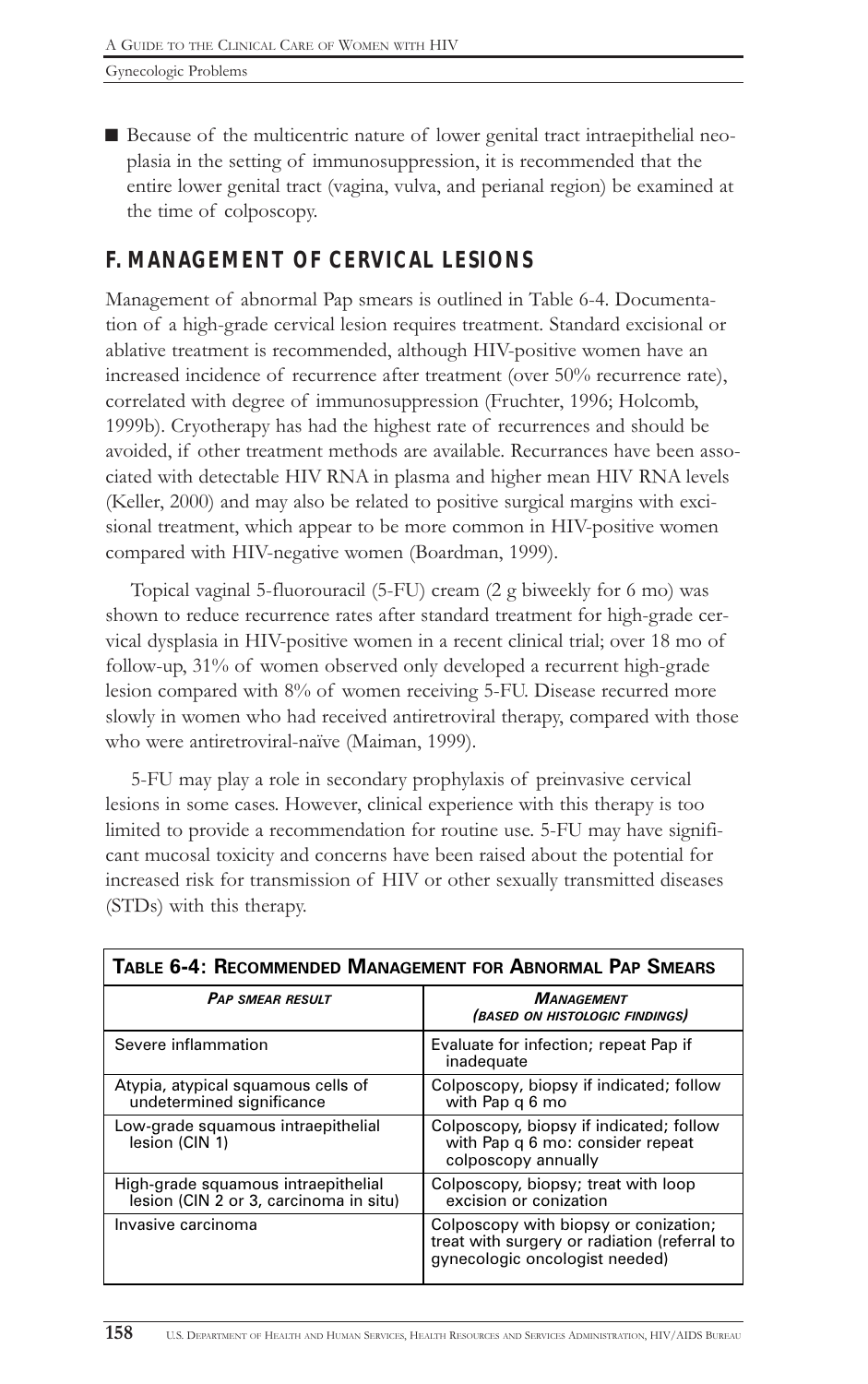- Because of the multicentric nature of lower genital tract intraepithelial neoplasia in the setting of immunosuppression, it is recommended that the entire lower genital tract (vagina, vulva, and perianal region) be examined at the time of colposcopy.

## F. MANAGEMENT OF CERVICAL LESIONS

Management of abnormal Pap smears is outlined in Table 6-4. Documentation of a high-grade cervical lesion requires treatment. Standard excisional or ablative treatment is recommended, although HIV-positive women have an increased incidence of recurrence after treatment (over 50% recurrence rate), correlated with degree of immunosuppression (Fruchter, 1996; Holcomb, 1999b). Cryotherapy has had the highest rate of recurrences and should be avoided, if other treatment methods are available. Recurrances have been associated with detectable HIV RNA in plasma and higher mean HIV RNA levels (Keller, 2000) and may also be related to positive surgical margins with excisional treatment, which appear to be more common in HIV-positive women compared with HIV-negative women (Boardman, 1999).

Topical vaginal 5-fluorouracil (5-FU) cream (2 g biweekly for 6 mo) was shown to reduce recurrence rates after standard treatment for high-grade cervical dysplasia in HIV-positive women in a recent clinical trial; over 18 mo of follow-up, 31% of women observed only developed a recurrent high-grade lesion compared with 8% of women receiving 5-FU. Disease recurred more slowly in women who had received antiretroviral therapy, compared with those who were antiretroviral-naïve (Maiman, 1999).

5-FU may play a role in secondary prophylaxis of preinvasive cervical lesions in some cases. However, clinical experience with this therapy is too limited to provide a recommendation for routine use. 5-FU may have significant mucosal toxicity and concerns have been raised about the potential for increased risk for transmission of HIV or other sexually transmitted diseases (STDs) with this therapy.

**TABLE 6-4: RECOMMENDED MANAGEMENT FOR ABNORMAL PAP SMEARS**

| *PAP SMEAR RESULT* | *MANAGEMENT (BASED ON HISTOLOGIC FINDINGS)* |
|---|---|
| Severe inflammation | Evaluate for infection; repeat Pap if inadequate |
| Atypia, atypical squamous cells of undetermined significance | Colposcopy, biopsy if indicated; follow with Pap q 6 mo |
| Low-grade squamous intraepithelial lesion (CIN 1) | Colposcopy, biopsy if indicated; follow with Pap q 6 mo: consider repeat colposcopy annually |
| High-grade squamous intraepithelial lesion (CIN 2 or 3, carcinoma in situ) | Colposcopy, biopsy; treat with loop excision or conization |
| Invasive carcinoma | Colposcopy with biopsy or conization; treat with surgery or radiation (referral to gynecologic oncologist needed) |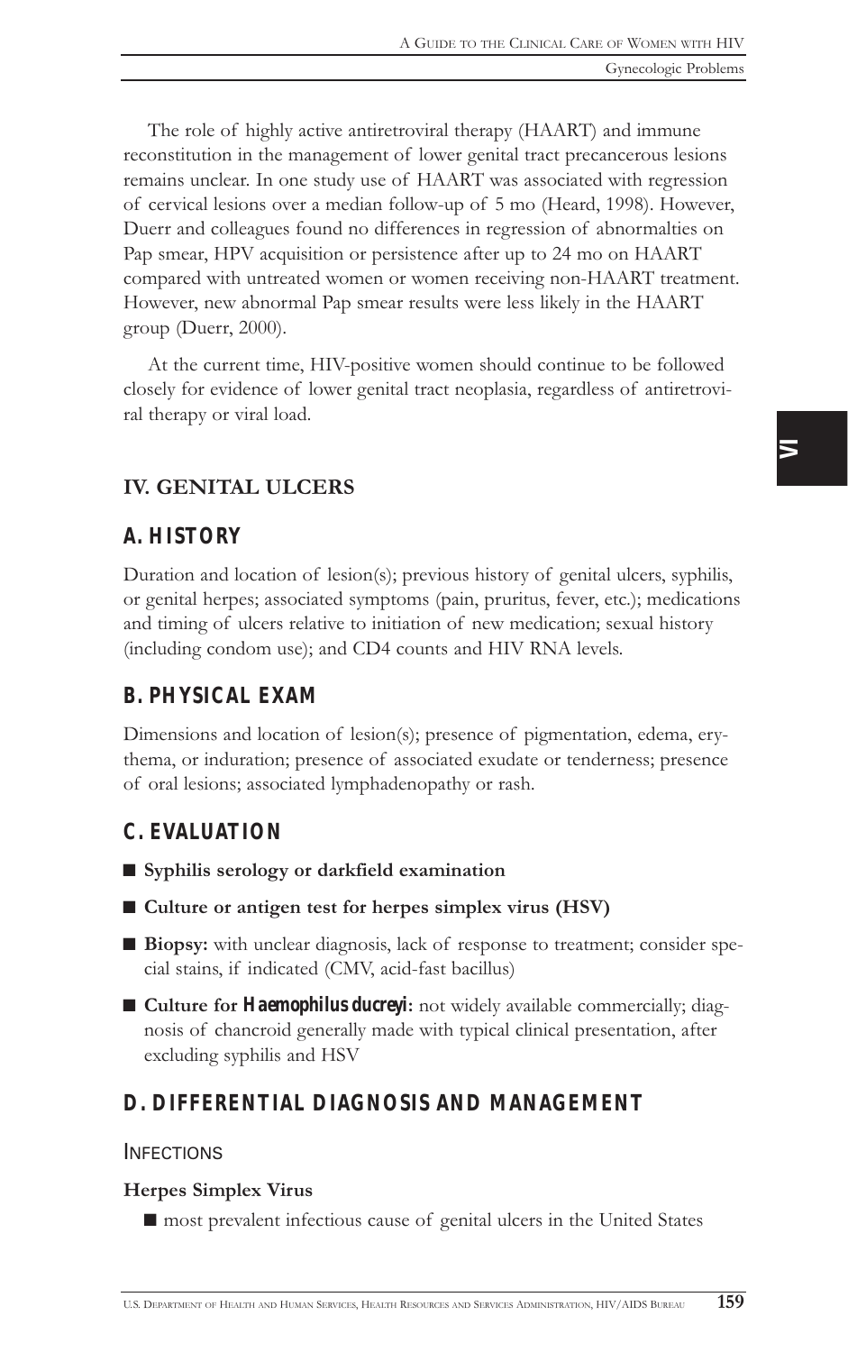The role of highly active antiretroviral therapy (HAART) and immune reconstitution in the management of lower genital tract precancerous lesions remains unclear. In one study use of HAART was associated with regression of cervical lesions over a median follow-up of 5 mo (Heard, 1998). However, Duerr and colleagues found no differences in regression of abnormalties on Pap smear, HPV acquisition or persistence after up to 24 mo on HAART compared with untreated women or women receiving non-HAART treatment. However, new abnormal Pap smear results were less likely in the HAART group (Duerr, 2000).

At the current time, HIV-positive women should continue to be followed closely for evidence of lower genital tract neoplasia, regardless of antiretroviral therapy or viral load.

## IV. GENITAL ULCERS

### A. HISTORY

Duration and location of lesion(s); previous history of genital ulcers, syphilis, or genital herpes; associated symptoms (pain, pruritus, fever, etc.); medications and timing of ulcers relative to initiation of new medication; sexual history (including condom use); and CD4 counts and HIV RNA levels.

### B. PHYSICAL EXAM

Dimensions and location of lesion(s); presence of pigmentation, edema, erythema, or induration; presence of associated exudate or tenderness; presence of oral lesions; associated lymphadenopathy or rash.

### C. EVALUATION

- **Syphilis serology or darkfield examination**
- **Culture or antigen test for herpes simplex virus (HSV)**
- **Biopsy:** with unclear diagnosis, lack of response to treatment; consider special stains, if indicated (CMV, acid-fast bacillus)
- **Culture for *Haemophilus ducreyi*:** not widely available commercially; diagnosis of chancroid generally made with typical clinical presentation, after excluding syphilis and HSV

### D. DIFFERENTIAL DIAGNOSIS AND MANAGEMENT

INFECTIONS

**Herpes Simplex Virus**

- most prevalent infectious cause of genital ulcers in the United States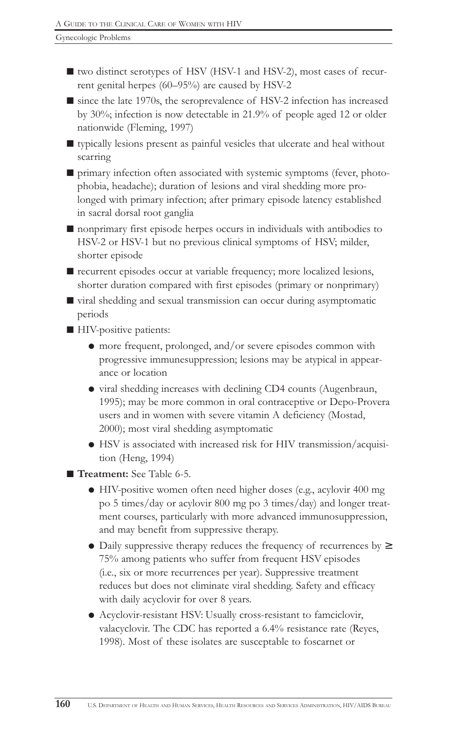- two distinct serotypes of HSV (HSV-1 and HSV-2), most cases of recurrent genital herpes (60–95%) are caused by HSV-2
- since the late 1970s, the seroprevalence of HSV-2 infection has increased by 30%; infection is now detectable in 21.9% of people aged 12 or older nationwide (Fleming, 1997)
- typically lesions present as painful vesicles that ulcerate and heal without scarring
- primary infection often associated with systemic symptoms (fever, photophobia, headache); duration of lesions and viral shedding more prolonged with primary infection; after primary episode latency established in sacral dorsal root ganglia
- nonprimary first episode herpes occurs in individuals with antibodies to HSV-2 or HSV-1 but no previous clinical symptoms of HSV; milder, shorter episode
- recurrent episodes occur at variable frequency; more localized lesions, shorter duration compared with first episodes (primary or nonprimary)
- viral shedding and sexual transmission can occur during asymptomatic periods
- HIV-positive patients:
  - more frequent, prolonged, and/or severe episodes common with progressive immunesuppression; lesions may be atypical in appearance or location
  - viral shedding increases with declining CD4 counts (Augenbraun, 1995); may be more common in oral contraceptive or Depo-Provera users and in women with severe vitamin A deficiency (Mostad, 2000); most viral shedding asymptomatic
  - HSV is associated with increased risk for HIV transmission/acquisition (Heng, 1994)
- **Treatment:** See Table 6-5.
  - HIV-positive women often need higher doses (e.g., acylovir 400 mg po 5 times/day or acylovir 800 mg po 3 times/day) and longer treatment courses, particularly with more advanced immunosuppression, and may benefit from suppressive therapy.
  - Daily suppressive therapy reduces the frequency of recurrences by ≥ 75% among patients who suffer from frequent HSV episodes (i.e., six or more recurrences per year). Suppressive treatment reduces but does not eliminate viral shedding. Safety and efficacy with daily acyclovir for over 8 years.
  - Acyclovir-resistant HSV: Usually cross-resistant to famciclovir, valacyclovir. The CDC has reported a 6.4% resistance rate (Reyes, 1998). Most of these isolates are susceptable to foscarnet or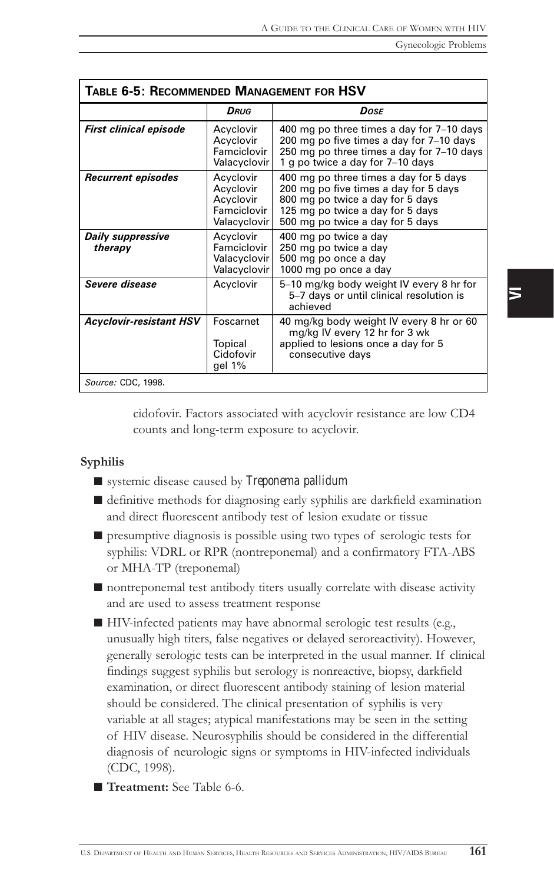**Table 6-5: Recommended Management for HSV**

| | *Drug* | *Dose* |
|---|---|---|
| ***First clinical episode*** | Acyclovir<br>Acyclovir<br>Famciclovir<br>Valacyclovir | 400 mg po three times a day for 7–10 days<br>200 mg po five times a day for 7–10 days<br>250 mg po three times a day for 7–10 days<br>1 g po twice a day for 7–10 days |
| ***Recurrent episodes*** | Acyclovir<br>Acyclovir<br>Acyclovir<br>Famciclovir<br>Valacyclovir | 400 mg po three times a day for 5 days<br>200 mg po five times a day for 5 days<br>800 mg po twice a day for 5 days<br>125 mg po twice a day for 5 days<br>500 mg po twice a day for 5 days |
| ***Daily suppressive therapy*** | Acyclovir<br>Famciclovir<br>Valacyclovir<br>Valacyclovir | 400 mg po twice a day<br>250 mg po twice a day<br>500 mg po once a day<br>1000 mg po once a day |
| ***Severe disease*** | Acyclovir | 5–10 mg/kg body weight IV every 8 hr for 5–7 days or until clinical resolution is achieved |
| ***Acyclovir-resistant HSV*** | Foscarnet<br><br>Topical Cidofovir gel 1% | 40 mg/kg body weight IV every 8 hr or 60 mg/kg IV every 12 hr for 3 wk<br>applied to lesions once a day for 5 consecutive days |

*Source:* CDC, 1998.

cidofovir. Factors associated with acyclovir resistance are low CD4 counts and long-term exposure to acyclovir.

**Syphilis**

- systemic disease caused by *Treponema pallidum*
- definitive methods for diagnosing early syphilis are darkfield examination and direct fluorescent antibody test of lesion exudate or tissue
- presumptive diagnosis is possible using two types of serologic tests for syphilis: VDRL or RPR (nontreponemal) and a confirmatory FTA-ABS or MHA-TP (treponemal)
- nontreponemal test antibody titers usually correlate with disease activity and are used to assess treatment response
- HIV-infected patients may have abnormal serologic test results (e.g., unusually high titers, false negatives or delayed seroreactivity). However, generally serologic tests can be interpreted in the usual manner. If clinical findings suggest syphilis but serology is nonreactive, biopsy, darkfield examination, or direct fluorescent antibody staining of lesion material should be considered. The clinical presentation of syphilis is very variable at all stages; atypical manifestations may be seen in the setting of HIV disease. Neurosyphilis should be considered in the differential diagnosis of neurologic signs or symptoms in HIV-infected individuals (CDC, 1998).
- **Treatment:** See Table 6-6.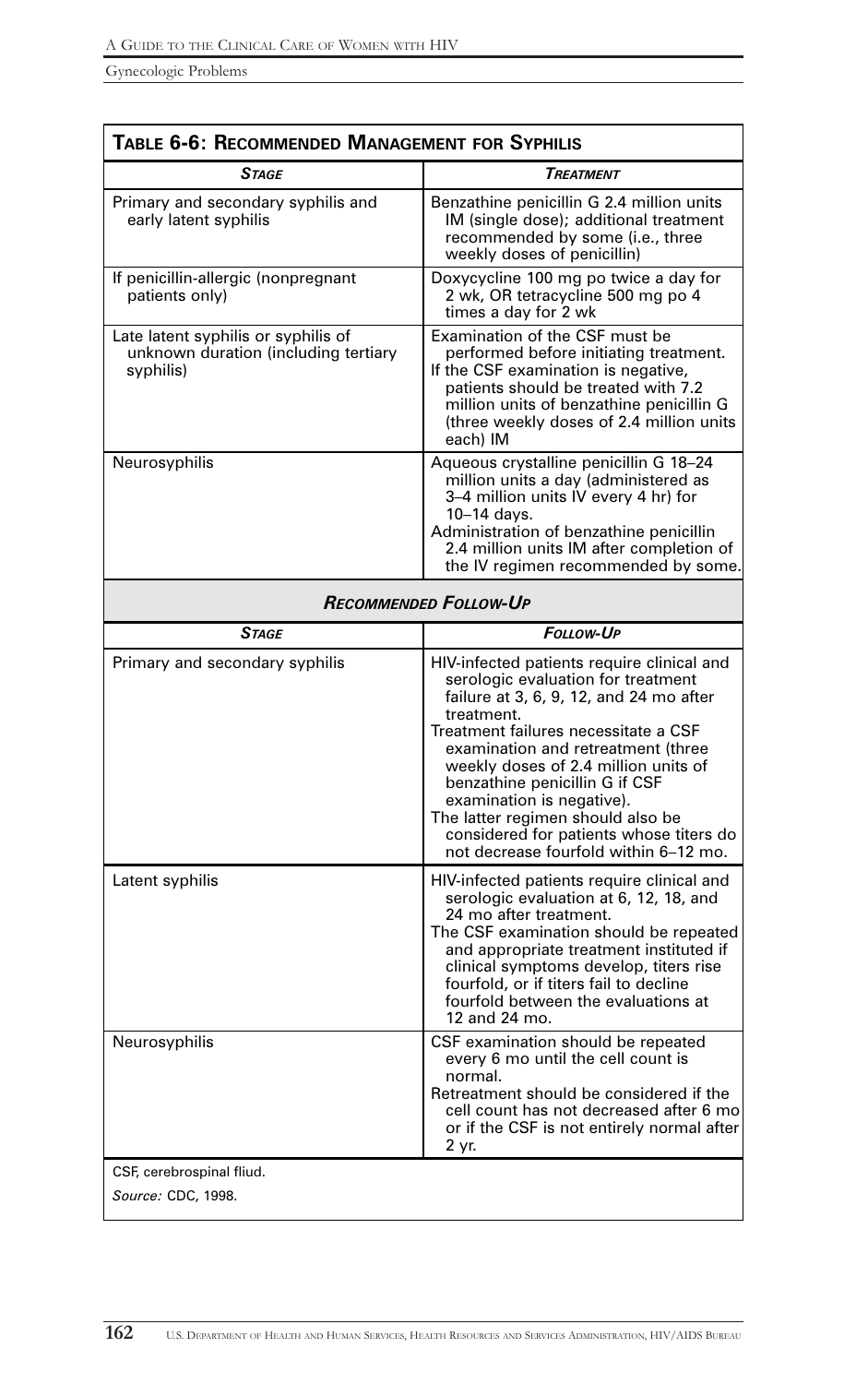**Table 6-6: Recommended Management for Syphilis**

| *Stage* | *Treatment* |
|---|---|
| Primary and secondary syphilis and early latent syphilis | Benzathine penicillin G 2.4 million units IM (single dose); additional treatment recommended by some (i.e., three weekly doses of penicillin) |
| If penicillin-allergic (nonpregnant patients only) | Doxycycline 100 mg po twice a day for 2 wk, OR tetracycline 500 mg po 4 times a day for 2 wk |
| Late latent syphilis or syphilis of unknown duration (including tertiary syphilis) | Examination of the CSF must be performed before initiating treatment. If the CSF examination is negative, patients should be treated with 7.2 million units of benzathine penicillin G (three weekly doses of 2.4 million units each) IM |
| Neurosyphilis | Aqueous crystalline penicillin G 18–24 million units a day (administered as 3–4 million units IV every 4 hr) for 10–14 days. Administration of benzathine penicillin 2.4 million units IM after completion of the IV regimen recommended by some. |
| ***Recommended Follow-Up*** | |
| *Stage* | *Follow-Up* |
| Primary and secondary syphilis | HIV-infected patients require clinical and serologic evaluation for treatment failure at 3, 6, 9, 12, and 24 mo after treatment. Treatment failures necessitate a CSF examination and retreatment (three weekly doses of 2.4 million units of benzathine penicillin G if CSF examination is negative). The latter regimen should also be considered for patients whose titers do not decrease fourfold within 6–12 mo. |
| Latent syphilis | HIV-infected patients require clinical and serologic evaluation at 6, 12, 18, and 24 mo after treatment. The CSF examination should be repeated and appropriate treatment instituted if clinical symptoms develop, titers rise fourfold, or if titers fail to decline fourfold between the evaluations at 12 and 24 mo. |
| Neurosyphilis | CSF examination should be repeated every 6 mo until the cell count is normal. Retreatment should be considered if the cell count has not decreased after 6 mo or if the CSF is not entirely normal after 2 yr. |

CSF, cerebrospinal fliud.

*Source:* CDC, 1998.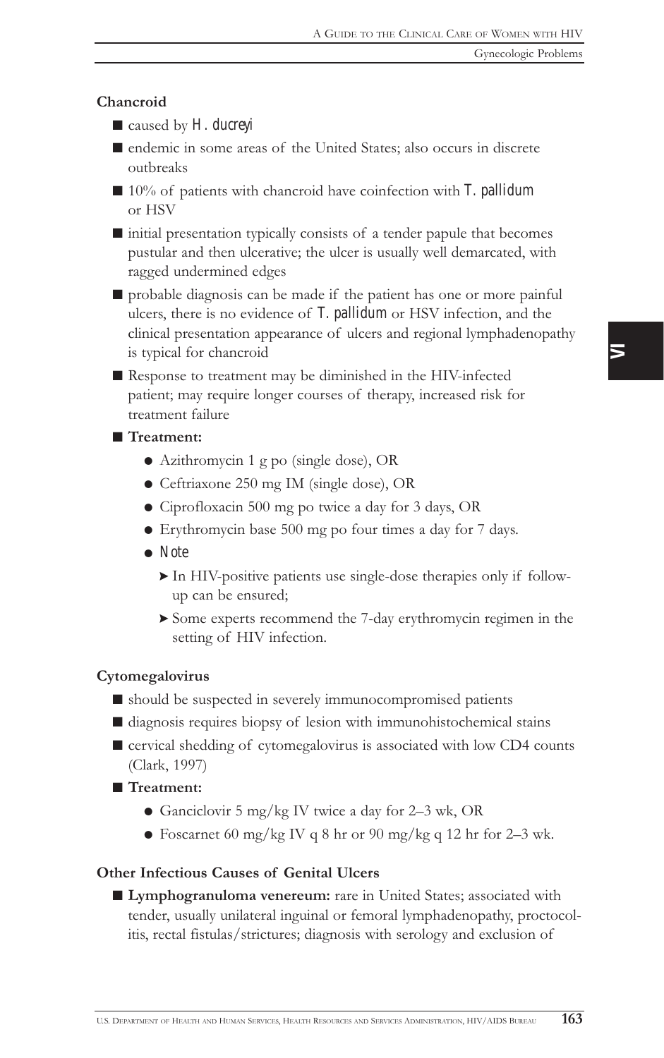### Chancroid

- caused by *H. ducreyi*
- endemic in some areas of the United States; also occurs in discrete outbreaks
- 10% of patients with chancroid have coinfection with *T. pallidum* or HSV
- initial presentation typically consists of a tender papule that becomes pustular and then ulcerative; the ulcer is usually well demarcated, with ragged undermined edges
- probable diagnosis can be made if the patient has one or more painful ulcers, there is no evidence of *T. pallidum* or HSV infection, and the clinical presentation appearance of ulcers and regional lymphadenopathy is typical for chancroid
- Response to treatment may be diminished in the HIV-infected patient; may require longer courses of therapy, increased risk for treatment failure
- **Treatment:**
  - Azithromycin 1 g po (single dose), OR
  - Ceftriaxone 250 mg IM (single dose), OR
  - Ciprofloxacin 500 mg po twice a day for 3 days, OR
  - Erythromycin base 500 mg po four times a day for 7 days.
  - *Note*
    - In HIV-positive patients use single-dose therapies only if follow-up can be ensured;
    - Some experts recommend the 7-day erythromycin regimen in the setting of HIV infection.

### Cytomegalovirus

- should be suspected in severely immunocompromised patients
- diagnosis requires biopsy of lesion with immunohistochemical stains
- cervical shedding of cytomegalovirus is associated with low CD4 counts (Clark, 1997)
- **Treatment:**
  - Ganciclovir 5 mg/kg IV twice a day for 2–3 wk, OR
  - Foscarnet 60 mg/kg IV q 8 hr or 90 mg/kg q 12 hr for 2–3 wk.

### Other Infectious Causes of Genital Ulcers

- **Lymphogranuloma venereum:** rare in United States; associated with tender, usually unilateral inguinal or femoral lymphadenopathy, proctocolitis, rectal fistulas/strictures; diagnosis with serology and exclusion of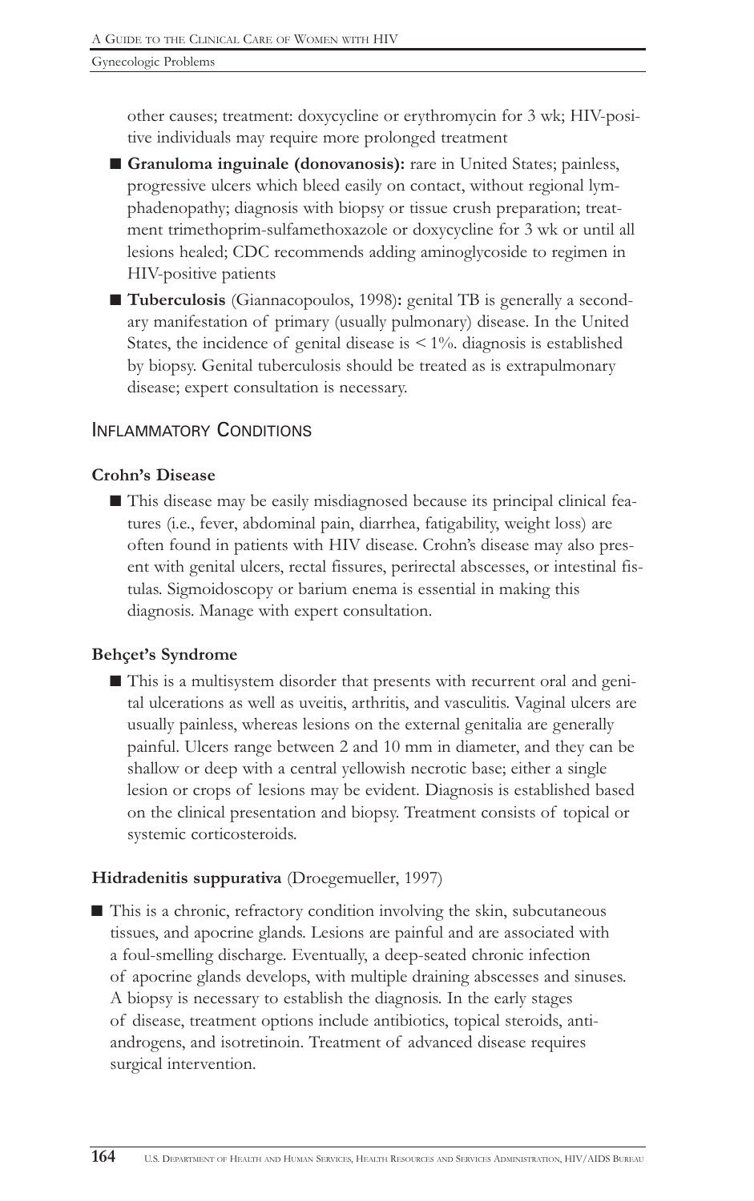other causes; treatment: doxycycline or erythromycin for 3 wk; HIV-positive individuals may require more prolonged treatment

- **Granuloma inguinale (donovanosis):** rare in United States; painless, progressive ulcers which bleed easily on contact, without regional lymphadenopathy; diagnosis with biopsy or tissue crush preparation; treatment trimethoprim-sulfamethoxazole or doxycycline for 3 wk or until all lesions healed; CDC recommends adding aminoglycoside to regimen in HIV-positive patients
- **Tuberculosis** (Giannacopoulos, 1998)**:** genital TB is generally a secondary manifestation of primary (usually pulmonary) disease. In the United States, the incidence of genital disease is < 1%. diagnosis is established by biopsy. Genital tuberculosis should be treated as is extrapulmonary disease; expert consultation is necessary.

## Inflammatory Conditions

### Crohn's Disease

- This disease may be easily misdiagnosed because its principal clinical features (i.e., fever, abdominal pain, diarrhea, fatigability, weight loss) are often found in patients with HIV disease. Crohn's disease may also present with genital ulcers, rectal fissures, perirectal abscesses, or intestinal fistulas. Sigmoidoscopy or barium enema is essential in making this diagnosis. Manage with expert consultation.

### Behçet's Syndrome

- This is a multisystem disorder that presents with recurrent oral and genital ulcerations as well as uveitis, arthritis, and vasculitis. Vaginal ulcers are usually painless, whereas lesions on the external genitalia are generally painful. Ulcers range between 2 and 10 mm in diameter, and they can be shallow or deep with a central yellowish necrotic base; either a single lesion or crops of lesions may be evident. Diagnosis is established based on the clinical presentation and biopsy. Treatment consists of topical or systemic corticosteroids.

### Hidradenitis suppurativa (Droegemueller, 1997)

- This is a chronic, refractory condition involving the skin, subcutaneous tissues, and apocrine glands. Lesions are painful and are associated with a foul-smelling discharge. Eventually, a deep-seated chronic infection of apocrine glands develops, with multiple draining abscesses and sinuses. A biopsy is necessary to establish the diagnosis. In the early stages of disease, treatment options include antibiotics, topical steroids, antiandrogens, and isotretinoin. Treatment of advanced disease requires surgical intervention.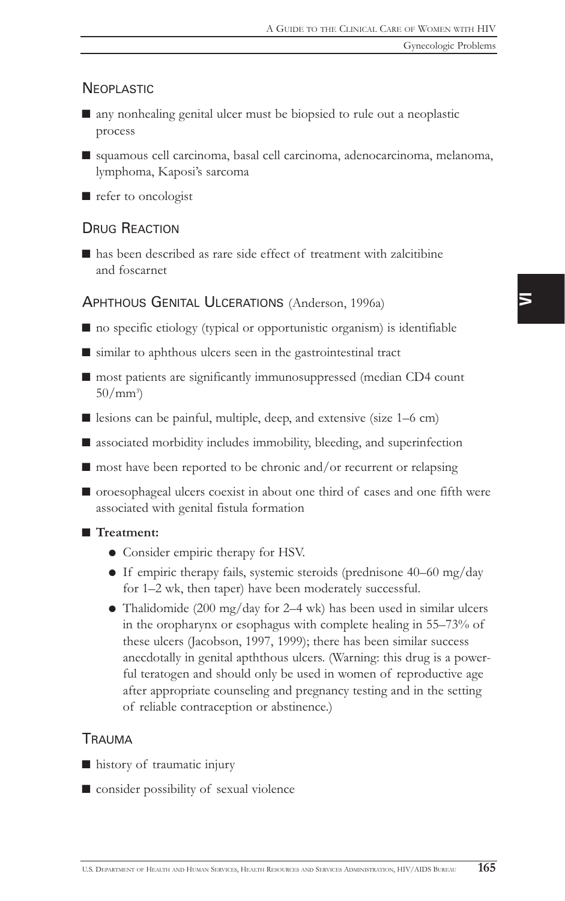## Neoplastic

- any nonhealing genital ulcer must be biopsied to rule out a neoplastic process
- squamous cell carcinoma, basal cell carcinoma, adenocarcinoma, melanoma, lymphoma, Kaposi's sarcoma
- refer to oncologist

## Drug Reaction

- has been described as rare side effect of treatment with zalcitibine and foscarnet

## Aphthous Genital Ulcerations (Anderson, 1996a)

- no specific etiology (typical or opportunistic organism) is identifiable
- similar to aphthous ulcers seen in the gastrointestinal tract
- most patients are significantly immunosuppressed (median CD4 count $50/mm^3$)
- lesions can be painful, multiple, deep, and extensive (size 1–6 cm)
- associated morbidity includes immobility, bleeding, and superinfection
- most have been reported to be chronic and/or recurrent or relapsing
- oroesophageal ulcers coexist in about one third of cases and one fifth were associated with genital fistula formation
- **Treatment:**
  - Consider empiric therapy for HSV.
  - If empiric therapy fails, systemic steroids (prednisone 40–60 mg/day for 1–2 wk, then taper) have been moderately successful.
  - Thalidomide (200 mg/day for 2–4 wk) has been used in similar ulcers in the oropharynx or esophagus with complete healing in 55–73% of these ulcers (Jacobson, 1997, 1999); there has been similar success anecdotally in genital apththous ulcers. (Warning: this drug is a powerful teratogen and should only be used in women of reproductive age after appropriate counseling and pregnancy testing and in the setting of reliable contraception or abstinence.)

## Trauma

- history of traumatic injury
- consider possibility of sexual violence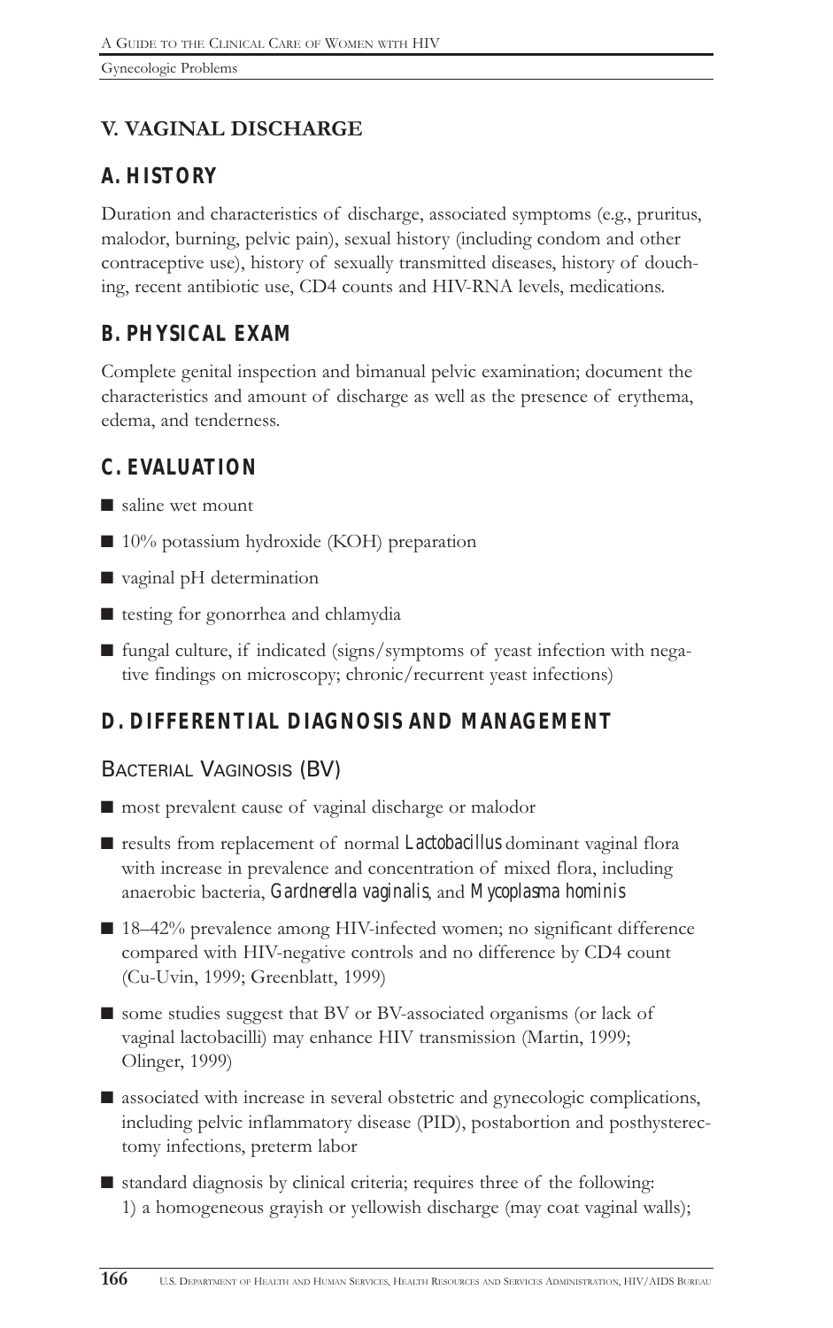## V. VAGINAL DISCHARGE

### A. HISTORY

Duration and characteristics of discharge, associated symptoms (e.g., pruritus, malodor, burning, pelvic pain), sexual history (including condom and other contraceptive use), history of sexually transmitted diseases, history of douching, recent antibiotic use, CD4 counts and HIV-RNA levels, medications.

### B. PHYSICAL EXAM

Complete genital inspection and bimanual pelvic examination; document the characteristics and amount of discharge as well as the presence of erythema, edema, and tenderness.

### C. EVALUATION

- saline wet mount
- 10% potassium hydroxide (KOH) preparation
- vaginal pH determination
- testing for gonorrhea and chlamydia
- fungal culture, if indicated (signs/symptoms of yeast infection with negative findings on microscopy; chronic/recurrent yeast infections)

### D. DIFFERENTIAL DIAGNOSIS AND MANAGEMENT

#### Bacterial Vaginosis (BV)

- most prevalent cause of vaginal discharge or malodor
- results from replacement of normal *Lactobacillus* dominant vaginal flora with increase in prevalence and concentration of mixed flora, including anaerobic bacteria, *Gardnerella vaginalis*, and *Mycoplasma hominis*
- 18–42% prevalence among HIV-infected women; no significant difference compared with HIV-negative controls and no difference by CD4 count (Cu-Uvin, 1999; Greenblatt, 1999)
- some studies suggest that BV or BV-associated organisms (or lack of vaginal lactobacilli) may enhance HIV transmission (Martin, 1999; Olinger, 1999)
- associated with increase in several obstetric and gynecologic complications, including pelvic inflammatory disease (PID), postabortion and posthysterectomy infections, preterm labor
- standard diagnosis by clinical criteria; requires three of the following:
  1) a homogeneous grayish or yellowish discharge (may coat vaginal walls);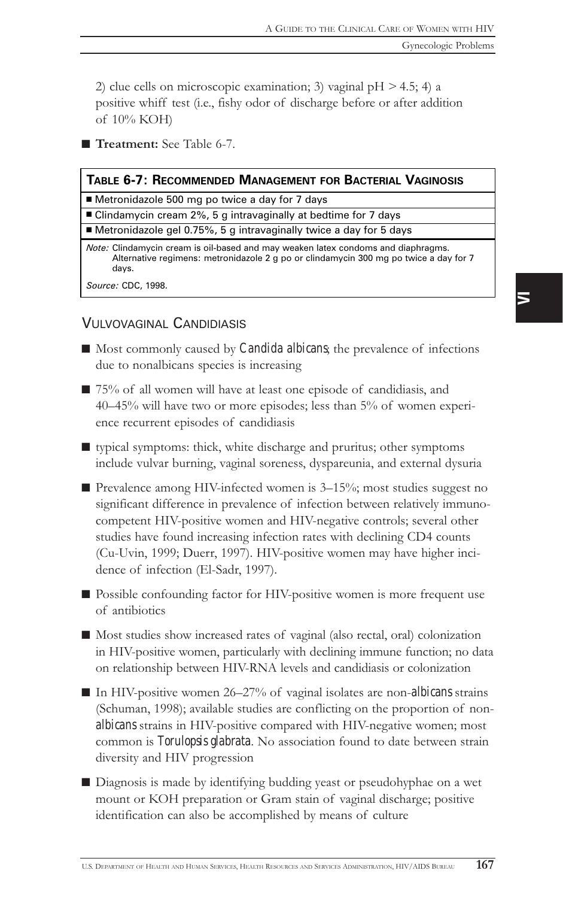2) clue cells on microscopic examination; 3) vaginal pH > 4.5; 4) a positive whiff test (i.e., fishy odor of discharge before or after addition of 10% KOH)

- **Treatment:** See Table 6-7.

| **TABLE 6-7: RECOMMENDED MANAGEMENT FOR BACTERIAL VAGINOSIS** |
|---|
| ■ Metronidazole 500 mg po twice a day for 7 days |
| ■ Clindamycin cream 2%, 5 g intravaginally at bedtime for 7 days |
| ■ Metronidazole gel 0.75%, 5 g intravaginally twice a day for 5 days |
| *Note:* Clindamycin cream is oil-based and may weaken latex condoms and diaphragms. Alternative regimens: metronidazole 2 g po or clindamycin 300 mg po twice a day for 7 days. |
| *Source:* CDC, 1998. |

## VULVOVAGINAL CANDIDIASIS

- Most commonly caused by *Candida albicans*; the prevalence of infections due to nonalbicans species is increasing
- 75% of all women will have at least one episode of candidiasis, and 40–45% will have two or more episodes; less than 5% of women experience recurrent episodes of candidiasis
- typical symptoms: thick, white discharge and pruritus; other symptoms include vulvar burning, vaginal soreness, dyspareunia, and external dysuria
- Prevalence among HIV-infected women is 3–15%; most studies suggest no significant difference in prevalence of infection between relatively immunocompetent HIV-positive women and HIV-negative controls; several other studies have found increasing infection rates with declining CD4 counts (Cu-Uvin, 1999; Duerr, 1997). HIV-positive women may have higher incidence of infection (El-Sadr, 1997).
- Possible confounding factor for HIV-positive women is more frequent use of antibiotics
- Most studies show increased rates of vaginal (also rectal, oral) colonization in HIV-positive women, particularly with declining immune function; no data on relationship between HIV-RNA levels and candidiasis or colonization
- In HIV-positive women 26–27% of vaginal isolates are non-*albicans* strains (Schuman, 1998); available studies are conflicting on the proportion of non-*albicans* strains in HIV-positive compared with HIV-negative women; most common is *Torulopsis glabrata*. No association found to date between strain diversity and HIV progression
- Diagnosis is made by identifying budding yeast or pseudohyphae on a wet mount or KOH preparation or Gram stain of vaginal discharge; positive identification can also be accomplished by means of culture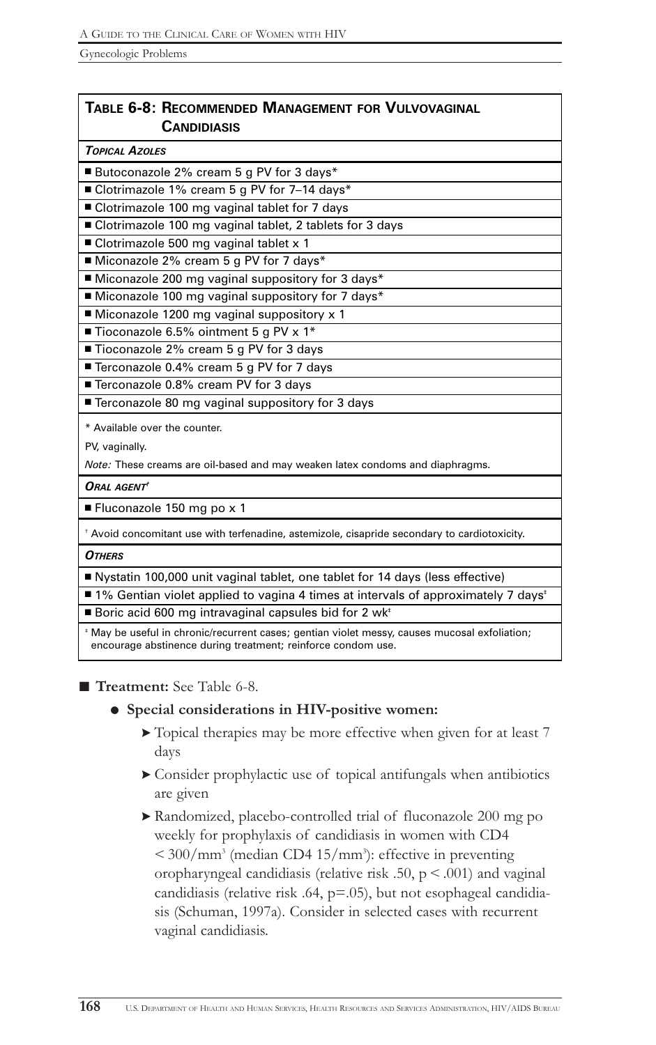**Table 6-8: Recommended Management for Vulvovaginal Candidiasis**

| ***Topical Azoles*** |
|---|
| ■ Butoconazole 2% cream 5 g PV for 3 days* |
| ■ Clotrimazole 1% cream 5 g PV for 7–14 days* |
| ■ Clotrimazole 100 mg vaginal tablet for 7 days |
| ■ Clotrimazole 100 mg vaginal tablet, 2 tablets for 3 days |
| ■ Clotrimazole 500 mg vaginal tablet x 1 |
| ■ Miconazole 2% cream 5 g PV for 7 days* |
| ■ Miconazole 200 mg vaginal suppository for 3 days* |
| ■ Miconazole 100 mg vaginal suppository for 7 days* |
| ■ Miconazole 1200 mg vaginal suppository x 1 |
| ■ Tioconazole 6.5% ointment 5 g PV x 1* |
| ■ Tioconazole 2% cream 5 g PV for 3 days |
| ■ Terconazole 0.4% cream 5 g PV for 7 days |
| ■ Terconazole 0.8% cream PV for 3 days |
| ■ Terconazole 80 mg vaginal suppository for 3 days |
| \* Available over the counter.<br>PV, vaginally.<br>*Note:* These creams are oil-based and may weaken latex condoms and diaphragms. |
| ***Oral agent*** [†] |
| ■ Fluconazole 150 mg po x 1 |
| [†] Avoid concomitant use with terfenadine, astemizole, cisapride secondary to cardiotoxicity. |
| ***Others*** |
| ■ Nystatin 100,000 unit vaginal tablet, one tablet for 14 days (less effective) |
| ■ 1% Gentian violet applied to vagina 4 times at intervals of approximately 7 days[‡] |
| ■ Boric acid 600 mg intravaginal capsules bid for 2 wk[‡] |
| [‡] May be useful in chronic/recurrent cases; gentian violet messy, causes mucosal exfoliation; encourage abstinence during treatment; reinforce condom use. |

- **Treatment:** See Table 6-8.
  - **Special considerations in HIV-positive women:**
    - Topical therapies may be more effective when given for at least 7 days
    - Consider prophylactic use of topical antifungals when antibiotics are given
    - Randomized, placebo-controlled trial of fluconazole 200 mg po weekly for prophylaxis of candidiasis in women with CD4 $< 300/\text{mm}^3$ (median CD4 $15/\text{mm}^3$): effective in preventing oropharyngeal candidiasis (relative risk .50, $p < .001$) and vaginal candidiasis (relative risk .64, $p=.05$), but not esophageal candidiasis (Schuman, 1997a). Consider in selected cases with recurrent vaginal candidiasis.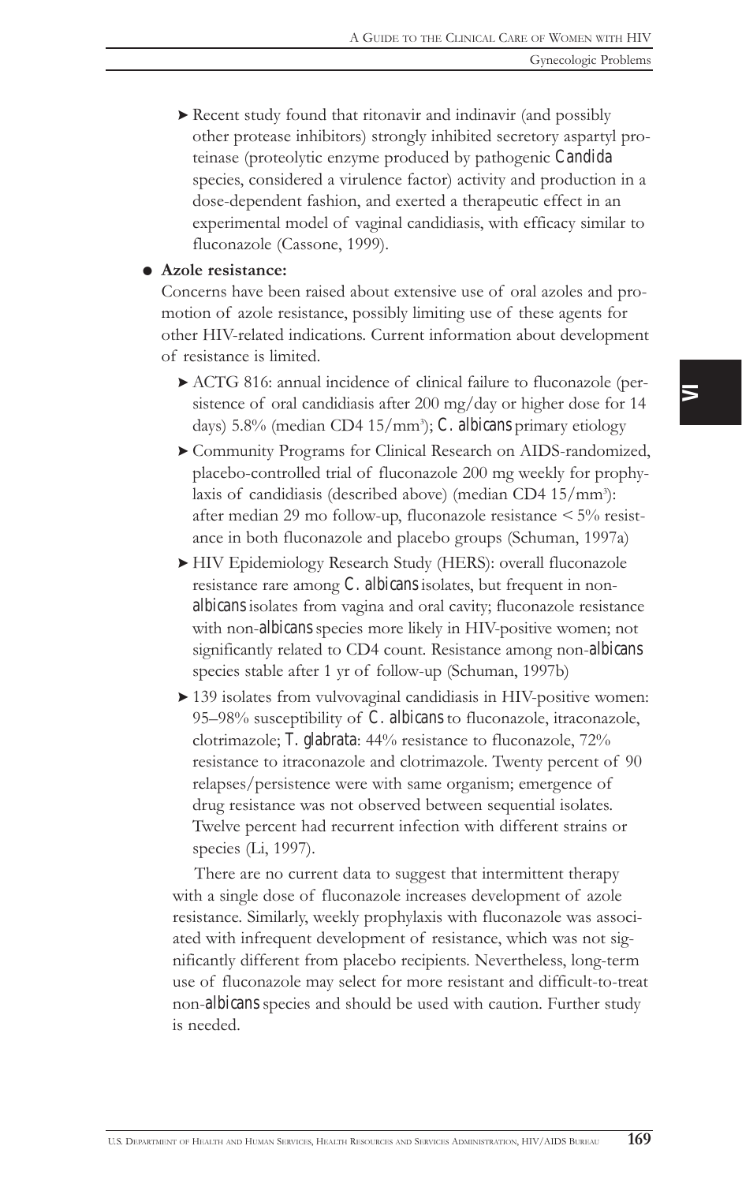- Recent study found that ritonavir and indinavir (and possibly other protease inhibitors) strongly inhibited secretory aspartyl proteinase (proteolytic enzyme produced by pathogenic *Candida* species, considered a virulence factor) activity and production in a dose-dependent fashion, and exerted a therapeutic effect in an experimental model of vaginal candidiasis, with efficacy similar to fluconazole (Cassone, 1999).

- **Azole resistance:**

  Concerns have been raised about extensive use of oral azoles and promotion of azole resistance, possibly limiting use of these agents for other HIV-related indications. Current information about development of resistance is limited.

  - ACTG 816: annual incidence of clinical failure to fluconazole (persistence of oral candidiasis after 200 mg/day or higher dose for 14 days) 5.8% (median CD4 15/mm$^3$); *C. albicans* primary etiology
  - Community Programs for Clinical Research on AIDS-randomized, placebo-controlled trial of fluconazole 200 mg weekly for prophylaxis of candidiasis (described above) (median CD4 15/mm$^3$): after median 29 mo follow-up, fluconazole resistance < 5% resistance in both fluconazole and placebo groups (Schuman, 1997a)
  - HIV Epidemiology Research Study (HERS): overall fluconazole resistance rare among *C. albicans* isolates, but frequent in non-*albicans* isolates from vagina and oral cavity; fluconazole resistance with non-*albicans* species more likely in HIV-positive women; not significantly related to CD4 count. Resistance among non-*albicans* species stable after 1 yr of follow-up (Schuman, 1997b)
  - 139 isolates from vulvovaginal candidiasis in HIV-positive women: 95–98% susceptibility of *C. albicans* to fluconazole, itraconazole, clotrimazole; *T. glabrata*: 44% resistance to fluconazole, 72% resistance to itraconazole and clotrimazole. Twenty percent of 90 relapses/persistence were with same organism; emergence of drug resistance was not observed between sequential isolates. Twelve percent had recurrent infection with different strains or species (Li, 1997).

  There are no current data to suggest that intermittent therapy with a single dose of fluconazole increases development of azole resistance. Similarly, weekly prophylaxis with fluconazole was associated with infrequent development of resistance, which was not significantly different from placebo recipients. Nevertheless, long-term use of fluconazole may select for more resistant and difficult-to-treat non-*albicans* species and should be used with caution. Further study is needed.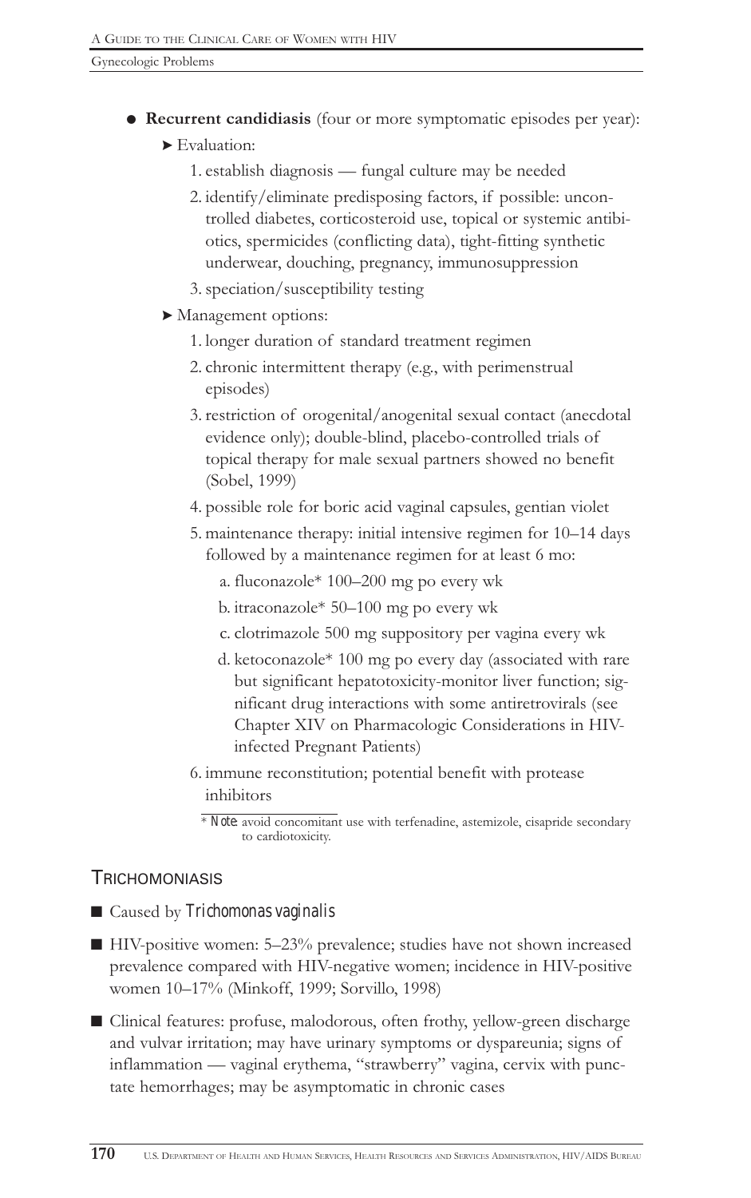- **Recurrent candidiasis** (four or more symptomatic episodes per year):
  - Evaluation:
    1. establish diagnosis — fungal culture may be needed
    2. identify/eliminate predisposing factors, if possible: uncontrolled diabetes, corticosteroid use, topical or systemic antibiotics, spermicides (conflicting data), tight-fitting synthetic underwear, douching, pregnancy, immunosuppression
    3. speciation/susceptibility testing
  - Management options:
    1. longer duration of standard treatment regimen
    2. chronic intermittent therapy (e.g., with perimenstrual episodes)
    3. restriction of orogenital/anogenital sexual contact (anecdotal evidence only); double-blind, placebo-controlled trials of topical therapy for male sexual partners showed no benefit (Sobel, 1999)
    4. possible role for boric acid vaginal capsules, gentian violet
    5. maintenance therapy: initial intensive regimen for 10–14 days followed by a maintenance regimen for at least 6 mo:
       a. fluconazole* 100–200 mg po every wk
       b. itraconazole* 50–100 mg po every wk
       c. clotrimazole 500 mg suppository per vagina every wk
       d. ketoconazole* 100 mg po every day (associated with rare but significant hepatotoxicity-monitor liver function; significant drug interactions with some antiretrovirals (see Chapter XIV on Pharmacologic Considerations in HIV-infected Pregnant Patients)
    6. immune reconstitution; potential benefit with protease inhibitors

\* *Note:* avoid concomitant use with terfenadine, astemizole, cisapride secondary to cardiotoxicity.

## TRICHOMONIASIS

- Caused by *Trichomonas vaginalis*
- HIV-positive women: 5–23% prevalence; studies have not shown increased prevalence compared with HIV-negative women; incidence in HIV-positive women 10–17% (Minkoff, 1999; Sorvillo, 1998)
- Clinical features: profuse, malodorous, often frothy, yellow-green discharge and vulvar irritation; may have urinary symptoms or dyspareunia; signs of inflammation — vaginal erythema, "strawberry" vagina, cervix with punctate hemorrhages; may be asymptomatic in chronic cases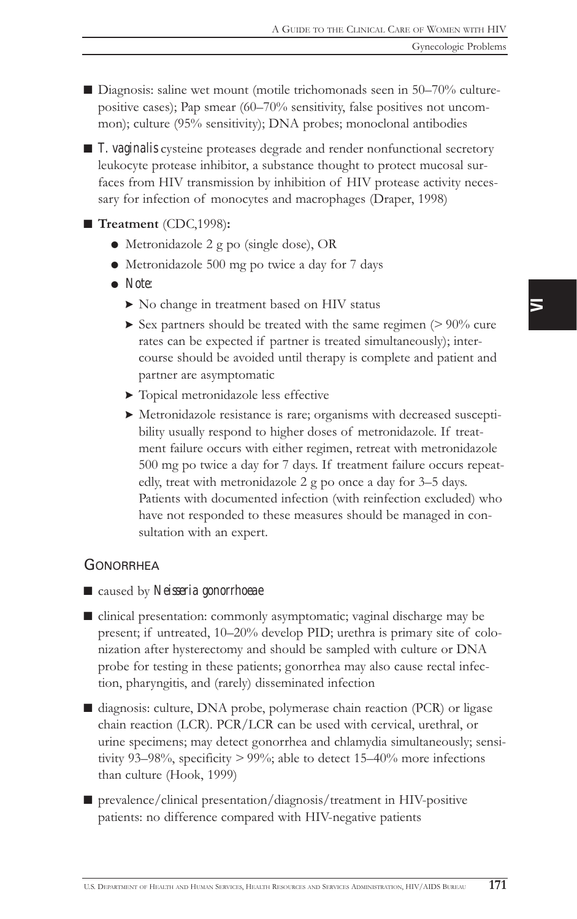- Diagnosis: saline wet mount (motile trichomonads seen in 50–70% culture-positive cases); Pap smear (60–70% sensitivity, false positives not uncommon); culture (95% sensitivity); DNA probes; monoclonal antibodies

- *T. vaginalis* cysteine proteases degrade and render nonfunctional secretory leukocyte protease inhibitor, a substance thought to protect mucosal surfaces from HIV transmission by inhibition of HIV protease activity necessary for infection of monocytes and macrophages (Draper, 1998)

- **Treatment** (CDC,1998)**:**
  - Metronidazole 2 g po (single dose), OR
  - Metronidazole 500 mg po twice a day for 7 days
  - *Note:*
    - No change in treatment based on HIV status
    - Sex partners should be treated with the same regimen (> 90% cure rates can be expected if partner is treated simultaneously); intercourse should be avoided until therapy is complete and patient and partner are asymptomatic
    - Topical metronidazole less effective
    - Metronidazole resistance is rare; organisms with decreased susceptibility usually respond to higher doses of metronidazole. If treatment failure occurs with either regimen, retreat with metronidazole 500 mg po twice a day for 7 days. If treatment failure occurs repeatedly, treat with metronidazole 2 g po once a day for 3–5 days. Patients with documented infection (with reinfection excluded) who have not responded to these measures should be managed in consultation with an expert.

## Gonorrhea

- caused by *Neisseria gonorrhoeae*

- clinical presentation: commonly asymptomatic; vaginal discharge may be present; if untreated, 10–20% develop PID; urethra is primary site of colonization after hysterectomy and should be sampled with culture or DNA probe for testing in these patients; gonorrhea may also cause rectal infection, pharyngitis, and (rarely) disseminated infection

- diagnosis: culture, DNA probe, polymerase chain reaction (PCR) or ligase chain reaction (LCR). PCR/LCR can be used with cervical, urethral, or urine specimens; may detect gonorrhea and chlamydia simultaneously; sensitivity 93–98%, specificity > 99%; able to detect 15–40% more infections than culture (Hook, 1999)

- prevalence/clinical presentation/diagnosis/treatment in HIV-positive patients: no difference compared with HIV-negative patients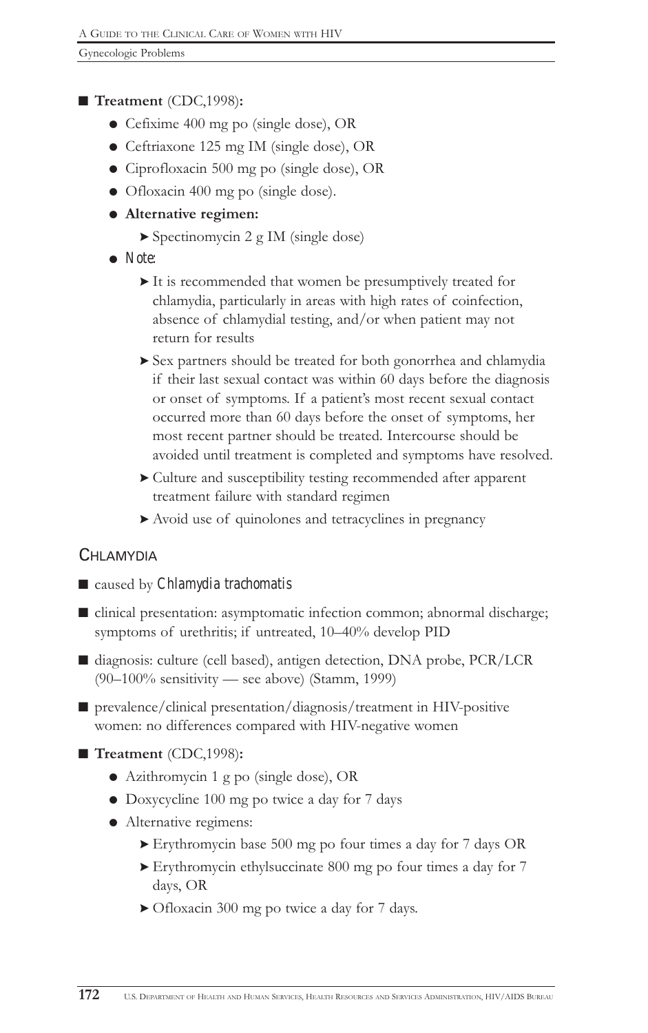- **Treatment** (CDC,1998)**:**
  - Cefixime 400 mg po (single dose), OR
  - Ceftriaxone 125 mg IM (single dose), OR
  - Ciprofloxacin 500 mg po (single dose), OR
  - Ofloxacin 400 mg po (single dose).
  - **Alternative regimen:**
    - Spectinomycin 2 g IM (single dose)
  - *Note:*
    - It is recommended that women be presumptively treated for chlamydia, particularly in areas with high rates of coinfection, absence of chlamydial testing, and/or when patient may not return for results
    - Sex partners should be treated for both gonorrhea and chlamydia if their last sexual contact was within 60 days before the diagnosis or onset of symptoms. If a patient's most recent sexual contact occurred more than 60 days before the onset of symptoms, her most recent partner should be treated. Intercourse should be avoided until treatment is completed and symptoms have resolved.
    - Culture and susceptibility testing recommended after apparent treatment failure with standard regimen
    - Avoid use of quinolones and tetracyclines in pregnancy

## Chlamydia

- caused by *Chlamydia trachomatis*
- clinical presentation: asymptomatic infection common; abnormal discharge; symptoms of urethritis; if untreated, 10–40% develop PID
- diagnosis: culture (cell based), antigen detection, DNA probe, PCR/LCR (90–100% sensitivity — see above) (Stamm, 1999)
- prevalence/clinical presentation/diagnosis/treatment in HIV-positive women: no differences compared with HIV-negative women
- **Treatment** (CDC,1998)**:**
  - Azithromycin 1 g po (single dose), OR
  - Doxycycline 100 mg po twice a day for 7 days
  - Alternative regimens:
    - Erythromycin base 500 mg po four times a day for 7 days OR
    - Erythromycin ethylsuccinate 800 mg po four times a day for 7 days, OR
    - Ofloxacin 300 mg po twice a day for 7 days.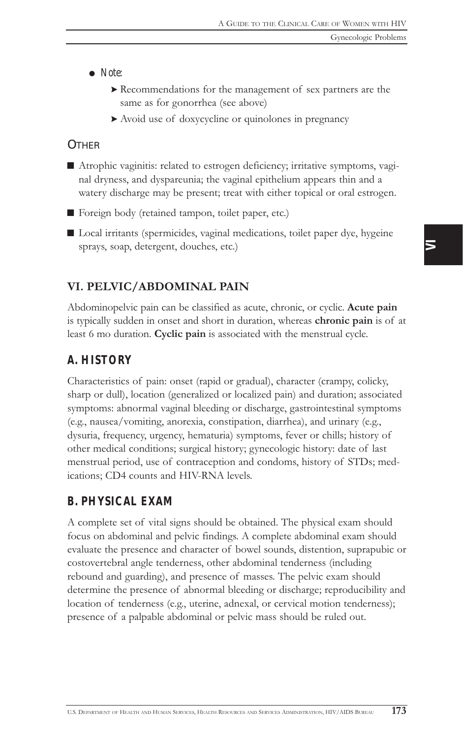- *Note:*
  - Recommendations for the management of sex partners are the same as for gonorrhea (see above)
  - Avoid use of doxycycline or quinolones in pregnancy

### Other

- Atrophic vaginitis: related to estrogen deficiency; irritative symptoms, vaginal dryness, and dyspareunia; the vaginal epithelium appears thin and a watery discharge may be present; treat with either topical or oral estrogen.
- Foreign body (retained tampon, toilet paper, etc.)
- Local irritants (spermicides, vaginal medications, toilet paper dye, hygeine sprays, soap, detergent, douches, etc.)

## VI. PELVIC/ABDOMINAL PAIN

Abdominopelvic pain can be classified as acute, chronic, or cyclic. **Acute pain** is typically sudden in onset and short in duration, whereas **chronic pain** is of at least 6 mo duration. **Cyclic pain** is associated with the menstrual cycle.

### A. HISTORY

Characteristics of pain: onset (rapid or gradual), character (crampy, colicky, sharp or dull), location (generalized or localized pain) and duration; associated symptoms: abnormal vaginal bleeding or discharge, gastrointestinal symptoms (e.g., nausea/vomiting, anorexia, constipation, diarrhea), and urinary (e.g., dysuria, frequency, urgency, hematuria) symptoms, fever or chills; history of other medical conditions; surgical history; gynecologic history: date of last menstrual period, use of contraception and condoms, history of STDs; medications; CD4 counts and HIV-RNA levels.

### B. PHYSICAL EXAM

A complete set of vital signs should be obtained. The physical exam should focus on abdominal and pelvic findings. A complete abdominal exam should evaluate the presence and character of bowel sounds, distention, suprapubic or costovertebral angle tenderness, other abdominal tenderness (including rebound and guarding), and presence of masses. The pelvic exam should determine the presence of abnormal bleeding or discharge; reproducibility and location of tenderness (e.g., uterine, adnexal, or cervical motion tenderness); presence of a palpable abdominal or pelvic mass should be ruled out.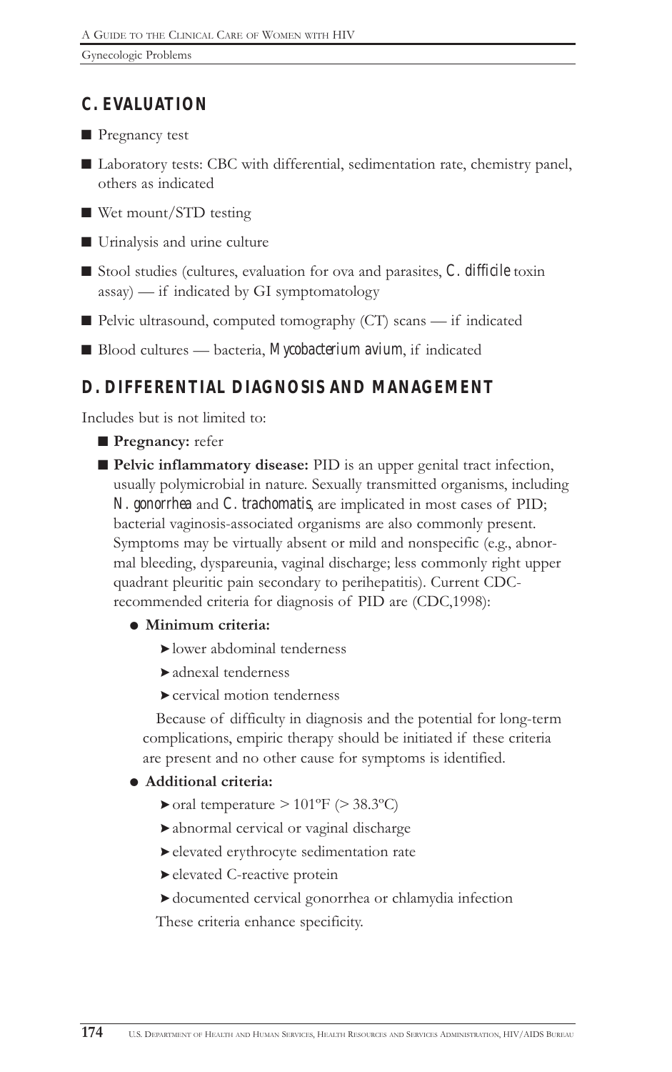## C. EVALUATION

- Pregnancy test
- Laboratory tests: CBC with differential, sedimentation rate, chemistry panel, others as indicated
- Wet mount/STD testing
- Urinalysis and urine culture
- Stool studies (cultures, evaluation for ova and parasites, *C. difficile* toxin assay) — if indicated by GI symptomatology
- Pelvic ultrasound, computed tomography (CT) scans — if indicated
- Blood cultures — bacteria, *Mycobacterium avium*, if indicated

## D. DIFFERENTIAL DIAGNOSIS AND MANAGEMENT

Includes but is not limited to:

- **Pregnancy:** refer
- **Pelvic inflammatory disease:** PID is an upper genital tract infection, usually polymicrobial in nature. Sexually transmitted organisms, including *N. gonorrhea* and *C. trachomatis*, are implicated in most cases of PID; bacterial vaginosis-associated organisms are also commonly present. Symptoms may be virtually absent or mild and nonspecific (e.g., abnormal bleeding, dyspareunia, vaginal discharge; less commonly right upper quadrant pleuritic pain secondary to perihepatitis). Current CDC-recommended criteria for diagnosis of PID are (CDC,1998):
  - **Minimum criteria:**
    - lower abdominal tenderness
    - adnexal tenderness
    - cervical motion tenderness

    Because of difficulty in diagnosis and the potential for long-term complications, empiric therapy should be initiated if these criteria are present and no other cause for symptoms is identified.
  - **Additional criteria:**
    - oral temperature > 101ºF (> 38.3ºC)
    - abnormal cervical or vaginal discharge
    - elevated erythrocyte sedimentation rate
    - elevated C-reactive protein
    - documented cervical gonorrhea or chlamydia infection

    These criteria enhance specificity.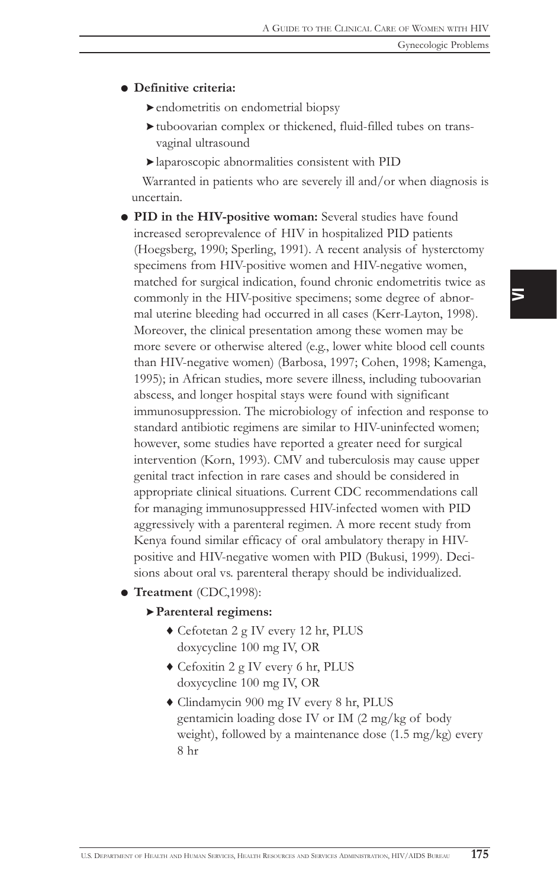- **Definitive criteria:**
  - endometritis on endometrial biopsy
  - tuboovarian complex or thickened, fluid-filled tubes on transvaginal ultrasound
  - laparoscopic abnormalities consistent with PID

  Warranted in patients who are severely ill and/or when diagnosis is uncertain.

- **PID in the HIV-positive woman:** Several studies have found increased seroprevalence of HIV in hospitalized PID patients (Hoegsberg, 1990; Sperling, 1991). A recent analysis of hysterctomy specimens from HIV-positive women and HIV-negative women, matched for surgical indication, found chronic endometritis twice as commonly in the HIV-positive specimens; some degree of abnormal uterine bleeding had occurred in all cases (Kerr-Layton, 1998). Moreover, the clinical presentation among these women may be more severe or otherwise altered (e.g., lower white blood cell counts than HIV-negative women) (Barbosa, 1997; Cohen, 1998; Kamenga, 1995); in African studies, more severe illness, including tuboovarian abscess, and longer hospital stays were found with significant immunosuppression. The microbiology of infection and response to standard antibiotic regimens are similar to HIV-uninfected women; however, some studies have reported a greater need for surgical intervention (Korn, 1993). CMV and tuberculosis may cause upper genital tract infection in rare cases and should be considered in appropriate clinical situations. Current CDC recommendations call for managing immunosuppressed HIV-infected women with PID aggressively with a parenteral regimen. A more recent study from Kenya found similar efficacy of oral ambulatory therapy in HIV-positive and HIV-negative women with PID (Bukusi, 1999). Decisions about oral vs. parenteral therapy should be individualized.

- **Treatment** (CDC,1998):
  - **Parenteral regimens:**
    - Cefotetan 2 g IV every 12 hr, PLUS doxycycline 100 mg IV, OR
    - Cefoxitin 2 g IV every 6 hr, PLUS doxycycline 100 mg IV, OR
    - Clindamycin 900 mg IV every 8 hr, PLUS gentamicin loading dose IV or IM (2 mg/kg of body weight), followed by a maintenance dose (1.5 mg/kg) every 8 hr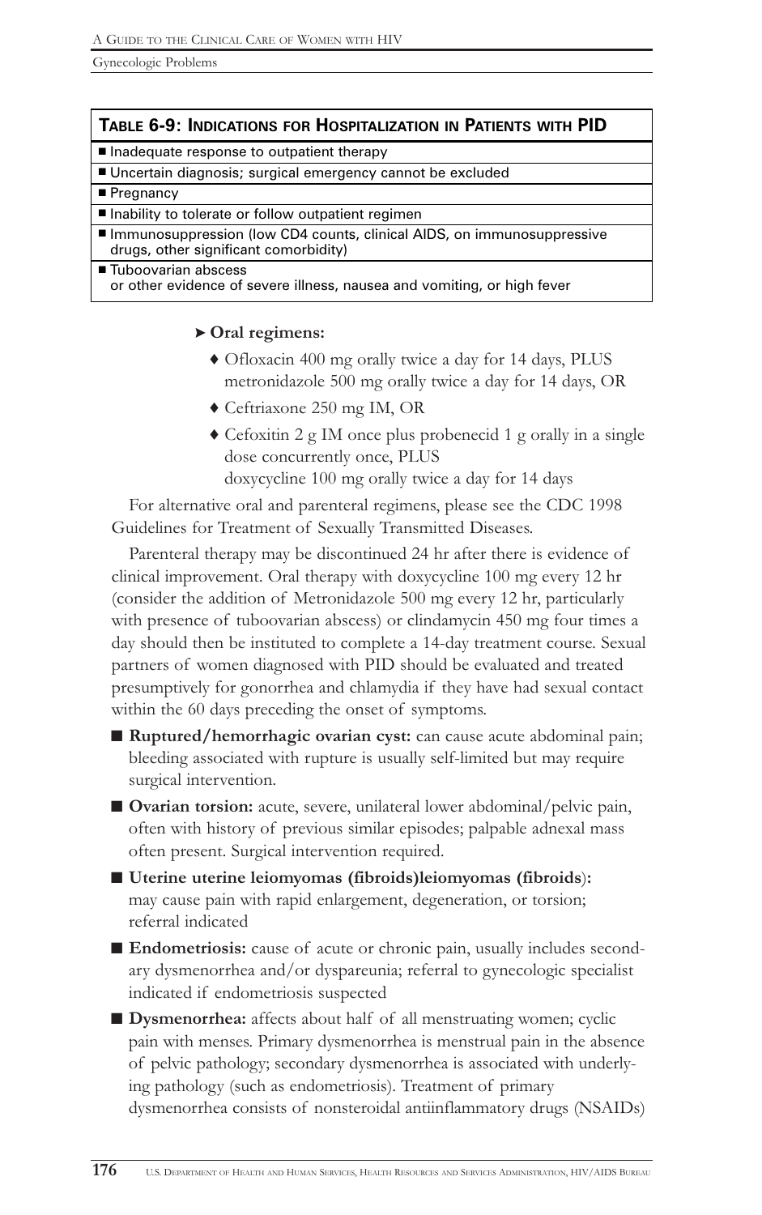**TABLE 6-9: INDICATIONS FOR HOSPITALIZATION IN PATIENTS WITH PID**

| |
|---|
| ■ Inadequate response to outpatient therapy |
| ■ Uncertain diagnosis; surgical emergency cannot be excluded |
| ■ Pregnancy |
| ■ Inability to tolerate or follow outpatient regimen |
| ■ Immunosuppression (low CD4 counts, clinical AIDS, on immunosuppressive drugs, other significant comorbidity) |
| ■ Tuboovarian abscess or other evidence of severe illness, nausea and vomiting, or high fever |

- **Oral regimens:**
  - Ofloxacin 400 mg orally twice a day for 14 days, PLUS metronidazole 500 mg orally twice a day for 14 days, OR
  - Ceftriaxone 250 mg IM, OR
  - Cefoxitin 2 g IM once plus probenecid 1 g orally in a single dose concurrently once, PLUS
    doxycycline 100 mg orally twice a day for 14 days

For alternative oral and parenteral regimens, please see the CDC 1998 Guidelines for Treatment of Sexually Transmitted Diseases.

Parenteral therapy may be discontinued 24 hr after there is evidence of clinical improvement. Oral therapy with doxycycline 100 mg every 12 hr (consider the addition of Metronidazole 500 mg every 12 hr, particularly with presence of tuboovarian abscess) or clindamycin 450 mg four times a day should then be instituted to complete a 14-day treatment course. Sexual partners of women diagnosed with PID should be evaluated and treated presumptively for gonorrhea and chlamydia if they have had sexual contact within the 60 days preceding the onset of symptoms.

- **Ruptured/hemorrhagic ovarian cyst:** can cause acute abdominal pain; bleeding associated with rupture is usually self-limited but may require surgical intervention.
- **Ovarian torsion:** acute, severe, unilateral lower abdominal/pelvic pain, often with history of previous similar episodes; palpable adnexal mass often present. Surgical intervention required.
- **Uterine uterine leiomyomas (fibroids)leiomyomas (fibroids):** may cause pain with rapid enlargement, degeneration, or torsion; referral indicated
- **Endometriosis:** cause of acute or chronic pain, usually includes secondary dysmenorrhea and/or dyspareunia; referral to gynecologic specialist indicated if endometriosis suspected
- **Dysmenorrhea:** affects about half of all menstruating women; cyclic pain with menses. Primary dysmenorrhea is menstrual pain in the absence of pelvic pathology; secondary dysmenorrhea is associated with underlying pathology (such as endometriosis). Treatment of primary dysmenorrhea consists of nonsteroidal antiinflammatory drugs (NSAIDs)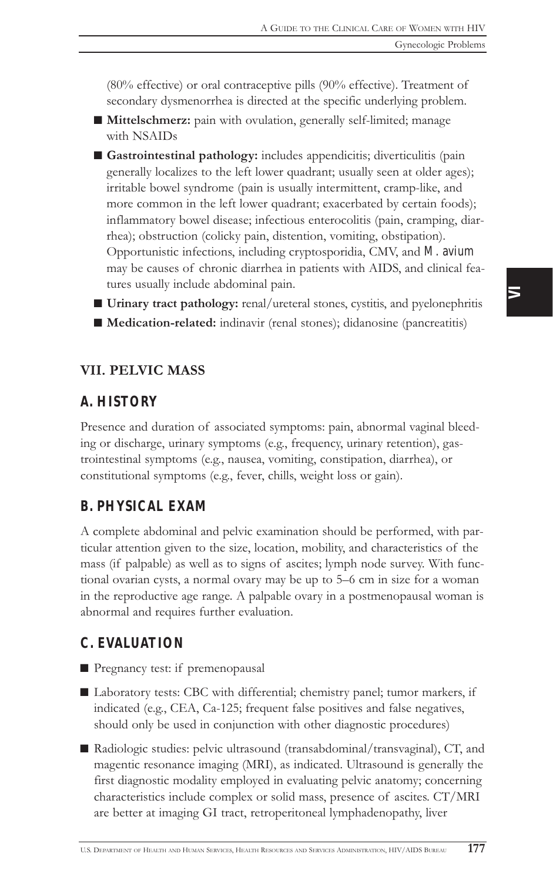(80% effective) or oral contraceptive pills (90% effective). Treatment of secondary dysmenorrhea is directed at the specific underlying problem.

- **Mittelschmerz:** pain with ovulation, generally self-limited; manage with NSAIDs
- **Gastrointestinal pathology:** includes appendicitis; diverticulitis (pain generally localizes to the left lower quadrant; usually seen at older ages); irritable bowel syndrome (pain is usually intermittent, cramp-like, and more common in the left lower quadrant; exacerbated by certain foods); inflammatory bowel disease; infectious enterocolitis (pain, cramping, diarrhea); obstruction (colicky pain, distention, vomiting, obstipation). Opportunistic infections, including cryptosporidia, CMV, and *M. avium* may be causes of chronic diarrhea in patients with AIDS, and clinical features usually include abdominal pain.
- **Urinary tract pathology:** renal/ureteral stones, cystitis, and pyelonephritis
- **Medication-related:** indinavir (renal stones); didanosine (pancreatitis)

## VII. PELVIC MASS

### A. HISTORY

Presence and duration of associated symptoms: pain, abnormal vaginal bleeding or discharge, urinary symptoms (e.g., frequency, urinary retention), gastrointestinal symptoms (e.g., nausea, vomiting, constipation, diarrhea), or constitutional symptoms (e.g., fever, chills, weight loss or gain).

### B. PHYSICAL EXAM

A complete abdominal and pelvic examination should be performed, with particular attention given to the size, location, mobility, and characteristics of the mass (if palpable) as well as to signs of ascites; lymph node survey. With functional ovarian cysts, a normal ovary may be up to 5–6 cm in size for a woman in the reproductive age range. A palpable ovary in a postmenopausal woman is abnormal and requires further evaluation.

### C. EVALUATION

- Pregnancy test: if premenopausal
- Laboratory tests: CBC with differential; chemistry panel; tumor markers, if indicated (e.g., CEA, Ca-125; frequent false positives and false negatives, should only be used in conjunction with other diagnostic procedures)
- Radiologic studies: pelvic ultrasound (transabdominal/transvaginal), CT, and magentic resonance imaging (MRI), as indicated. Ultrasound is generally the first diagnostic modality employed in evaluating pelvic anatomy; concerning characteristics include complex or solid mass, presence of ascites. CT/MRI are better at imaging GI tract, retroperitoneal lymphadenopathy, liver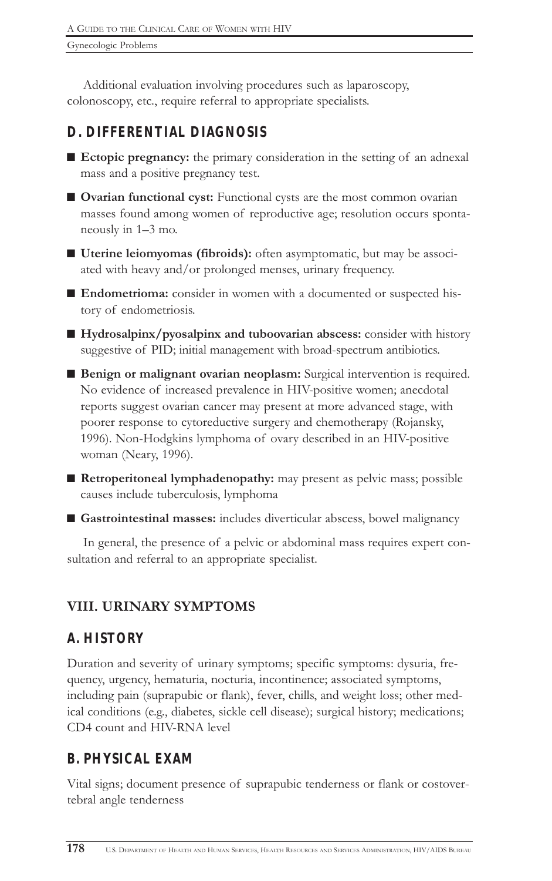Additional evaluation involving procedures such as laparoscopy, colonoscopy, etc., require referral to appropriate specialists.

## D. DIFFERENTIAL DIAGNOSIS

- **Ectopic pregnancy:** the primary consideration in the setting of an adnexal mass and a positive pregnancy test.
- **Ovarian functional cyst:** Functional cysts are the most common ovarian masses found among women of reproductive age; resolution occurs spontaneously in 1–3 mo.
- **Uterine leiomyomas (fibroids):** often asymptomatic, but may be associated with heavy and/or prolonged menses, urinary frequency.
- **Endometrioma:** consider in women with a documented or suspected history of endometriosis.
- **Hydrosalpinx/pyosalpinx and tuboovarian abscess:** consider with history suggestive of PID; initial management with broad-spectrum antibiotics.
- **Benign or malignant ovarian neoplasm:** Surgical intervention is required. No evidence of increased prevalence in HIV-positive women; anecdotal reports suggest ovarian cancer may present at more advanced stage, with poorer response to cytoreductive surgery and chemotherapy (Rojansky, 1996). Non-Hodgkins lymphoma of ovary described in an HIV-positive woman (Neary, 1996).
- **Retroperitoneal lymphadenopathy:** may present as pelvic mass; possible causes include tuberculosis, lymphoma
- **Gastrointestinal masses:** includes diverticular abscess, bowel malignancy

In general, the presence of a pelvic or abdominal mass requires expert consultation and referral to an appropriate specialist.

# VIII. URINARY SYMPTOMS

## A. HISTORY

Duration and severity of urinary symptoms; specific symptoms: dysuria, frequency, urgency, hematuria, nocturia, incontinence; associated symptoms, including pain (suprapubic or flank), fever, chills, and weight loss; other medical conditions (e.g., diabetes, sickle cell disease); surgical history; medications; CD4 count and HIV-RNA level

## B. PHYSICAL EXAM

Vital signs; document presence of suprapubic tenderness or flank or costovertebral angle tenderness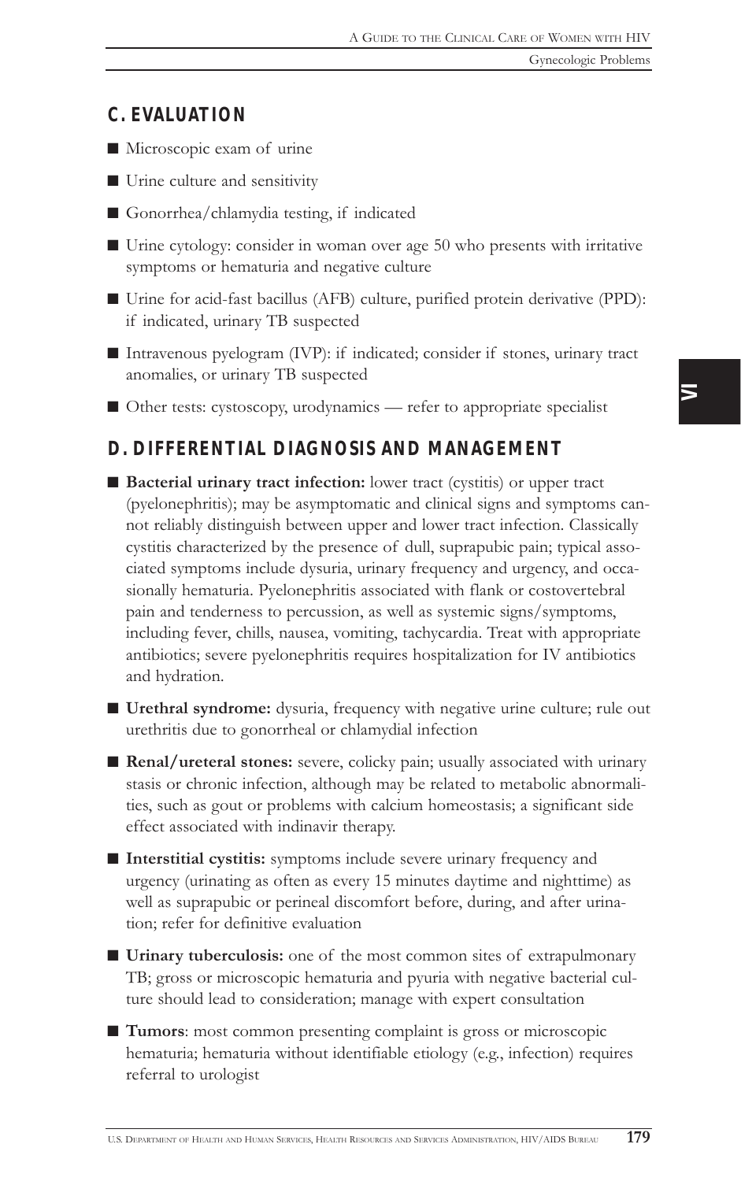## C. EVALUATION

- Microscopic exam of urine
- Urine culture and sensitivity
- Gonorrhea/chlamydia testing, if indicated
- Urine cytology: consider in woman over age 50 who presents with irritative symptoms or hematuria and negative culture
- Urine for acid-fast bacillus (AFB) culture, purified protein derivative (PPD): if indicated, urinary TB suspected
- Intravenous pyelogram (IVP): if indicated; consider if stones, urinary tract anomalies, or urinary TB suspected
- Other tests: cystoscopy, urodynamics — refer to appropriate specialist

## D. DIFFERENTIAL DIAGNOSIS AND MANAGEMENT

- **Bacterial urinary tract infection:** lower tract (cystitis) or upper tract (pyelonephritis); may be asymptomatic and clinical signs and symptoms cannot reliably distinguish between upper and lower tract infection. Classically cystitis characterized by the presence of dull, suprapubic pain; typical associated symptoms include dysuria, urinary frequency and urgency, and occasionally hematuria. Pyelonephritis associated with flank or costovertebral pain and tenderness to percussion, as well as systemic signs/symptoms, including fever, chills, nausea, vomiting, tachycardia. Treat with appropriate antibiotics; severe pyelonephritis requires hospitalization for IV antibiotics and hydration.
- **Urethral syndrome:** dysuria, frequency with negative urine culture; rule out urethritis due to gonorrheal or chlamydial infection
- **Renal/ureteral stones:** severe, colicky pain; usually associated with urinary stasis or chronic infection, although may be related to metabolic abnormalities, such as gout or problems with calcium homeostasis; a significant side effect associated with indinavir therapy.
- **Interstitial cystitis:** symptoms include severe urinary frequency and urgency (urinating as often as every 15 minutes daytime and nighttime) as well as suprapubic or perineal discomfort before, during, and after urination; refer for definitive evaluation
- **Urinary tuberculosis:** one of the most common sites of extrapulmonary TB; gross or microscopic hematuria and pyuria with negative bacterial culture should lead to consideration; manage with expert consultation
- **Tumors**: most common presenting complaint is gross or microscopic hematuria; hematuria without identifiable etiology (e.g., infection) requires referral to urologist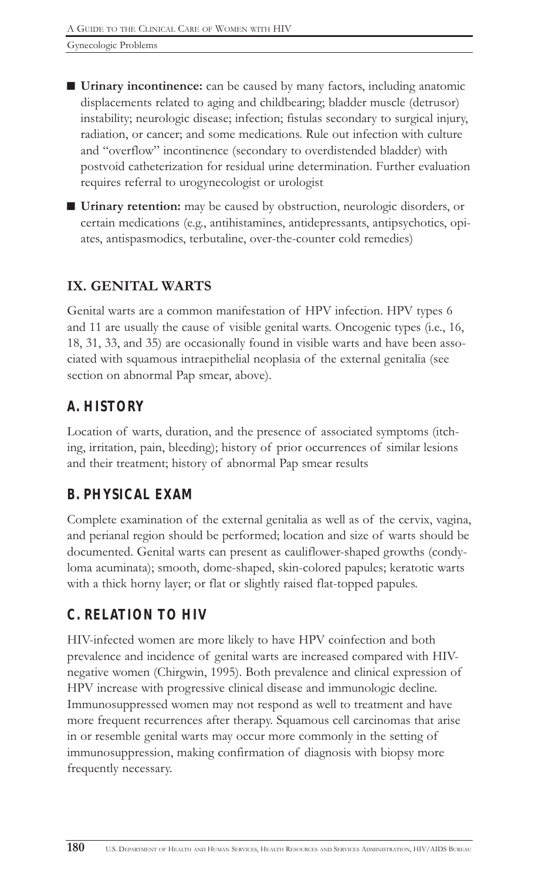- **Urinary incontinence:** can be caused by many factors, including anatomic displacements related to aging and childbearing; bladder muscle (detrusor) instability; neurologic disease; infection; fistulas secondary to surgical injury, radiation, or cancer; and some medications. Rule out infection with culture and "overflow" incontinence (secondary to overdistended bladder) with postvoid catheterization for residual urine determination. Further evaluation requires referral to urogynecologist or urologist
- **Urinary retention:** may be caused by obstruction, neurologic disorders, or certain medications (e.g., antihistamines, antidepressants, antipsychotics, opiates, antispasmodics, terbutaline, over-the-counter cold remedies)

## IX. GENITAL WARTS

Genital warts are a common manifestation of HPV infection. HPV types 6 and 11 are usually the cause of visible genital warts. Oncogenic types (i.e., 16, 18, 31, 33, and 35) are occasionally found in visible warts and have been associated with squamous intraepithelial neoplasia of the external genitalia (see section on abnormal Pap smear, above).

### A. HISTORY

Location of warts, duration, and the presence of associated symptoms (itching, irritation, pain, bleeding); history of prior occurrences of similar lesions and their treatment; history of abnormal Pap smear results

### B. PHYSICAL EXAM

Complete examination of the external genitalia as well as of the cervix, vagina, and perianal region should be performed; location and size of warts should be documented. Genital warts can present as cauliflower-shaped growths (condyloma acuminata); smooth, dome-shaped, skin-colored papules; keratotic warts with a thick horny layer; or flat or slightly raised flat-topped papules.

### C. RELATION TO HIV

HIV-infected women are more likely to have HPV coinfection and both prevalence and incidence of genital warts are increased compared with HIV-negative women (Chirgwin, 1995). Both prevalence and clinical expression of HPV increase with progressive clinical disease and immunologic decline. Immunosuppressed women may not respond as well to treatment and have more frequent recurrences after therapy. Squamous cell carcinomas that arise in or resemble genital warts may occur more commonly in the setting of immunosuppression, making confirmation of diagnosis with biopsy more frequently necessary.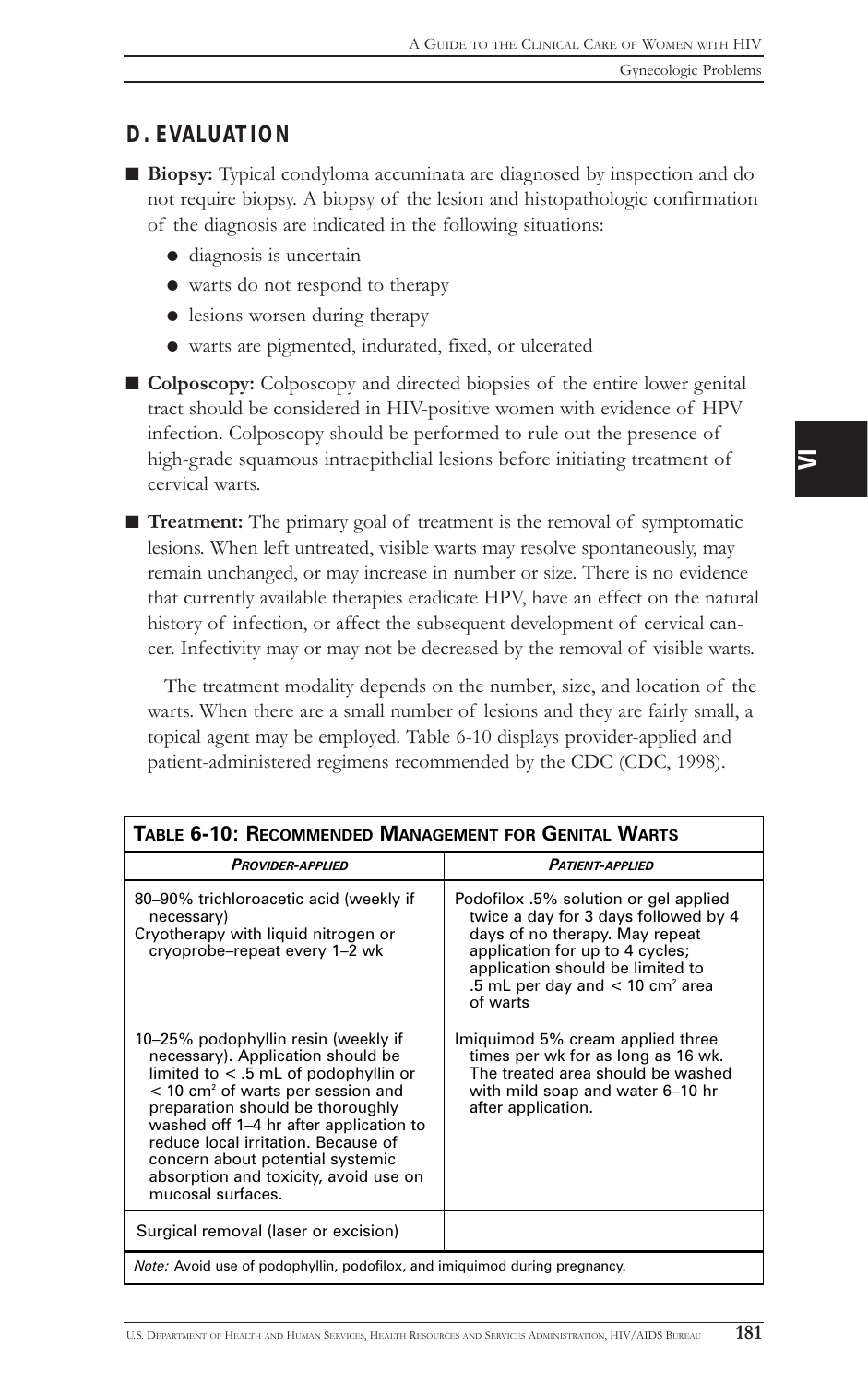## D. EVALUATION

- **Biopsy:** Typical condyloma accuminata are diagnosed by inspection and do not require biopsy. A biopsy of the lesion and histopathologic confirmation of the diagnosis are indicated in the following situations:
  - diagnosis is uncertain
  - warts do not respond to therapy
  - lesions worsen during therapy
  - warts are pigmented, indurated, fixed, or ulcerated
- **Colposcopy:** Colposcopy and directed biopsies of the entire lower genital tract should be considered in HIV-positive women with evidence of HPV infection. Colposcopy should be performed to rule out the presence of high-grade squamous intraepithelial lesions before initiating treatment of cervical warts.
- **Treatment:** The primary goal of treatment is the removal of symptomatic lesions. When left untreated, visible warts may resolve spontaneously, may remain unchanged, or may increase in number or size. There is no evidence that currently available therapies eradicate HPV, have an effect on the natural history of infection, or affect the subsequent development of cervical cancer. Infectivity may or may not be decreased by the removal of visible warts.

  The treatment modality depends on the number, size, and location of the warts. When there are a small number of lesions and they are fairly small, a topical agent may be employed. Table 6-10 displays provider-applied and patient-administered regimens recommended by the CDC (CDC, 1998).

**Table 6-10: Recommended Management for Genital Warts**

| *Provider-applied* | *Patient-applied* |
|---|---|
| 80–90% trichloroacetic acid (weekly if necessary)<br>Cryotherapy with liquid nitrogen or cryoprobe–repeat every 1–2 wk | Podofilox .5% solution or gel applied twice a day for 3 days followed by 4 days of no therapy. May repeat application for up to 4 cycles; application should be limited to .5 mL per day and < 10 cm² area of warts |
| 10–25% podophyllin resin (weekly if necessary). Application should be limited to < .5 mL of podophyllin or < 10 cm² of warts per session and preparation should be thoroughly washed off 1–4 hr after application to reduce local irritation. Because of concern about potential systemic absorption and toxicity, avoid use on mucosal surfaces. | Imiquimod 5% cream applied three times per wk for as long as 16 wk. The treated area should be washed with mild soap and water 6–10 hr after application. |
| Surgical removal (laser or excision) | |

*Note:* Avoid use of podophyllin, podofilox, and imiquimod during pregnancy.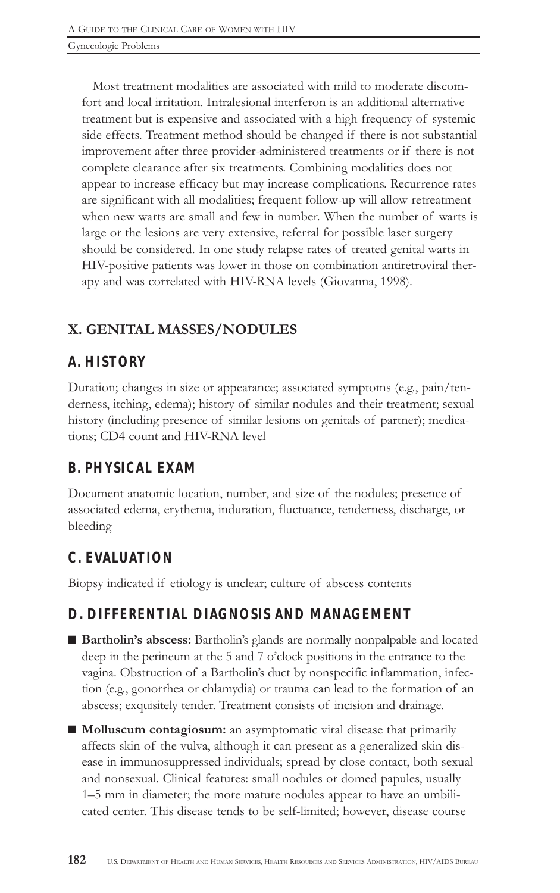Most treatment modalities are associated with mild to moderate discomfort and local irritation. Intralesional interferon is an additional alternative treatment but is expensive and associated with a high frequency of systemic side effects. Treatment method should be changed if there is not substantial improvement after three provider-administered treatments or if there is not complete clearance after six treatments. Combining modalities does not appear to increase efficacy but may increase complications. Recurrence rates are significant with all modalities; frequent follow-up will allow retreatment when new warts are small and few in number. When the number of warts is large or the lesions are very extensive, referral for possible laser surgery should be considered. In one study relapse rates of treated genital warts in HIV-positive patients was lower in those on combination antiretroviral therapy and was correlated with HIV-RNA levels (Giovanna, 1998).

## X. GENITAL MASSES/NODULES

### A. HISTORY

Duration; changes in size or appearance; associated symptoms (e.g., pain/tenderness, itching, edema); history of similar nodules and their treatment; sexual history (including presence of similar lesions on genitals of partner); medications; CD4 count and HIV-RNA level

### B. PHYSICAL EXAM

Document anatomic location, number, and size of the nodules; presence of associated edema, erythema, induration, fluctuance, tenderness, discharge, or bleeding

### C. EVALUATION

Biopsy indicated if etiology is unclear; culture of abscess contents

### D. DIFFERENTIAL DIAGNOSIS AND MANAGEMENT

- **Bartholin's abscess:** Bartholin's glands are normally nonpalpable and located deep in the perineum at the 5 and 7 o'clock positions in the entrance to the vagina. Obstruction of a Bartholin's duct by nonspecific inflammation, infection (e.g., gonorrhea or chlamydia) or trauma can lead to the formation of an abscess; exquisitely tender. Treatment consists of incision and drainage.
- **Molluscum contagiosum:** an asymptomatic viral disease that primarily affects skin of the vulva, although it can present as a generalized skin disease in immunosuppressed individuals; spread by close contact, both sexual and nonsexual. Clinical features: small nodules or domed papules, usually 1–5 mm in diameter; the more mature nodules appear to have an umbilicated center. This disease tends to be self-limited; however, disease course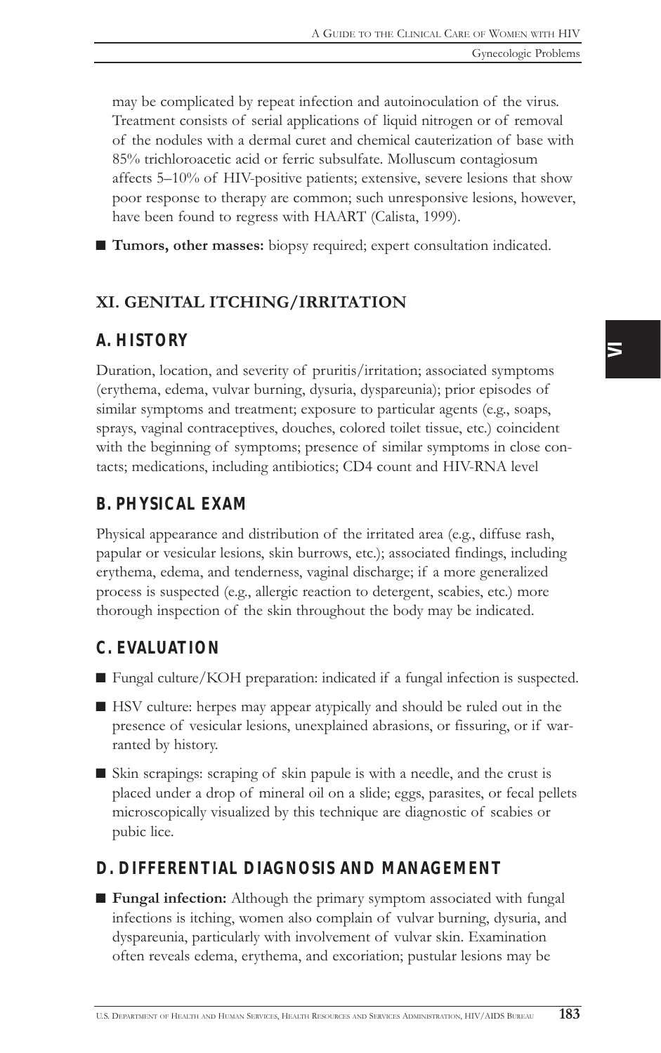may be complicated by repeat infection and autoinoculation of the virus. Treatment consists of serial applications of liquid nitrogen or of removal of the nodules with a dermal curet and chemical cauterization of base with 85% trichloroacetic acid or ferric subsulfate. Molluscum contagiosum affects 5–10% of HIV-positive patients; extensive, severe lesions that show poor response to therapy are common; such unresponsive lesions, however, have been found to regress with HAART (Calista, 1999).

- **Tumors, other masses:** biopsy required; expert consultation indicated.

## XI. GENITAL ITCHING/IRRITATION

### A. HISTORY

Duration, location, and severity of pruritis/irritation; associated symptoms (erythema, edema, vulvar burning, dysuria, dyspareunia); prior episodes of similar symptoms and treatment; exposure to particular agents (e.g., soaps, sprays, vaginal contraceptives, douches, colored toilet tissue, etc.) coincident with the beginning of symptoms; presence of similar symptoms in close contacts; medications, including antibiotics; CD4 count and HIV-RNA level

### B. PHYSICAL EXAM

Physical appearance and distribution of the irritated area (e.g., diffuse rash, papular or vesicular lesions, skin burrows, etc.); associated findings, including erythema, edema, and tenderness, vaginal discharge; if a more generalized process is suspected (e.g., allergic reaction to detergent, scabies, etc.) more thorough inspection of the skin throughout the body may be indicated.

### C. EVALUATION

- Fungal culture/KOH preparation: indicated if a fungal infection is suspected.
- HSV culture: herpes may appear atypically and should be ruled out in the presence of vesicular lesions, unexplained abrasions, or fissuring, or if warranted by history.
- Skin scrapings: scraping of skin papule is with a needle, and the crust is placed under a drop of mineral oil on a slide; eggs, parasites, or fecal pellets microscopically visualized by this technique are diagnostic of scabies or pubic lice.

### D. DIFFERENTIAL DIAGNOSIS AND MANAGEMENT

- **Fungal infection:** Although the primary symptom associated with fungal infections is itching, women also complain of vulvar burning, dysuria, and dyspareunia, particularly with involvement of vulvar skin. Examination often reveals edema, erythema, and excoriation; pustular lesions may be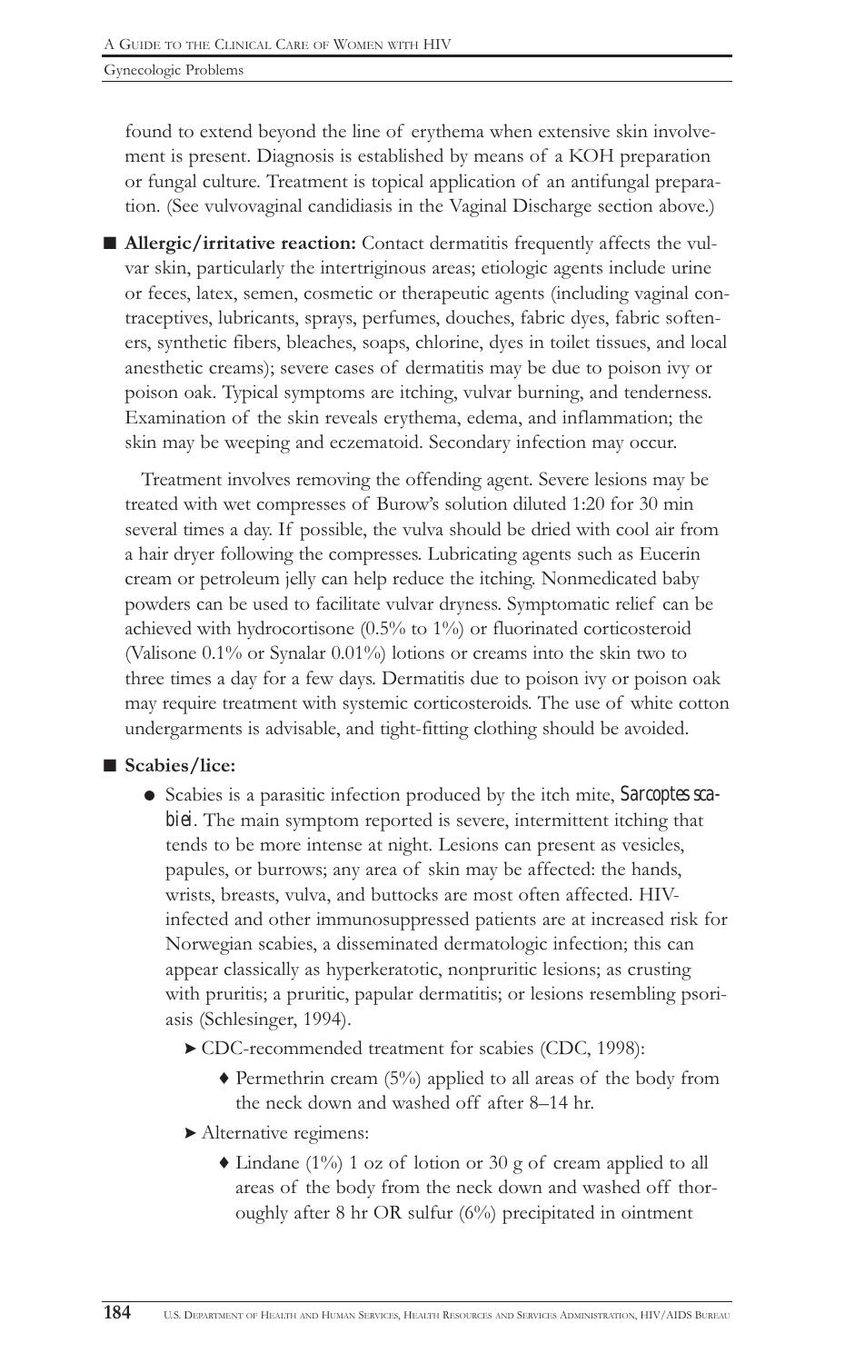found to extend beyond the line of erythema when extensive skin involvement is present. Diagnosis is established by means of a KOH preparation or fungal culture. Treatment is topical application of an antifungal preparation. (See vulvovaginal candidiasis in the Vaginal Discharge section above.)

- **Allergic/irritative reaction:** Contact dermatitis frequently affects the vulvar skin, particularly the intertriginous areas; etiologic agents include urine or feces, latex, semen, cosmetic or therapeutic agents (including vaginal contraceptives, lubricants, sprays, perfumes, douches, fabric dyes, fabric softeners, synthetic fibers, bleaches, soaps, chlorine, dyes in toilet tissues, and local anesthetic creams); severe cases of dermatitis may be due to poison ivy or poison oak. Typical symptoms are itching, vulvar burning, and tenderness. Examination of the skin reveals erythema, edema, and inflammation; the skin may be weeping and eczematoid. Secondary infection may occur.

  Treatment involves removing the offending agent. Severe lesions may be treated with wet compresses of Burow's solution diluted 1:20 for 30 min several times a day. If possible, the vulva should be dried with cool air from a hair dryer following the compresses. Lubricating agents such as Eucerin cream or petroleum jelly can help reduce the itching. Nonmedicated baby powders can be used to facilitate vulvar dryness. Symptomatic relief can be achieved with hydrocortisone (0.5% to 1%) or fluorinated corticosteroid (Valisone 0.1% or Synalar 0.01%) lotions or creams into the skin two to three times a day for a few days. Dermatitis due to poison ivy or poison oak may require treatment with systemic corticosteroids. The use of white cotton undergarments is advisable, and tight-fitting clothing should be avoided.

- **Scabies/lice:**
  - Scabies is a parasitic infection produced by the itch mite, *Sarcoptes scabiei*. The main symptom reported is severe, intermittent itching that tends to be more intense at night. Lesions can present as vesicles, papules, or burrows; any area of skin may be affected: the hands, wrists, breasts, vulva, and buttocks are most often affected. HIV-infected and other immunosuppressed patients are at increased risk for Norwegian scabies, a disseminated dermatologic infection; this can appear classically as hyperkeratotic, nonpruritic lesions; as crusting with pruritis; a pruritic, papular dermatitis; or lesions resembling psoriasis (Schlesinger, 1994).
    - CDC-recommended treatment for scabies (CDC, 1998):
      - Permethrin cream (5%) applied to all areas of the body from the neck down and washed off after 8–14 hr.
    - Alternative regimens:
      - Lindane (1%) 1 oz of lotion or 30 g of cream applied to all areas of the body from the neck down and washed off thoroughly after 8 hr OR sulfur (6%) precipitated in ointment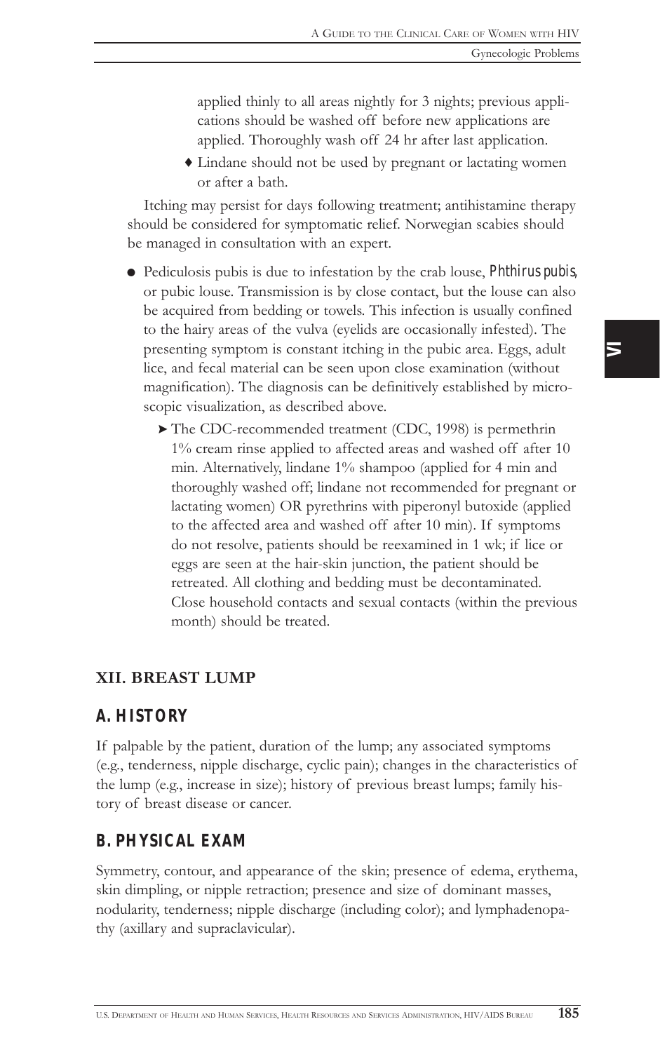applied thinly to all areas nightly for 3 nights; previous applications should be washed off before new applications are applied. Thoroughly wash off 24 hr after last application.

- ♦ Lindane should not be used by pregnant or lactating women or after a bath.

Itching may persist for days following treatment; antihistamine therapy should be considered for symptomatic relief. Norwegian scabies should be managed in consultation with an expert.

- Pediculosis pubis is due to infestation by the crab louse, *Phthirus pubis*, or pubic louse. Transmission is by close contact, but the louse can also be acquired from bedding or towels. This infection is usually confined to the hairy areas of the vulva (eyelids are occasionally infested). The presenting symptom is constant itching in the pubic area. Eggs, adult lice, and fecal material can be seen upon close examination (without magnification). The diagnosis can be definitively established by microscopic visualization, as described above.
  - ➤ The CDC-recommended treatment (CDC, 1998) is permethrin 1% cream rinse applied to affected areas and washed off after 10 min. Alternatively, lindane 1% shampoo (applied for 4 min and thoroughly washed off; lindane not recommended for pregnant or lactating women) OR pyrethrins with piperonyl butoxide (applied to the affected area and washed off after 10 min). If symptoms do not resolve, patients should be reexamined in 1 wk; if lice or eggs are seen at the hair-skin junction, the patient should be retreated. All clothing and bedding must be decontaminated. Close household contacts and sexual contacts (within the previous month) should be treated.

## XII. BREAST LUMP

### A. HISTORY

If palpable by the patient, duration of the lump; any associated symptoms (e.g., tenderness, nipple discharge, cyclic pain); changes in the characteristics of the lump (e.g., increase in size); history of previous breast lumps; family history of breast disease or cancer.

### B. PHYSICAL EXAM

Symmetry, contour, and appearance of the skin; presence of edema, erythema, skin dimpling, or nipple retraction; presence and size of dominant masses, nodularity, tenderness; nipple discharge (including color); and lymphadenopathy (axillary and supraclavicular).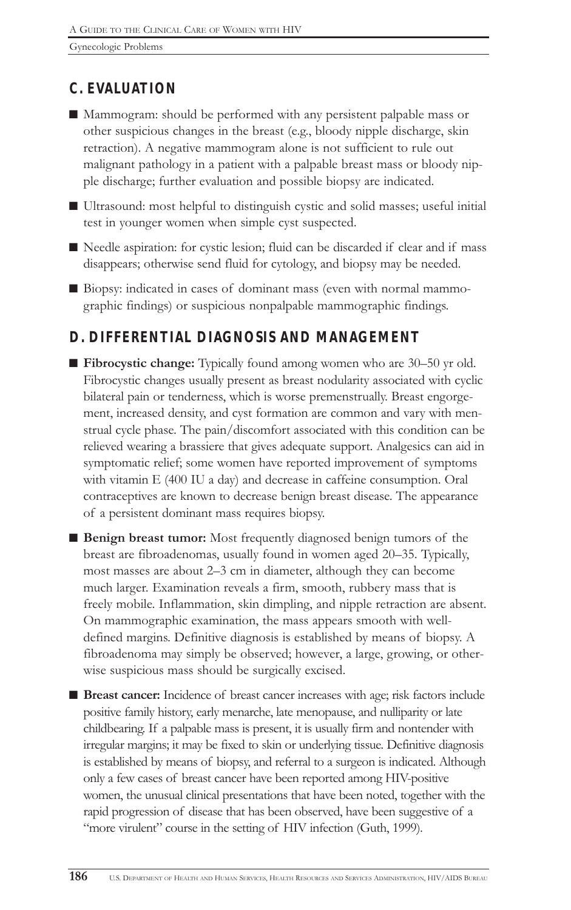## C. EVALUATION

- Mammogram: should be performed with any persistent palpable mass or other suspicious changes in the breast (e.g., bloody nipple discharge, skin retraction). A negative mammogram alone is not sufficient to rule out malignant pathology in a patient with a palpable breast mass or bloody nipple discharge; further evaluation and possible biopsy are indicated.
- Ultrasound: most helpful to distinguish cystic and solid masses; useful initial test in younger women when simple cyst suspected.
- Needle aspiration: for cystic lesion; fluid can be discarded if clear and if mass disappears; otherwise send fluid for cytology, and biopsy may be needed.
- Biopsy: indicated in cases of dominant mass (even with normal mammographic findings) or suspicious nonpalpable mammographic findings.

## D. DIFFERENTIAL DIAGNOSIS AND MANAGEMENT

- **Fibrocystic change:** Typically found among women who are 30–50 yr old. Fibrocystic changes usually present as breast nodularity associated with cyclic bilateral pain or tenderness, which is worse premenstrually. Breast engorgement, increased density, and cyst formation are common and vary with menstrual cycle phase. The pain/discomfort associated with this condition can be relieved wearing a brassiere that gives adequate support. Analgesics can aid in symptomatic relief; some women have reported improvement of symptoms with vitamin E (400 IU a day) and decrease in caffeine consumption. Oral contraceptives are known to decrease benign breast disease. The appearance of a persistent dominant mass requires biopsy.
- **Benign breast tumor:** Most frequently diagnosed benign tumors of the breast are fibroadenomas, usually found in women aged 20–35. Typically, most masses are about 2–3 cm in diameter, although they can become much larger. Examination reveals a firm, smooth, rubbery mass that is freely mobile. Inflammation, skin dimpling, and nipple retraction are absent. On mammographic examination, the mass appears smooth with well-defined margins. Definitive diagnosis is established by means of biopsy. A fibroadenoma may simply be observed; however, a large, growing, or otherwise suspicious mass should be surgically excised.
- **Breast cancer:** Incidence of breast cancer increases with age; risk factors include positive family history, early menarche, late menopause, and nulliparity or late childbearing. If a palpable mass is present, it is usually firm and nontender with irregular margins; it may be fixed to skin or underlying tissue. Definitive diagnosis is established by means of biopsy, and referral to a surgeon is indicated. Although only a few cases of breast cancer have been reported among HIV-positive women, the unusual clinical presentations that have been noted, together with the rapid progression of disease that has been observed, have been suggestive of a "more virulent" course in the setting of HIV infection (Guth, 1999).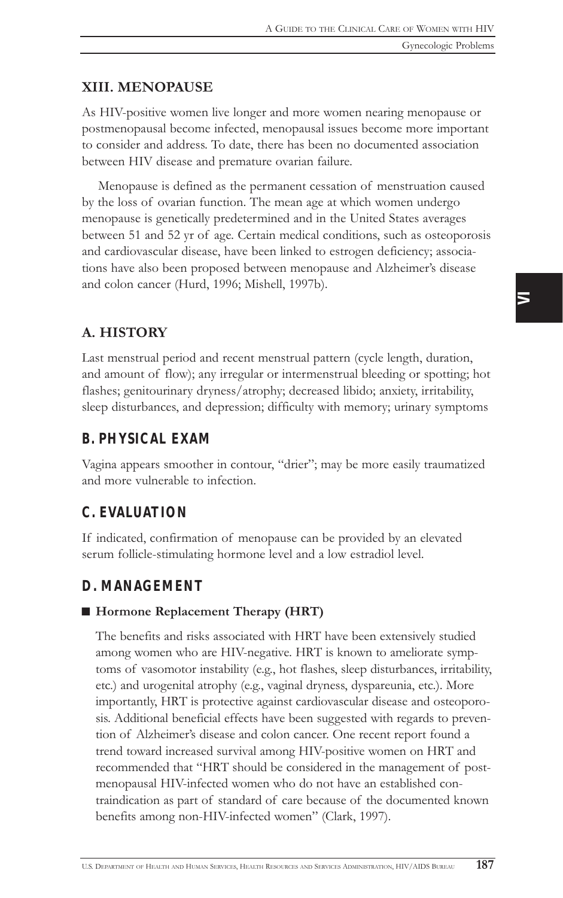## XIII. MENOPAUSE

As HIV-positive women live longer and more women nearing menopause or postmenopausal become infected, menopausal issues become more important to consider and address. To date, there has been no documented association between HIV disease and premature ovarian failure.

Menopause is defined as the permanent cessation of menstruation caused by the loss of ovarian function. The mean age at which women undergo menopause is genetically predetermined and in the United States averages between 51 and 52 yr of age. Certain medical conditions, such as osteoporosis and cardiovascular disease, have been linked to estrogen deficiency; associations have also been proposed between menopause and Alzheimer's disease and colon cancer (Hurd, 1996; Mishell, 1997b).

### A. HISTORY

Last menstrual period and recent menstrual pattern (cycle length, duration, and amount of flow); any irregular or intermenstrual bleeding or spotting; hot flashes; genitourinary dryness/atrophy; decreased libido; anxiety, irritability, sleep disturbances, and depression; difficulty with memory; urinary symptoms

### B. PHYSICAL EXAM

Vagina appears smoother in contour, "drier"; may be more easily traumatized and more vulnerable to infection.

### C. EVALUATION

If indicated, confirmation of menopause can be provided by an elevated serum follicle-stimulating hormone level and a low estradiol level.

### D. MANAGEMENT

■ **Hormone Replacement Therapy (HRT)**

The benefits and risks associated with HRT have been extensively studied among women who are HIV-negative. HRT is known to ameliorate symptoms of vasomotor instability (e.g., hot flashes, sleep disturbances, irritability, etc.) and urogenital atrophy (e.g., vaginal dryness, dyspareunia, etc.). More importantly, HRT is protective against cardiovascular disease and osteoporosis. Additional beneficial effects have been suggested with regards to prevention of Alzheimer's disease and colon cancer. One recent report found a trend toward increased survival among HIV-positive women on HRT and recommended that "HRT should be considered in the management of postmenopausal HIV-infected women who do not have an established contraindication as part of standard of care because of the documented known benefits among non-HIV-infected women" (Clark, 1997).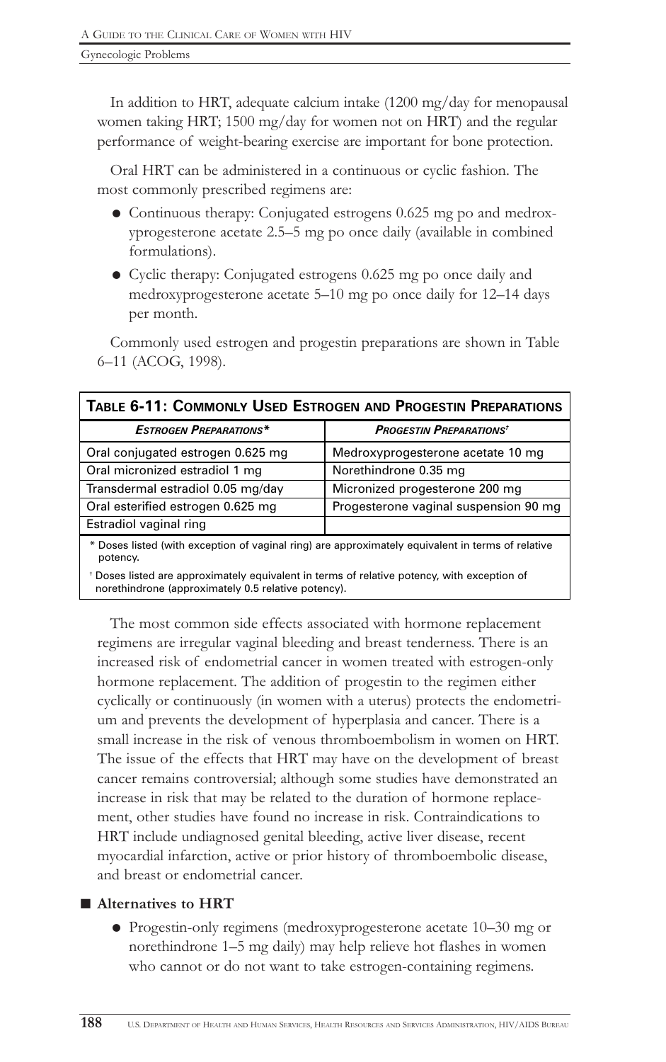In addition to HRT, adequate calcium intake (1200 mg/day for menopausal women taking HRT; 1500 mg/day for women not on HRT) and the regular performance of weight-bearing exercise are important for bone protection.

Oral HRT can be administered in a continuous or cyclic fashion. The most commonly prescribed regimens are:

- Continuous therapy: Conjugated estrogens 0.625 mg po and medroxyprogesterone acetate 2.5–5 mg po once daily (available in combined formulations).
- Cyclic therapy: Conjugated estrogens 0.625 mg po once daily and medroxyprogesterone acetate 5–10 mg po once daily for 12–14 days per month.

Commonly used estrogen and progestin preparations are shown in Table 6–11 (ACOG, 1998).

**TABLE 6-11: COMMONLY USED ESTROGEN AND PROGESTIN PREPARATIONS**

| *ESTROGEN PREPARATIONS** | *PROGESTIN PREPARATIONS*[†] |
|---|---|
| Oral conjugated estrogen 0.625 mg | Medroxyprogesterone acetate 10 mg |
| Oral micronized estradiol 1 mg | Norethindrone 0.35 mg |
| Transdermal estradiol 0.05 mg/day | Micronized progesterone 200 mg |
| Oral esterified estrogen 0.625 mg | Progesterone vaginal suspension 90 mg |
| Estradiol vaginal ring | |

\* Doses listed (with exception of vaginal ring) are approximately equivalent in terms of relative potency.

[†] Doses listed are approximately equivalent in terms of relative potency, with exception of norethindrone (approximately 0.5 relative potency).

The most common side effects associated with hormone replacement regimens are irregular vaginal bleeding and breast tenderness. There is an increased risk of endometrial cancer in women treated with estrogen-only hormone replacement. The addition of progestin to the regimen either cyclically or continuously (in women with a uterus) protects the endometrium and prevents the development of hyperplasia and cancer. There is a small increase in the risk of venous thromboembolism in women on HRT. The issue of the effects that HRT may have on the development of breast cancer remains controversial; although some studies have demonstrated an increase in risk that may be related to the duration of hormone replacement, other studies have found no increase in risk. Contraindications to HRT include undiagnosed genital bleeding, active liver disease, recent myocardial infarction, active or prior history of thromboembolic disease, and breast or endometrial cancer.

## Alternatives to HRT

- Progestin-only regimens (medroxyprogesterone acetate 10–30 mg or norethindrone 1–5 mg daily) may help relieve hot flashes in women who cannot or do not want to take estrogen-containing regimens.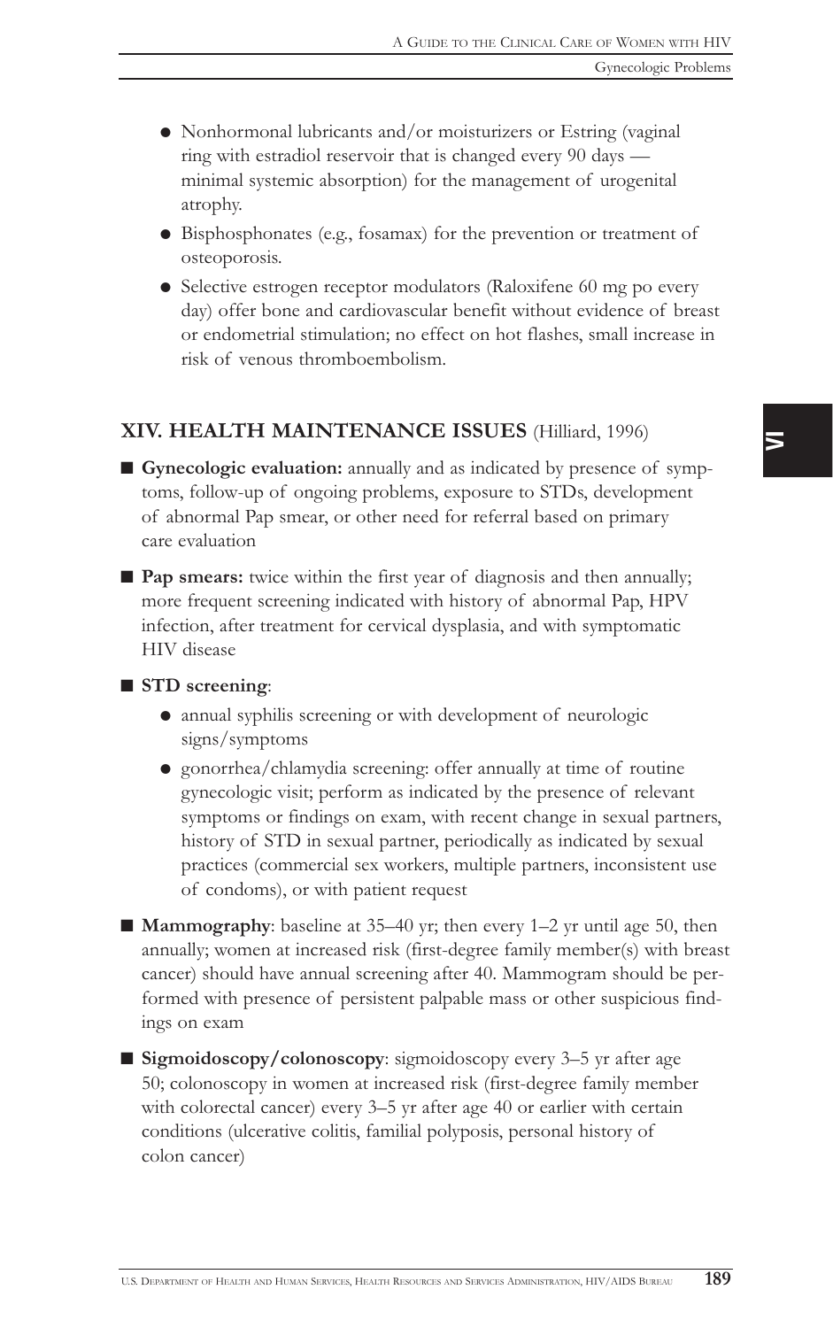- Nonhormonal lubricants and/or moisturizers or Estring (vaginal ring with estradiol reservoir that is changed every 90 days — minimal systemic absorption) for the management of urogenital atrophy.
- Bisphosphonates (e.g., fosamax) for the prevention or treatment of osteoporosis.
- Selective estrogen receptor modulators (Raloxifene 60 mg po every day) offer bone and cardiovascular benefit without evidence of breast or endometrial stimulation; no effect on hot flashes, small increase in risk of venous thromboembolism.

## XIV. HEALTH MAINTENANCE ISSUES (Hilliard, 1996)

- **Gynecologic evaluation:** annually and as indicated by presence of symptoms, follow-up of ongoing problems, exposure to STDs, development of abnormal Pap smear, or other need for referral based on primary care evaluation
- **Pap smears:** twice within the first year of diagnosis and then annually; more frequent screening indicated with history of abnormal Pap, HPV infection, after treatment for cervical dysplasia, and with symptomatic HIV disease
- **STD screening**:
  - annual syphilis screening or with development of neurologic signs/symptoms
  - gonorrhea/chlamydia screening: offer annually at time of routine gynecologic visit; perform as indicated by the presence of relevant symptoms or findings on exam, with recent change in sexual partners, history of STD in sexual partner, periodically as indicated by sexual practices (commercial sex workers, multiple partners, inconsistent use of condoms), or with patient request
- **Mammography**: baseline at 35–40 yr; then every 1–2 yr until age 50, then annually; women at increased risk (first-degree family member(s) with breast cancer) should have annual screening after 40. Mammogram should be performed with presence of persistent palpable mass or other suspicious findings on exam
- **Sigmoidoscopy/colonoscopy**: sigmoidoscopy every 3–5 yr after age 50; colonoscopy in women at increased risk (first-degree family member with colorectal cancer) every 3–5 yr after age 40 or earlier with certain conditions (ulcerative colitis, familial polyposis, personal history of colon cancer)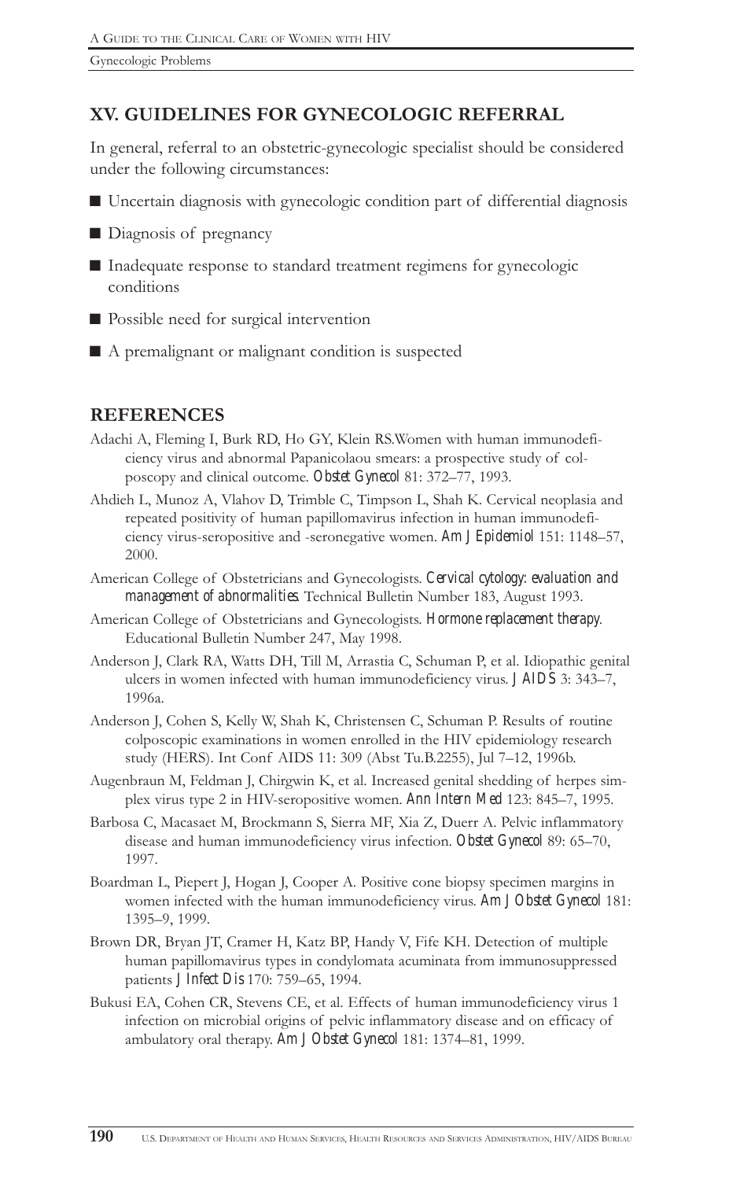## XV. GUIDELINES FOR GYNECOLOGIC REFERRAL

In general, referral to an obstetric-gynecologic specialist should be considered under the following circumstances:

- Uncertain diagnosis with gynecologic condition part of differential diagnosis
- Diagnosis of pregnancy
- Inadequate response to standard treatment regimens for gynecologic conditions
- Possible need for surgical intervention
- A premalignant or malignant condition is suspected

## REFERENCES

Adachi A, Fleming I, Burk RD, Ho GY, Klein RS.Women with human immunodeficiency virus and abnormal Papanicolaou smears: a prospective study of colposcopy and clinical outcome. *Obstet Gynecol* 81: 372–77, 1993.

Ahdieh L, Munoz A, Vlahov D, Trimble C, Timpson L, Shah K. Cervical neoplasia and repeated positivity of human papillomavirus infection in human immunodeficiency virus-seropositive and -seronegative women. *Am J Epidemiol* 151: 1148–57, 2000.

American College of Obstetricians and Gynecologists. *Cervical cytology: evaluation and management of abnormalities.* Technical Bulletin Number 183, August 1993.

American College of Obstetricians and Gynecologists. *Hormone replacement therapy.* Educational Bulletin Number 247, May 1998.

Anderson J, Clark RA, Watts DH, Till M, Arrastia C, Schuman P, et al. Idiopathic genital ulcers in women infected with human immunodeficiency virus. *J AIDS* 3: 343–7, 1996a.

Anderson J, Cohen S, Kelly W, Shah K, Christensen C, Schuman P. Results of routine colposcopic examinations in women enrolled in the HIV epidemiology research study (HERS). Int Conf AIDS 11: 309 (Abst Tu.B.2255), Jul 7–12, 1996b.

Augenbraun M, Feldman J, Chirgwin K, et al. Increased genital shedding of herpes simplex virus type 2 in HIV-seropositive women. *Ann Intern Med* 123: 845–7, 1995.

Barbosa C, Macasaet M, Brockmann S, Sierra MF, Xia Z, Duerr A. Pelvic inflammatory disease and human immunodeficiency virus infection. *Obstet Gynecol* 89: 65–70, 1997.

Boardman L, Piepert J, Hogan J, Cooper A. Positive cone biopsy specimen margins in women infected with the human immunodeficiency virus. *Am J Obstet Gynecol* 181: 1395–9, 1999.

Brown DR, Bryan JT, Cramer H, Katz BP, Handy V, Fife KH. Detection of multiple human papillomavirus types in condylomata acuminata from immunosuppressed patients *J Infect Dis* 170: 759–65, 1994.

Bukusi EA, Cohen CR, Stevens CE, et al. Effects of human immunodeficiency virus 1 infection on microbial origins of pelvic inflammatory disease and on efficacy of ambulatory oral therapy. *Am J Obstet Gynecol* 181: 1374–81, 1999.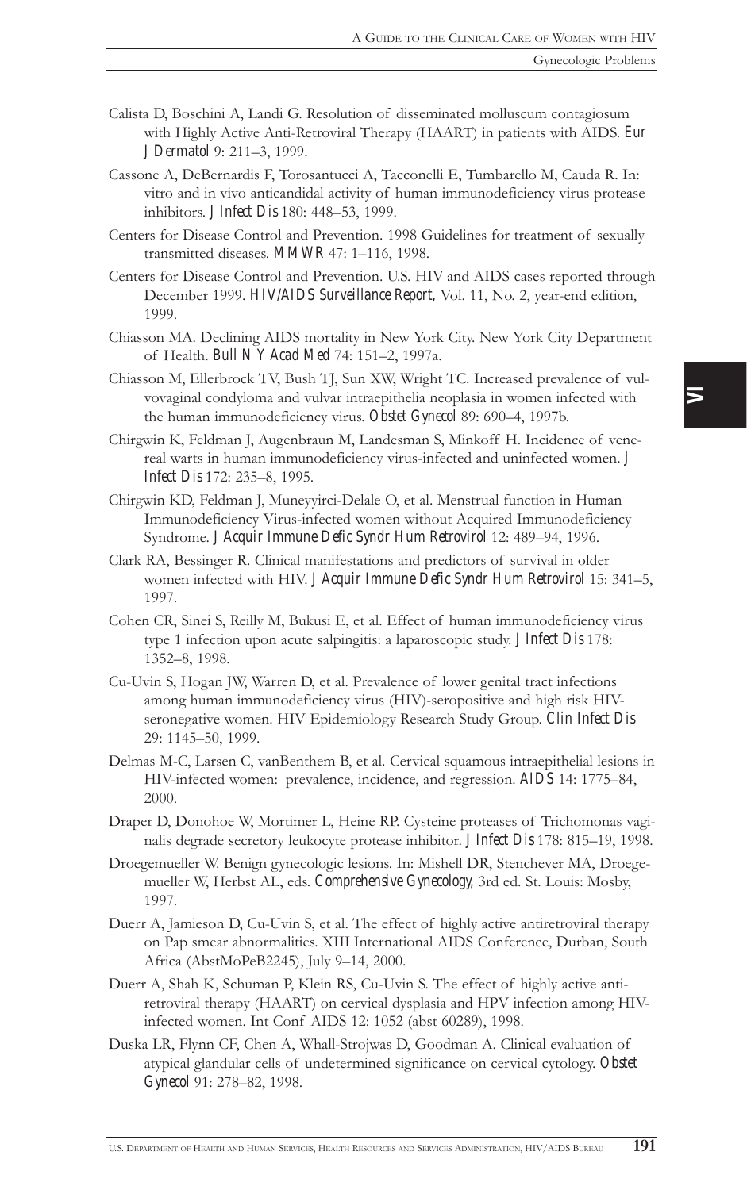Calista D, Boschini A, Landi G. Resolution of disseminated molluscum contagiosum with Highly Active Anti-Retroviral Therapy (HAART) in patients with AIDS. *Eur J Dermatol* 9: 211–3, 1999.

Cassone A, DeBernardis F, Torosantucci A, Tacconelli E, Tumbarello M, Cauda R. In: vitro and in vivo anticandidal activity of human immunodeficiency virus protease inhibitors. *J Infect Dis* 180: 448–53, 1999.

Centers for Disease Control and Prevention. 1998 Guidelines for treatment of sexually transmitted diseases. *MMWR* 47: 1–116, 1998.

Centers for Disease Control and Prevention. U.S. HIV and AIDS cases reported through December 1999. *HIV/AIDS Surveillance Report,* Vol. 11, No. 2, year-end edition, 1999.

Chiasson MA. Declining AIDS mortality in New York City. New York City Department of Health. *Bull N Y Acad Med* 74: 151–2, 1997a.

Chiasson M, Ellerbrock TV, Bush TJ, Sun XW, Wright TC. Increased prevalence of vulvovaginal condyloma and vulvar intraepithelia neoplasia in women infected with the human immunodeficiency virus. *Obstet Gynecol* 89: 690–4, 1997b.

Chirgwin K, Feldman J, Augenbraun M, Landesman S, Minkoff H. Incidence of venereal warts in human immunodeficiency virus-infected and uninfected women. *J Infect Dis* 172: 235–8, 1995.

Chirgwin KD, Feldman J, Muneyyirci-Delale O, et al. Menstrual function in Human Immunodeficiency Virus-infected women without Acquired Immunodeficiency Syndrome. *J Acquir Immune Defic Syndr Hum Retrovirol* 12: 489–94, 1996.

Clark RA, Bessinger R. Clinical manifestations and predictors of survival in older women infected with HIV. *J Acquir Immune Defic Syndr Hum Retrovirol* 15: 341–5, 1997.

Cohen CR, Sinei S, Reilly M, Bukusi E, et al. Effect of human immunodeficiency virus type 1 infection upon acute salpingitis: a laparoscopic study. *J Infect Dis* 178: 1352–8, 1998.

Cu-Uvin S, Hogan JW, Warren D, et al. Prevalence of lower genital tract infections among human immunodeficiency virus (HIV)-seropositive and high risk HIV-seronegative women. HIV Epidemiology Research Study Group. *Clin Infect Dis* 29: 1145–50, 1999.

Delmas M-C, Larsen C, vanBenthem B, et al. Cervical squamous intraepithelial lesions in HIV-infected women: prevalence, incidence, and regression. *AIDS* 14: 1775–84, 2000.

Draper D, Donohoe W, Mortimer L, Heine RP. Cysteine proteases of Trichomonas vaginalis degrade secretory leukocyte protease inhibitor. *J Infect Dis* 178: 815–19, 1998.

Droegemueller W. Benign gynecologic lesions. In: Mishell DR, Stenchever MA, Droegemueller W, Herbst AL, eds. *Comprehensive Gynecology,* 3rd ed. St. Louis: Mosby, 1997.

Duerr A, Jamieson D, Cu-Uvin S, et al. The effect of highly active antiretroviral therapy on Pap smear abnormalities. XIII International AIDS Conference, Durban, South Africa (AbstMoPeB2245), July 9–14, 2000.

Duerr A, Shah K, Schuman P, Klein RS, Cu-Uvin S. The effect of highly active antiretroviral therapy (HAART) on cervical dysplasia and HPV infection among HIV-infected women. Int Conf AIDS 12: 1052 (abst 60289), 1998.

Duska LR, Flynn CF, Chen A, Whall-Strojwas D, Goodman A. Clinical evaluation of atypical glandular cells of undetermined significance on cervical cytology. *Obstet Gynecol* 91: 278–82, 1998.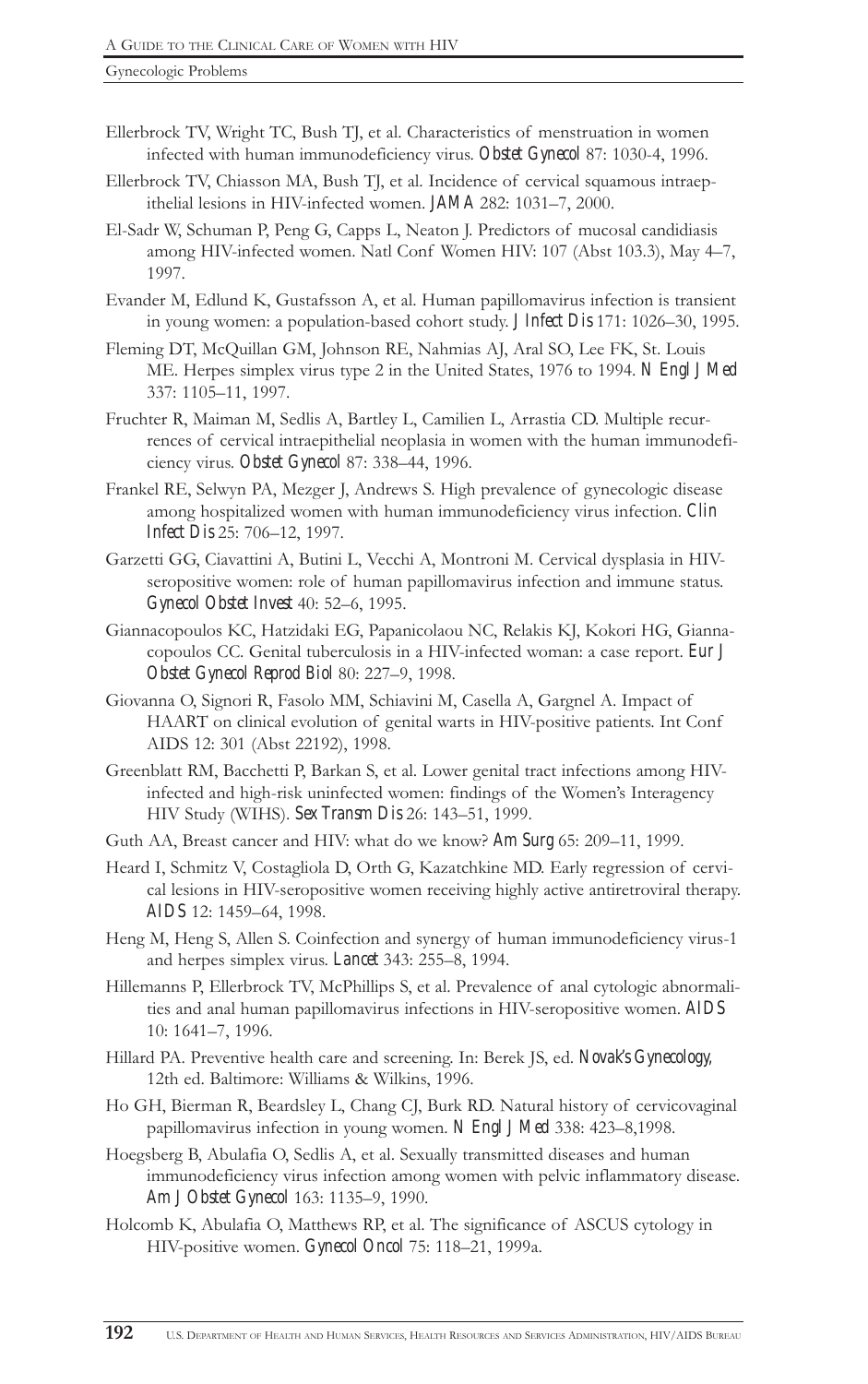Ellerbrock TV, Wright TC, Bush TJ, et al. Characteristics of menstruation in women infected with human immunodeficiency virus. *Obstet Gynecol* 87: 1030-4, 1996.

Ellerbrock TV, Chiasson MA, Bush TJ, et al. Incidence of cervical squamous intraepithelial lesions in HIV-infected women. *JAMA* 282: 1031–7, 2000.

El-Sadr W, Schuman P, Peng G, Capps L, Neaton J. Predictors of mucosal candidiasis among HIV-infected women. Natl Conf Women HIV: 107 (Abst 103.3), May 4–7, 1997.

Evander M, Edlund K, Gustafsson A, et al. Human papillomavirus infection is transient in young women: a population-based cohort study. *J Infect Dis* 171: 1026–30, 1995.

Fleming DT, McQuillan GM, Johnson RE, Nahmias AJ, Aral SO, Lee FK, St. Louis ME. Herpes simplex virus type 2 in the United States, 1976 to 1994. *N Engl J Med* 337: 1105–11, 1997.

Fruchter R, Maiman M, Sedlis A, Bartley L, Camilien L, Arrastia CD. Multiple recurrences of cervical intraepithelial neoplasia in women with the human immunodeficiency virus. *Obstet Gynecol* 87: 338–44, 1996.

Frankel RE, Selwyn PA, Mezger J, Andrews S. High prevalence of gynecologic disease among hospitalized women with human immunodeficiency virus infection. *Clin Infect Dis* 25: 706–12, 1997.

Garzetti GG, Ciavattini A, Butini L, Vecchi A, Montroni M. Cervical dysplasia in HIV-seropositive women: role of human papillomavirus infection and immune status. *Gynecol Obstet Invest* 40: 52–6, 1995.

Giannacopoulos KC, Hatzidaki EG, Papanicolaou NC, Relakis KJ, Kokori HG, Giannacopoulos CC. Genital tuberculosis in a HIV-infected woman: a case report. *Eur J Obstet Gynecol Reprod Biol* 80: 227–9, 1998.

Giovanna O, Signori R, Fasolo MM, Schiavini M, Casella A, Gargnel A. Impact of HAART on clinical evolution of genital warts in HIV-positive patients. Int Conf AIDS 12: 301 (Abst 22192), 1998.

Greenblatt RM, Bacchetti P, Barkan S, et al. Lower genital tract infections among HIV-infected and high-risk uninfected women: findings of the Women's Interagency HIV Study (WIHS). *Sex Transm Dis* 26: 143–51, 1999.

Guth AA, Breast cancer and HIV: what do we know? *Am Surg* 65: 209–11, 1999.

Heard I, Schmitz V, Costagliola D, Orth G, Kazatchkine MD. Early regression of cervical lesions in HIV-seropositive women receiving highly active antiretroviral therapy. *AIDS* 12: 1459–64, 1998.

Heng M, Heng S, Allen S. Coinfection and synergy of human immunodeficiency virus-1 and herpes simplex virus. *Lancet* 343: 255–8, 1994.

Hillemanns P, Ellerbrock TV, McPhillips S, et al. Prevalence of anal cytologic abnormalities and anal human papillomavirus infections in HIV-seropositive women. *AIDS* 10: 1641–7, 1996.

Hillard PA. Preventive health care and screening. In: Berek JS, ed. *Novak's Gynecology,* 12th ed. Baltimore: Williams & Wilkins, 1996.

Ho GH, Bierman R, Beardsley L, Chang CJ, Burk RD. Natural history of cervicovaginal papillomavirus infection in young women. *N Engl J Med* 338: 423–8,1998.

Hoegsberg B, Abulafia O, Sedlis A, et al. Sexually transmitted diseases and human immunodeficiency virus infection among women with pelvic inflammatory disease. *Am J Obstet Gynecol* 163: 1135–9, 1990.

Holcomb K, Abulafia O, Matthews RP, et al. The significance of ASCUS cytology in HIV-positive women. *Gynecol Oncol* 75: 118–21, 1999a.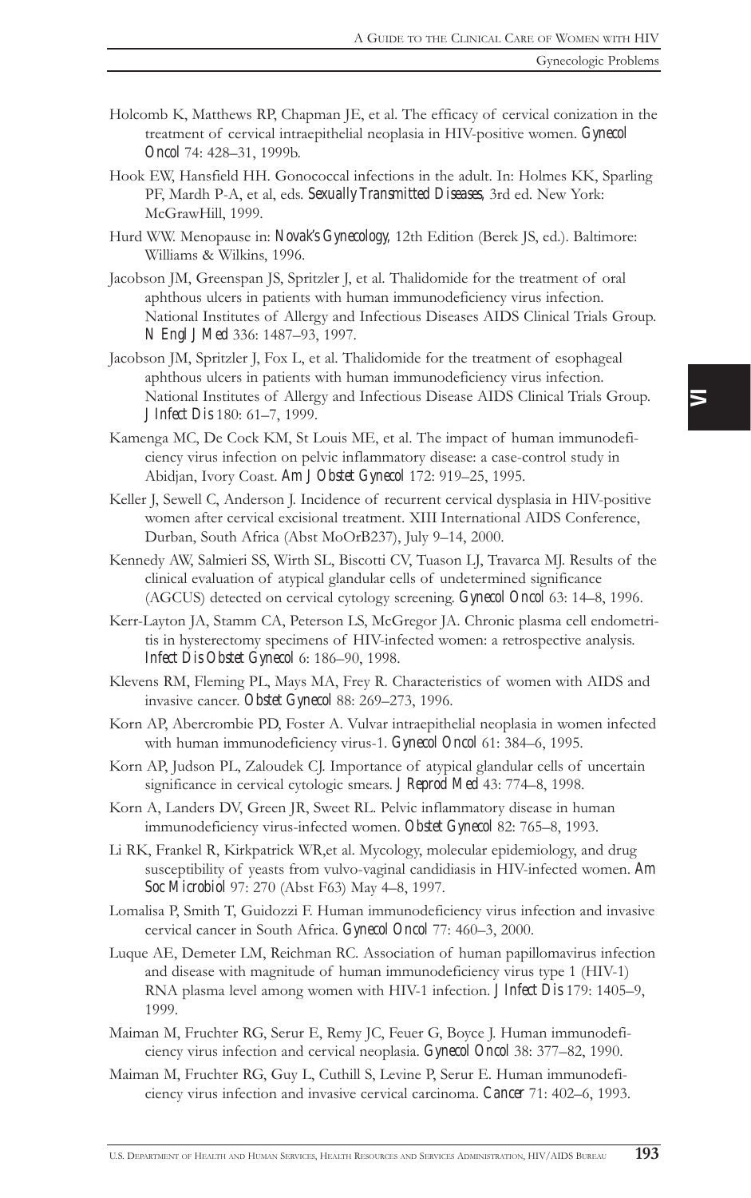Holcomb K, Matthews RP, Chapman JE, et al. The efficacy of cervical conization in the treatment of cervical intraepithelial neoplasia in HIV-positive women. *Gynecol Oncol* 74: 428–31, 1999b.

Hook EW, Hansfield HH. Gonococcal infections in the adult. In: Holmes KK, Sparling PF, Mardh P-A, et al, eds. *Sexually Transmitted Diseases*, 3rd ed. New York: McGrawHill, 1999.

Hurd WW. Menopause in: *Novak's Gynecology*, 12th Edition (Berek JS, ed.). Baltimore: Williams & Wilkins, 1996.

Jacobson JM, Greenspan JS, Spritzler J, et al. Thalidomide for the treatment of oral aphthous ulcers in patients with human immunodeficiency virus infection. National Institutes of Allergy and Infectious Diseases AIDS Clinical Trials Group. *N Engl J Med* 336: 1487–93, 1997.

Jacobson JM, Spritzler J, Fox L, et al. Thalidomide for the treatment of esophageal aphthous ulcers in patients with human immunodeficiency virus infection. National Institutes of Allergy and Infectious Disease AIDS Clinical Trials Group. *J Infect Dis* 180: 61–7, 1999.

Kamenga MC, De Cock KM, St Louis ME, et al. The impact of human immunodeficiency virus infection on pelvic inflammatory disease: a case-control study in Abidjan, Ivory Coast. *Am J Obstet Gynecol* 172: 919–25, 1995.

Keller J, Sewell C, Anderson J. Incidence of recurrent cervical dysplasia in HIV-positive women after cervical excisional treatment. XIII International AIDS Conference, Durban, South Africa (Abst MoOrB237), July 9–14, 2000.

Kennedy AW, Salmieri SS, Wirth SL, Biscotti CV, Tuason LJ, Travarca MJ. Results of the clinical evaluation of atypical glandular cells of undetermined significance (AGCUS) detected on cervical cytology screening. *Gynecol Oncol* 63: 14–8, 1996.

Kerr-Layton JA, Stamm CA, Peterson LS, McGregor JA. Chronic plasma cell endometritis in hysterectomy specimens of HIV-infected women: a retrospective analysis. *Infect Dis Obstet Gynecol* 6: 186–90, 1998.

Klevens RM, Fleming PL, Mays MA, Frey R. Characteristics of women with AIDS and invasive cancer. *Obstet Gynecol* 88: 269–273, 1996.

Korn AP, Abercrombie PD, Foster A. Vulvar intraepithelial neoplasia in women infected with human immunodeficiency virus-1. *Gynecol Oncol* 61: 384–6, 1995.

Korn AP, Judson PL, Zaloudek CJ. Importance of atypical glandular cells of uncertain significance in cervical cytologic smears. *J Reprod Med* 43: 774–8, 1998.

Korn A, Landers DV, Green JR, Sweet RL. Pelvic inflammatory disease in human immunodeficiency virus-infected women. *Obstet Gynecol* 82: 765–8, 1993.

Li RK, Frankel R, Kirkpatrick WR,et al. Mycology, molecular epidemiology, and drug susceptibility of yeasts from vulvo-vaginal candidiasis in HIV-infected women. *Am Soc Microbiol* 97: 270 (Abst F63) May 4–8, 1997.

Lomalisa P, Smith T, Guidozzi F. Human immunodeficiency virus infection and invasive cervical cancer in South Africa. *Gynecol Oncol* 77: 460–3, 2000.

Luque AE, Demeter LM, Reichman RC. Association of human papillomavirus infection and disease with magnitude of human immunodeficiency virus type 1 (HIV-1) RNA plasma level among women with HIV-1 infection. *J Infect Dis* 179: 1405–9, 1999.

Maiman M, Fruchter RG, Serur E, Remy JC, Feuer G, Boyce J. Human immunodeficiency virus infection and cervical neoplasia. *Gynecol Oncol* 38: 377–82, 1990.

Maiman M, Fruchter RG, Guy L, Cuthill S, Levine P, Serur E. Human immunodeficiency virus infection and invasive cervical carcinoma. *Cancer* 71: 402–6, 1993.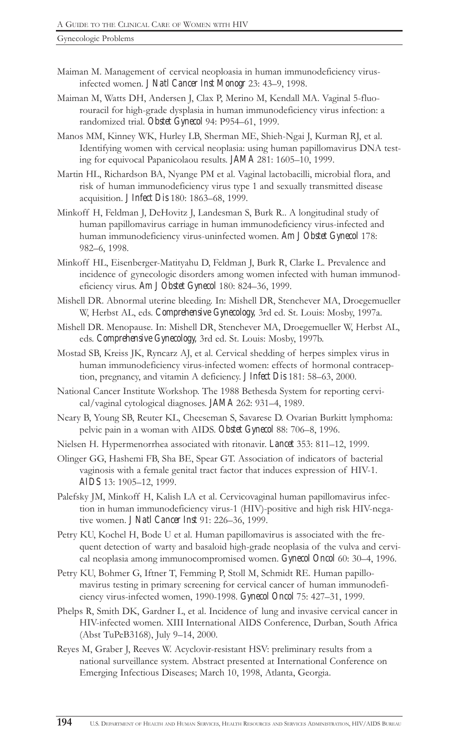Maiman M. Management of cervical neoploasia in human immunodeficiency virus-infected women. *J Natl Cancer Inst Monogr* 23: 43–9, 1998.

Maiman M, Watts DH, Andersen J, Clax P, Merino M, Kendall MA. Vaginal 5-fluorouracil for high-grade dysplasia in human immunodeficiency virus infection: a randomized trial. *Obstet Gynecol* 94: P954–61, 1999.

Manos MM, Kinney WK, Hurley LB, Sherman ME, Shieh-Ngai J, Kurman RJ, et al. Identifying women with cervical neoplasia: using human papillomavirus DNA testing for equivocal Papanicolaou results. *JAMA* 281: 1605–10, 1999.

Martin HL, Richardson BA, Nyange PM et al. Vaginal lactobacilli, microbial flora, and risk of human immunodeficiency virus type 1 and sexually transmitted disease acquisition. *J Infect Dis* 180: 1863–68, 1999.

Minkoff H, Feldman J, DeHovitz J, Landesman S, Burk R.. A longitudinal study of human papillomavirus carriage in human immunodeficiency virus-infected and human immunodeficiency virus-uninfected women. *Am J Obstet Gynecol* 178: 982–6, 1998.

Minkoff HL, Eisenberger-Matityahu D, Feldman J, Burk R, Clarke L. Prevalence and incidence of gynecologic disorders among women infected with human immunodeficiency virus. *Am J Obstet Gynecol* 180: 824–36, 1999.

Mishell DR. Abnormal uterine bleeding. In: Mishell DR, Stenchever MA, Droegemueller W, Herbst AL, eds. *Comprehensive Gynecology,* 3rd ed. St. Louis: Mosby, 1997a.

Mishell DR. Menopause. In: Mishell DR, Stenchever MA, Droegemueller W, Herbst AL, eds. *Comprehensive Gynecology,* 3rd ed. St. Louis: Mosby, 1997b.

Mostad SB, Kreiss JK, Ryncarz AJ, et al. Cervical shedding of herpes simplex virus in human immunodeficiency virus-infected women: effects of hormonal contraception, pregnancy, and vitamin A deficiency. *J Infect Dis* 181: 58–63, 2000.

National Cancer Institute Workshop. The 1988 Bethesda System for reporting cervical/vaginal cytological diagnoses. *JAMA* 262: 931–4, 1989.

Neary B, Young SB, Reuter KL, Cheeseman S, Savarese D. Ovarian Burkitt lymphoma: pelvic pain in a woman with AIDS. *Obstet Gynecol* 88: 706–8, 1996.

Nielsen H. Hypermenorrhea associated with ritonavir. *Lancet* 353: 811–12, 1999.

Olinger GG, Hashemi FB, Sha BE, Spear GT. Association of indicators of bacterial vaginosis with a female genital tract factor that induces expression of HIV-1. *AIDS* 13: 1905–12, 1999.

Palefsky JM, Minkoff H, Kalish LA et al. Cervicovaginal human papillomavirus infection in human immunodeficiency virus-1 (HIV)-positive and high risk HIV-negative women. *J Natl Cancer Inst* 91: 226–36, 1999.

Petry KU, Kochel H, Bode U et al. Human papillomavirus is associated with the frequent detection of warty and basaloid high-grade neoplasia of the vulva and cervical neoplasia among immunocompromised women. *Gynecol Oncol* 60: 30–4, 1996.

Petry KU, Bohmer G, Iftner T, Femming P, Stoll M, Schmidt RE. Human papillomavirus testing in primary screening for cervical cancer of human immunodeficiency virus-infected women, 1990-1998. *Gynecol Oncol* 75: 427–31, 1999.

Phelps R, Smith DK, Gardner L, et al. Incidence of lung and invasive cervical cancer in HIV-infected women. XIII International AIDS Conference, Durban, South Africa (Abst TuPeB3168), July 9–14, 2000.

Reyes M, Graber J, Reeves W. Acyclovir-resistant HSV: preliminary results from a national surveillance system. Abstract presented at International Conference on Emerging Infectious Diseases; March 10, 1998, Atlanta, Georgia.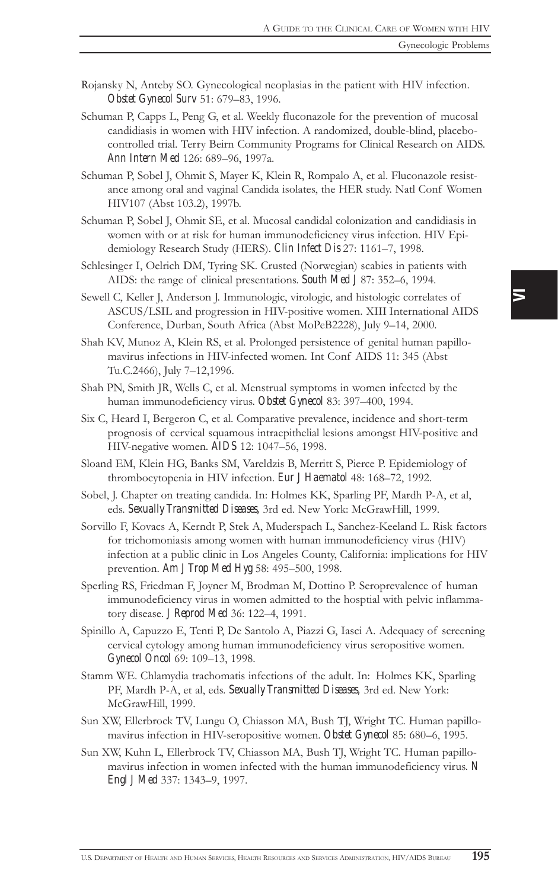Rojansky N, Anteby SO. Gynecological neoplasias in the patient with HIV infection. *Obstet Gynecol Surv* 51: 679–83, 1996.

Schuman P, Capps L, Peng G, et al. Weekly fluconazole for the prevention of mucosal candidiasis in women with HIV infection. A randomized, double-blind, placebo-controlled trial. Terry Beirn Community Programs for Clinical Research on AIDS. *Ann Intern Med* 126: 689–96, 1997a.

Schuman P, Sobel J, Ohmit S, Mayer K, Klein R, Rompalo A, et al. Fluconazole resistance among oral and vaginal Candida isolates, the HER study. Natl Conf Women HIV107 (Abst 103.2), 1997b.

Schuman P, Sobel J, Ohmit SE, et al. Mucosal candidal colonization and candidiasis in women with or at risk for human immunodeficiency virus infection. HIV Epidemiology Research Study (HERS). *Clin Infect Dis* 27: 1161–7, 1998.

Schlesinger I, Oelrich DM, Tyring SK. Crusted (Norwegian) scabies in patients with AIDS: the range of clinical presentations. *South Med J* 87: 352–6, 1994.

Sewell C, Keller J, Anderson J. Immunologic, virologic, and histologic correlates of ASCUS/LSIL and progression in HIV-positive women. XIII International AIDS Conference, Durban, South Africa (Abst MoPeB2228), July 9–14, 2000.

Shah KV, Munoz A, Klein RS, et al. Prolonged persistence of genital human papillomavirus infections in HIV-infected women. Int Conf AIDS 11: 345 (Abst Tu.C.2466), July 7–12,1996.

Shah PN, Smith JR, Wells C, et al. Menstrual symptoms in women infected by the human immunodeficiency virus. *Obstet Gynecol* 83: 397–400, 1994.

Six C, Heard I, Bergeron C, et al. Comparative prevalence, incidence and short-term prognosis of cervical squamous intraepithelial lesions amongst HIV-positive and HIV-negative women. *AIDS* 12: 1047–56, 1998.

Sloand EM, Klein HG, Banks SM, Vareldzis B, Merritt S, Pierce P. Epidemiology of thrombocytopenia in HIV infection. *Eur J Haematol* 48: 168–72, 1992.

Sobel, J. Chapter on treating candida. In: Holmes KK, Sparling PF, Mardh P-A, et al, eds. *Sexually Transmitted Diseases*, 3rd ed. New York: McGrawHill, 1999.

Sorvillo F, Kovacs A, Kerndt P, Stek A, Muderspach L, Sanchez-Keeland L. Risk factors for trichomoniasis among women with human immunodeficiency virus (HIV) infection at a public clinic in Los Angeles County, California: implications for HIV prevention. *Am J Trop Med Hyg* 58: 495–500, 1998.

Sperling RS, Friedman F, Joyner M, Brodman M, Dottino P. Seroprevalence of human immunodeficiency virus in women admitted to the hosptial with pelvic inflammatory disease. *J Reprod Med* 36: 122–4, 1991.

Spinillo A, Capuzzo E, Tenti P, De Santolo A, Piazzi G, Iasci A. Adequacy of screening cervical cytology among human immunodeficiency virus seropositive women. *Gynecol Oncol* 69: 109–13, 1998.

Stamm WE. Chlamydia trachomatis infections of the adult. In: Holmes KK, Sparling PF, Mardh P-A, et al, eds. *Sexually Transmitted Diseases*, 3rd ed. New York: McGrawHill, 1999.

Sun XW, Ellerbrock TV, Lungu O, Chiasson MA, Bush TJ, Wright TC. Human papillomavirus infection in HIV-seropositive women. *Obstet Gynecol* 85: 680–6, 1995.

Sun XW, Kuhn L, Ellerbrock TV, Chiasson MA, Bush TJ, Wright TC. Human papillomavirus infection in women infected with the human immunodeficiency virus. *N Engl J Med* 337: 1343–9, 1997.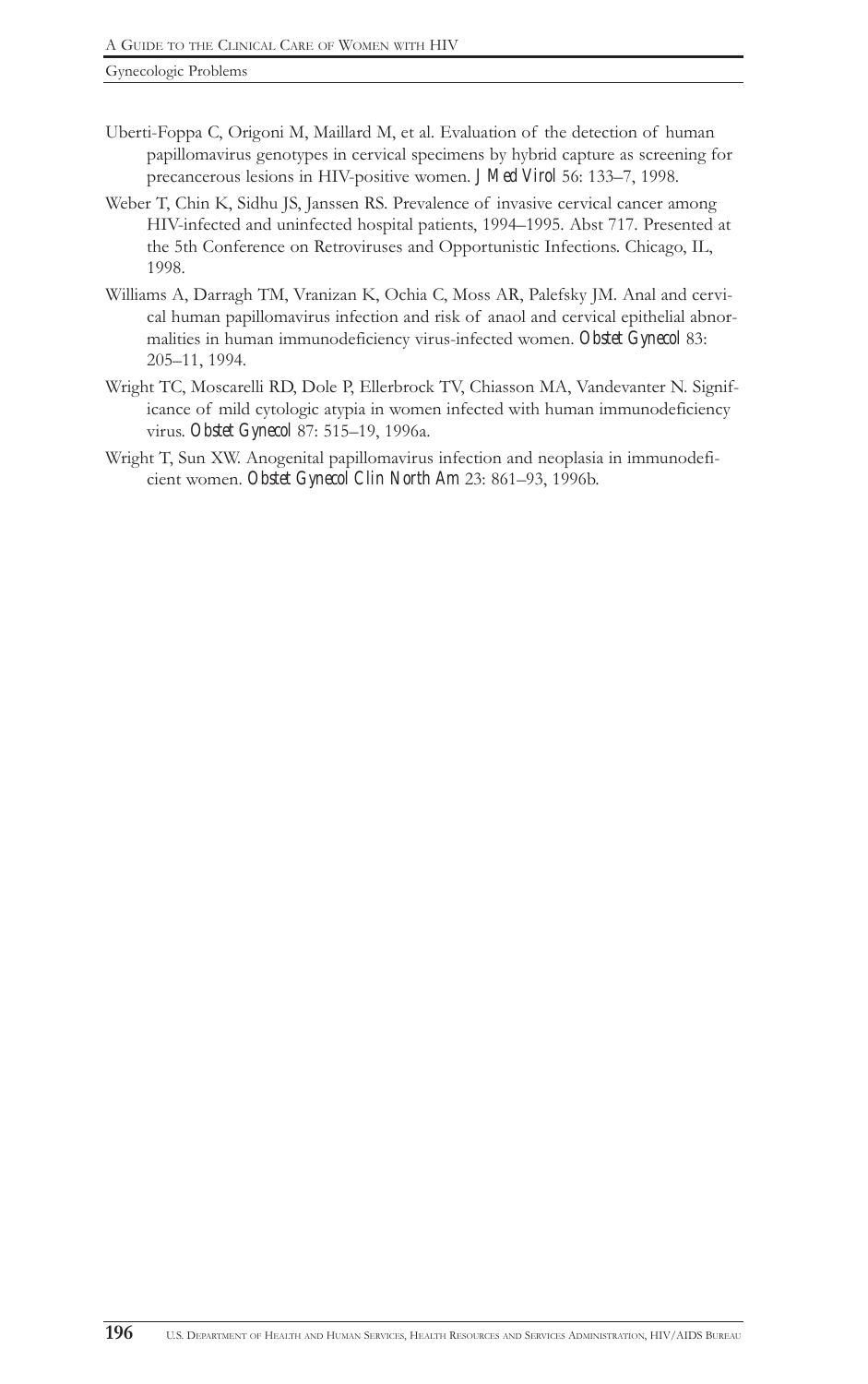Uberti-Foppa C, Origoni M, Maillard M, et al. Evaluation of the detection of human papillomavirus genotypes in cervical specimens by hybrid capture as screening for precancerous lesions in HIV-positive women. *J Med Virol* 56: 133–7, 1998.

Weber T, Chin K, Sidhu JS, Janssen RS. Prevalence of invasive cervical cancer among HIV-infected and uninfected hospital patients, 1994–1995. Abst 717. Presented at the 5th Conference on Retroviruses and Opportunistic Infections. Chicago, IL, 1998.

Williams A, Darragh TM, Vranizan K, Ochia C, Moss AR, Palefsky JM. Anal and cervical human papillomavirus infection and risk of anaol and cervical epithelial abnormalities in human immunodeficiency virus-infected women. *Obstet Gynecol* 83: 205–11, 1994.

Wright TC, Moscarelli RD, Dole P, Ellerbrock TV, Chiasson MA, Vandevanter N. Significance of mild cytologic atypia in women infected with human immunodeficiency virus. *Obstet Gynecol* 87: 515–19, 1996a.

Wright T, Sun XW. Anogenital papillomavirus infection and neoplasia in immunodeficient women. *Obstet Gynecol Clin North Am* 23: 861–93, 1996b.